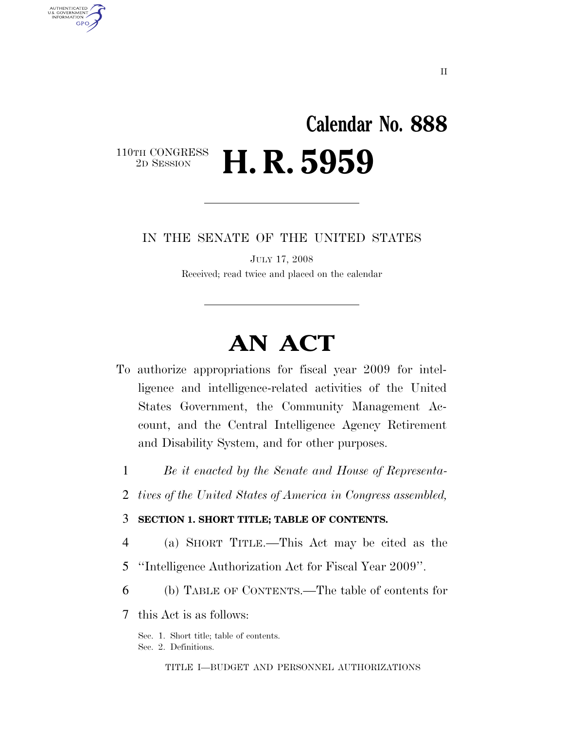# Calendar No. 888

110TH CONGRESS
2D SESSION

# H. R. 5959

IN THE SENATE OF THE UNITED STATES

JULY 17, 2008

Received; read twice and placed on the calendar

# AN ACT

To authorize appropriations for fiscal year 2009 for intelligence and intelligence-related activities of the United States Government, the Community Management Account, and the Central Intelligence Agency Retirement and Disability System, and for other purposes.

1 *Be it enacted by the Senate and House of Representa-*
2 *tives of the United States of America in Congress assembled,*

3 **SECTION 1. SHORT TITLE; TABLE OF CONTENTS.**

4 (a) SHORT TITLE.—This Act may be cited as the
5 ''Intelligence Authorization Act for Fiscal Year 2009''.

6 (b) TABLE OF CONTENTS.—The table of contents for
7 this Act is as follows:

Sec. 1. Short title; table of contents.
Sec. 2. Definitions.

TITLE I—BUDGET AND PERSONNEL AUTHORIZATIONS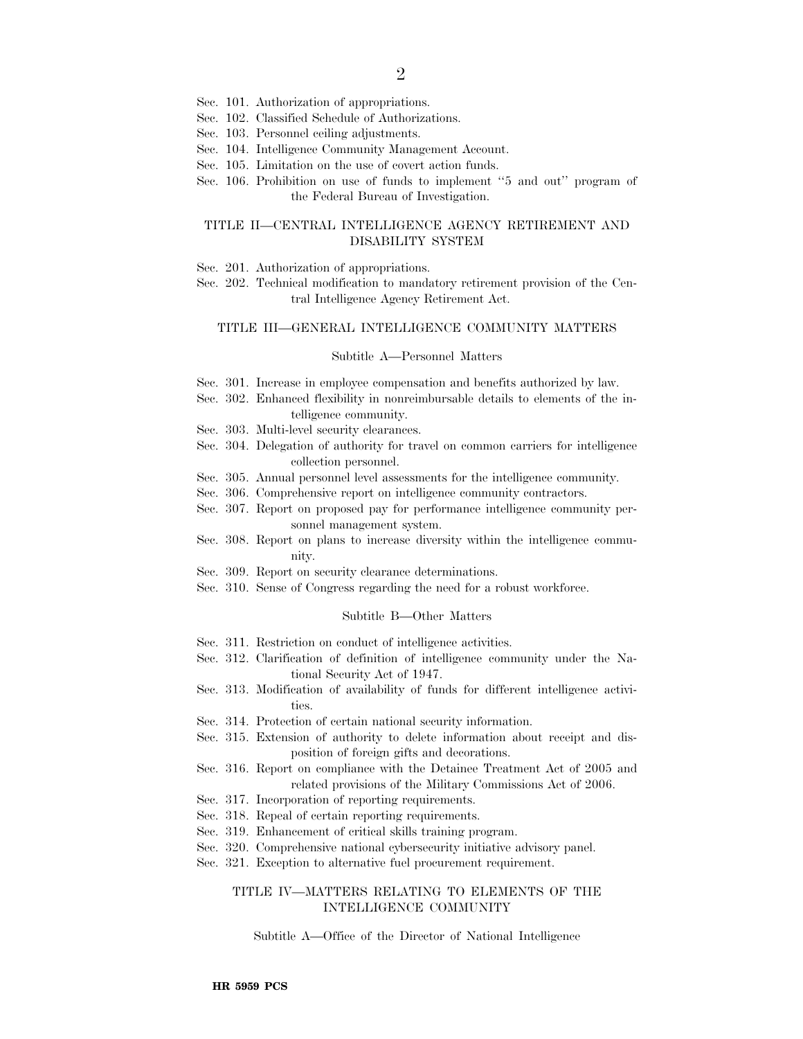Sec. 101. Authorization of appropriations.
Sec. 102. Classified Schedule of Authorizations.
Sec. 103. Personnel ceiling adjustments.
Sec. 104. Intelligence Community Management Account.
Sec. 105. Limitation on the use of covert action funds.
Sec. 106. Prohibition on use of funds to implement ''5 and out'' program of the Federal Bureau of Investigation.

## TITLE II—CENTRAL INTELLIGENCE AGENCY RETIREMENT AND DISABILITY SYSTEM

Sec. 201. Authorization of appropriations.
Sec. 202. Technical modification to mandatory retirement provision of the Central Intelligence Agency Retirement Act.

## TITLE III—GENERAL INTELLIGENCE COMMUNITY MATTERS

### Subtitle A—Personnel Matters

Sec. 301. Increase in employee compensation and benefits authorized by law.
Sec. 302. Enhanced flexibility in nonreimbursable details to elements of the intelligence community.
Sec. 303. Multi-level security clearances.
Sec. 304. Delegation of authority for travel on common carriers for intelligence collection personnel.
Sec. 305. Annual personnel level assessments for the intelligence community.
Sec. 306. Comprehensive report on intelligence community contractors.
Sec. 307. Report on proposed pay for performance intelligence community personnel management system.
Sec. 308. Report on plans to increase diversity within the intelligence community.
Sec. 309. Report on security clearance determinations.
Sec. 310. Sense of Congress regarding the need for a robust workforce.

### Subtitle B—Other Matters

Sec. 311. Restriction on conduct of intelligence activities.
Sec. 312. Clarification of definition of intelligence community under the National Security Act of 1947.
Sec. 313. Modification of availability of funds for different intelligence activities.
Sec. 314. Protection of certain national security information.
Sec. 315. Extension of authority to delete information about receipt and disposition of foreign gifts and decorations.
Sec. 316. Report on compliance with the Detainee Treatment Act of 2005 and related provisions of the Military Commissions Act of 2006.
Sec. 317. Incorporation of reporting requirements.
Sec. 318. Repeal of certain reporting requirements.
Sec. 319. Enhancement of critical skills training program.
Sec. 320. Comprehensive national cybersecurity initiative advisory panel.
Sec. 321. Exception to alternative fuel procurement requirement.

## TITLE IV—MATTERS RELATING TO ELEMENTS OF THE INTELLIGENCE COMMUNITY

### Subtitle A—Office of the Director of National Intelligence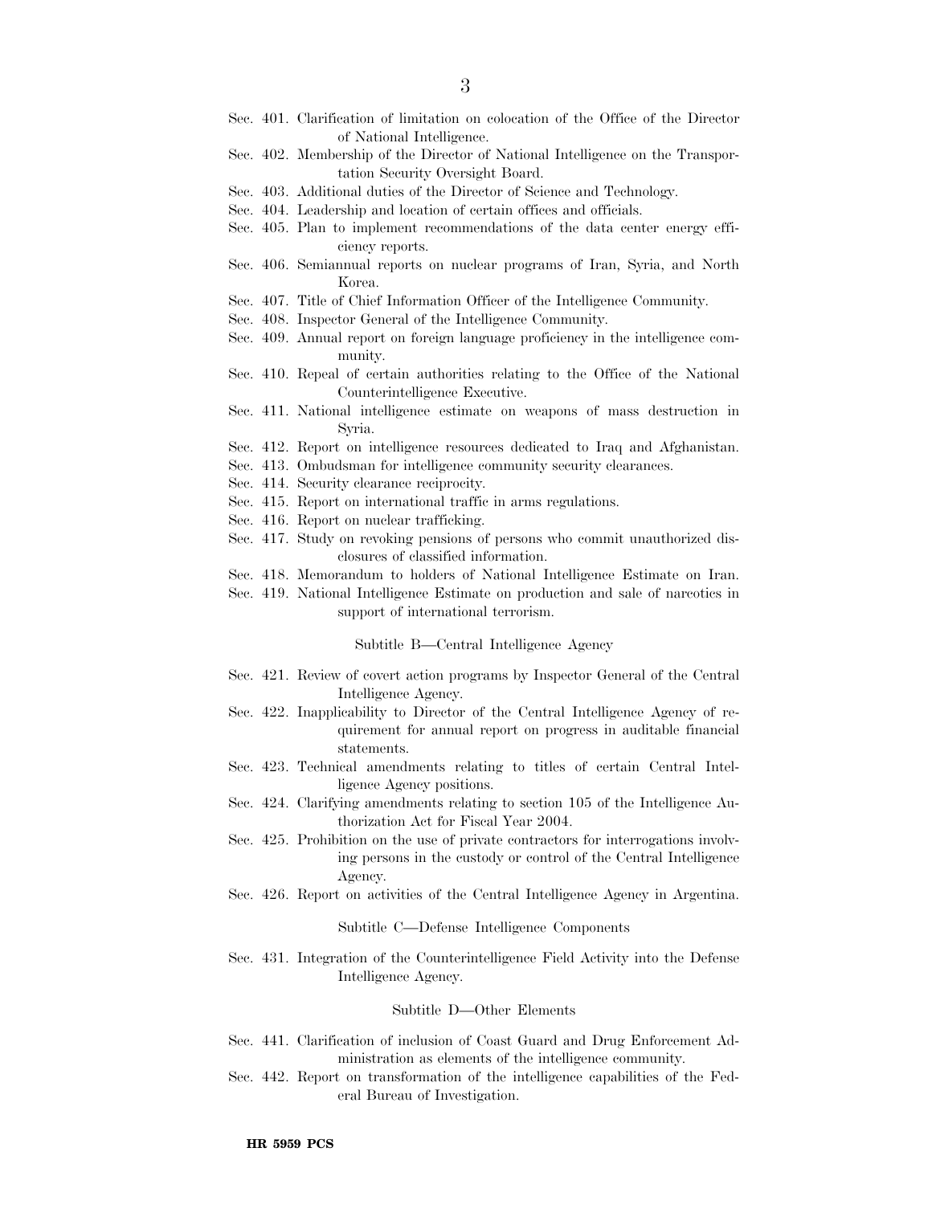Sec. 401. Clarification of limitation on colocation of the Office of the Director of National Intelligence.

Sec. 402. Membership of the Director of National Intelligence on the Transportation Security Oversight Board.

Sec. 403. Additional duties of the Director of Science and Technology.

Sec. 404. Leadership and location of certain offices and officials.

Sec. 405. Plan to implement recommendations of the data center energy efficiency reports.

Sec. 406. Semiannual reports on nuclear programs of Iran, Syria, and North Korea.

Sec. 407. Title of Chief Information Officer of the Intelligence Community.

Sec. 408. Inspector General of the Intelligence Community.

Sec. 409. Annual report on foreign language proficiency in the intelligence community.

Sec. 410. Repeal of certain authorities relating to the Office of the National Counterintelligence Executive.

Sec. 411. National intelligence estimate on weapons of mass destruction in Syria.

Sec. 412. Report on intelligence resources dedicated to Iraq and Afghanistan.

Sec. 413. Ombudsman for intelligence community security clearances.

Sec. 414. Security clearance reciprocity.

Sec. 415. Report on international traffic in arms regulations.

Sec. 416. Report on nuclear trafficking.

Sec. 417. Study on revoking pensions of persons who commit unauthorized disclosures of classified information.

Sec. 418. Memorandum to holders of National Intelligence Estimate on Iran.

Sec. 419. National Intelligence Estimate on production and sale of narcotics in support of international terrorism.

Subtitle B—Central Intelligence Agency

Sec. 421. Review of covert action programs by Inspector General of the Central Intelligence Agency.

Sec. 422. Inapplicability to Director of the Central Intelligence Agency of requirement for annual report on progress in auditable financial statements.

Sec. 423. Technical amendments relating to titles of certain Central Intelligence Agency positions.

Sec. 424. Clarifying amendments relating to section 105 of the Intelligence Authorization Act for Fiscal Year 2004.

Sec. 425. Prohibition on the use of private contractors for interrogations involving persons in the custody or control of the Central Intelligence Agency.

Sec. 426. Report on activities of the Central Intelligence Agency in Argentina.

Subtitle C—Defense Intelligence Components

Sec. 431. Integration of the Counterintelligence Field Activity into the Defense Intelligence Agency.

Subtitle D—Other Elements

Sec. 441. Clarification of inclusion of Coast Guard and Drug Enforcement Administration as elements of the intelligence community.

Sec. 442. Report on transformation of the intelligence capabilities of the Federal Bureau of Investigation.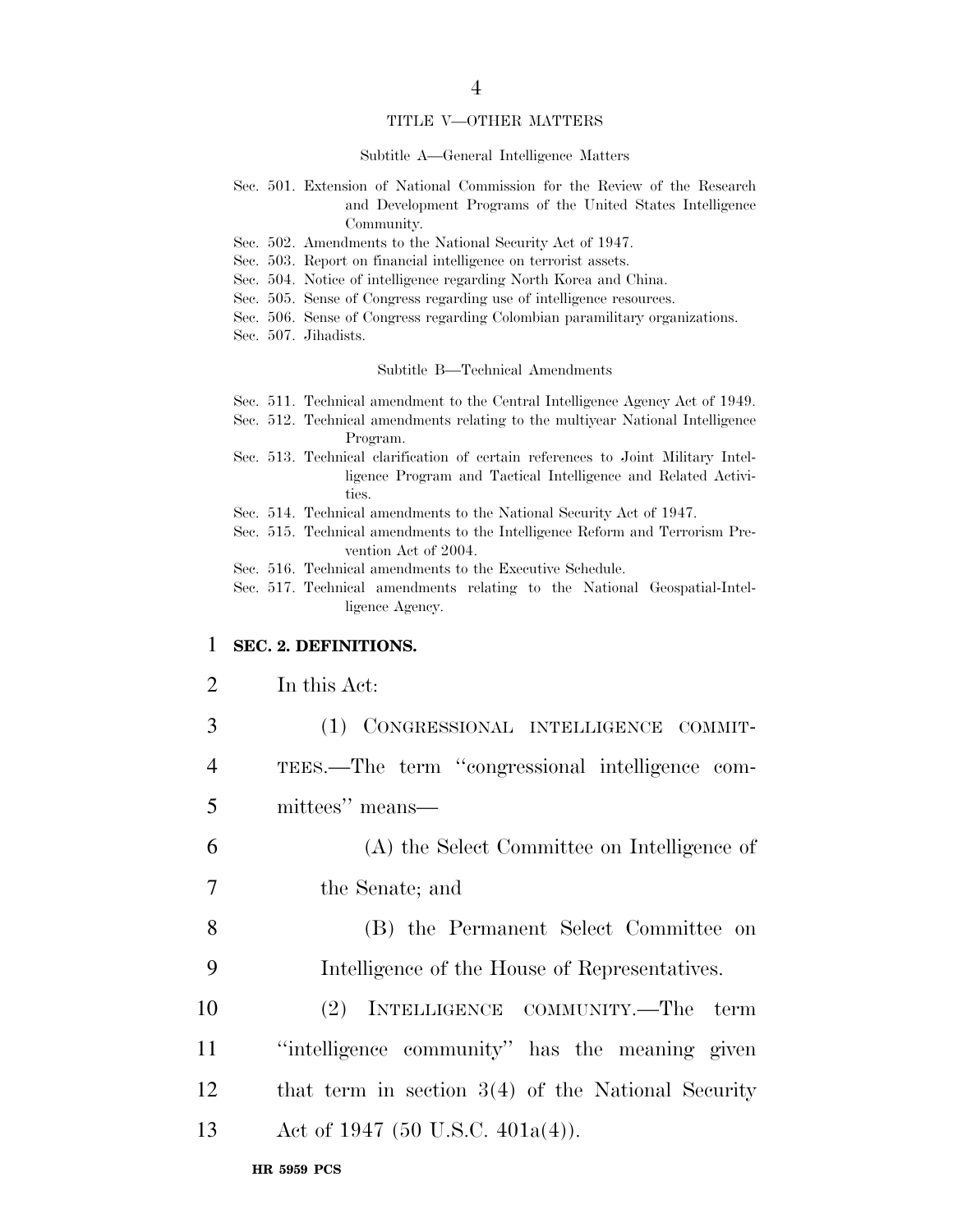TITLE V—OTHER MATTERS

Subtitle A—General Intelligence Matters

Sec. 501. Extension of National Commission for the Review of the Research and Development Programs of the United States Intelligence Community.
Sec. 502. Amendments to the National Security Act of 1947.
Sec. 503. Report on financial intelligence on terrorist assets.
Sec. 504. Notice of intelligence regarding North Korea and China.
Sec. 505. Sense of Congress regarding use of intelligence resources.
Sec. 506. Sense of Congress regarding Colombian paramilitary organizations.
Sec. 507. Jihadists.

Subtitle B—Technical Amendments

Sec. 511. Technical amendment to the Central Intelligence Agency Act of 1949.
Sec. 512. Technical amendments relating to the multiyear National Intelligence Program.
Sec. 513. Technical clarification of certain references to Joint Military Intelligence Program and Tactical Intelligence and Related Activities.
Sec. 514. Technical amendments to the National Security Act of 1947.
Sec. 515. Technical amendments to the Intelligence Reform and Terrorism Prevention Act of 2004.
Sec. 516. Technical amendments to the Executive Schedule.
Sec. 517. Technical amendments relating to the National Geospatial-Intelligence Agency.

**SEC. 2. DEFINITIONS.**

In this Act:

(1) CONGRESSIONAL INTELLIGENCE COMMITTEES.—The term "congressional intelligence committees" means—

(A) the Select Committee on Intelligence of the Senate; and

(B) the Permanent Select Committee on Intelligence of the House of Representatives.

(2) INTELLIGENCE COMMUNITY.—The term "intelligence community" has the meaning given that term in section 3(4) of the National Security Act of 1947 (50 U.S.C. 401a(4)).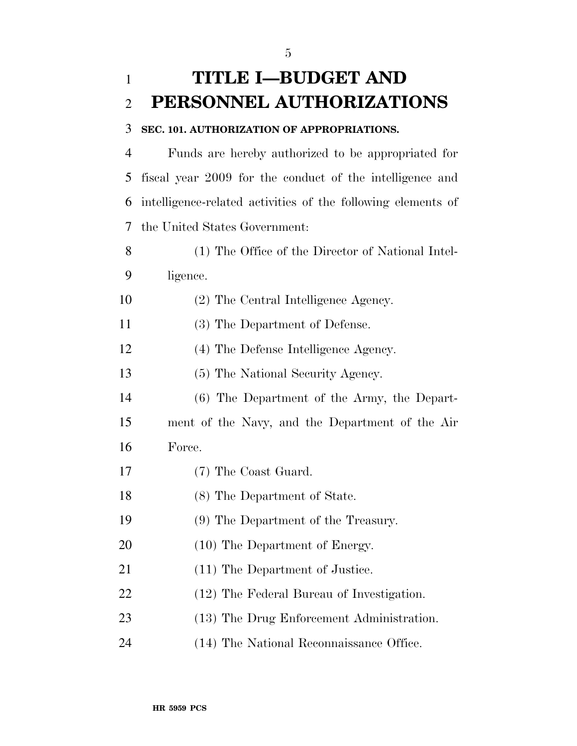# TITLE I—BUDGET AND PERSONNEL AUTHORIZATIONS

**SEC. 101. AUTHORIZATION OF APPROPRIATIONS.**

Funds are hereby authorized to be appropriated for fiscal year 2009 for the conduct of the intelligence and intelligence-related activities of the following elements of the United States Government:

(1) The Office of the Director of National Intelligence.

(2) The Central Intelligence Agency.

(3) The Department of Defense.

(4) The Defense Intelligence Agency.

(5) The National Security Agency.

(6) The Department of the Army, the Department of the Navy, and the Department of the Air Force.

(7) The Coast Guard.

(8) The Department of State.

(9) The Department of the Treasury.

(10) The Department of Energy.

(11) The Department of Justice.

(12) The Federal Bureau of Investigation.

(13) The Drug Enforcement Administration.

(14) The National Reconnaissance Office.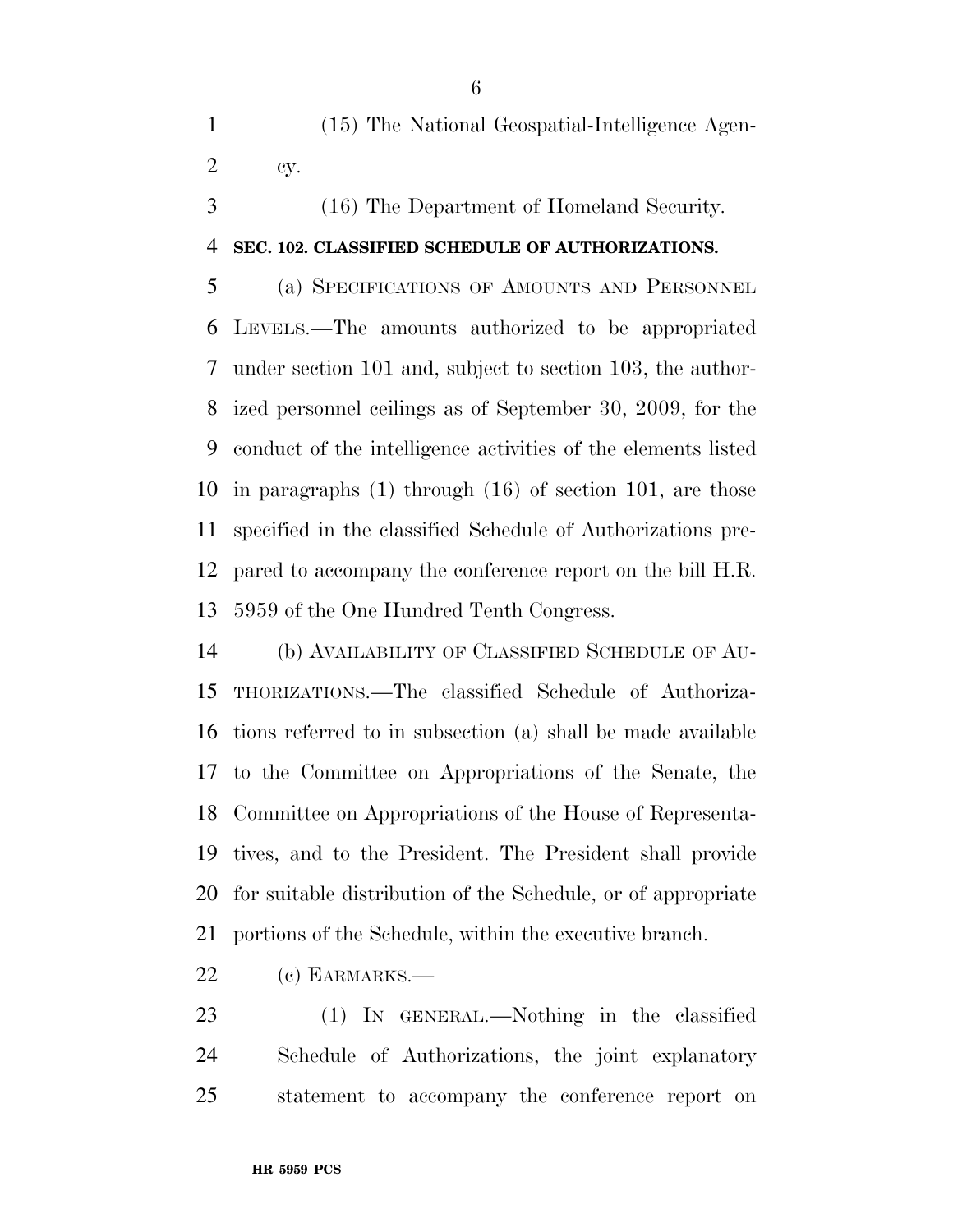(15) The National Geospatial-Intelligence Agency.

(16) The Department of Homeland Security.

**SEC. 102. CLASSIFIED SCHEDULE OF AUTHORIZATIONS.**

(a) SPECIFICATIONS OF AMOUNTS AND PERSONNEL LEVELS.—The amounts authorized to be appropriated under section 101 and, subject to section 103, the authorized personnel ceilings as of September 30, 2009, for the conduct of the intelligence activities of the elements listed in paragraphs (1) through (16) of section 101, are those specified in the classified Schedule of Authorizations prepared to accompany the conference report on the bill H.R. 5959 of the One Hundred Tenth Congress.

(b) AVAILABILITY OF CLASSIFIED SCHEDULE OF AUTHORIZATIONS.—The classified Schedule of Authorizations referred to in subsection (a) shall be made available to the Committee on Appropriations of the Senate, the Committee on Appropriations of the House of Representatives, and to the President. The President shall provide for suitable distribution of the Schedule, or of appropriate portions of the Schedule, within the executive branch.

(c) EARMARKS.—

(1) IN GENERAL.—Nothing in the classified Schedule of Authorizations, the joint explanatory statement to accompany the conference report on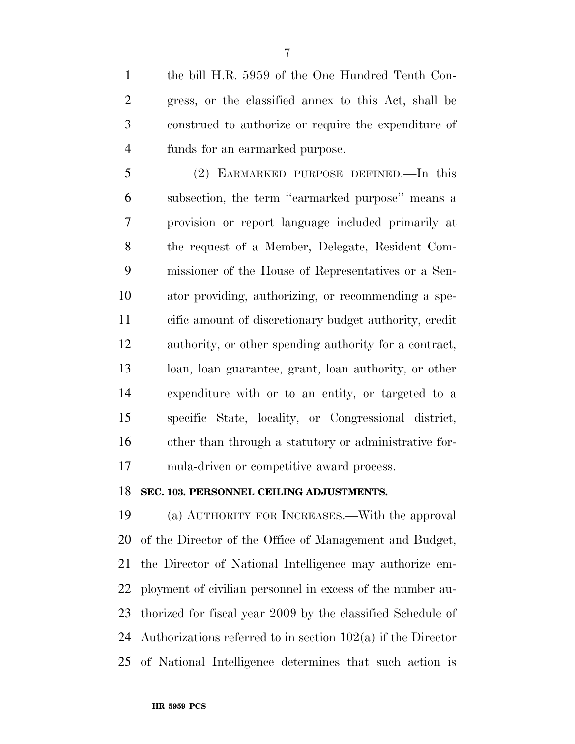the bill H.R. 5959 of the One Hundred Tenth Congress, or the classified annex to this Act, shall be construed to authorize or require the expenditure of funds for an earmarked purpose.

(2) EARMARKED PURPOSE DEFINED.—In this subsection, the term ''earmarked purpose'' means a provision or report language included primarily at the request of a Member, Delegate, Resident Commissioner of the House of Representatives or a Senator providing, authorizing, or recommending a specific amount of discretionary budget authority, credit authority, or other spending authority for a contract, loan, loan guarantee, grant, loan authority, or other expenditure with or to an entity, or targeted to a specific State, locality, or Congressional district, other than through a statutory or administrative formula-driven or competitive award process.

**SEC. 103. PERSONNEL CEILING ADJUSTMENTS.**

(a) AUTHORITY FOR INCREASES.—With the approval of the Director of the Office of Management and Budget, the Director of National Intelligence may authorize employment of civilian personnel in excess of the number authorized for fiscal year 2009 by the classified Schedule of Authorizations referred to in section 102(a) if the Director of National Intelligence determines that such action is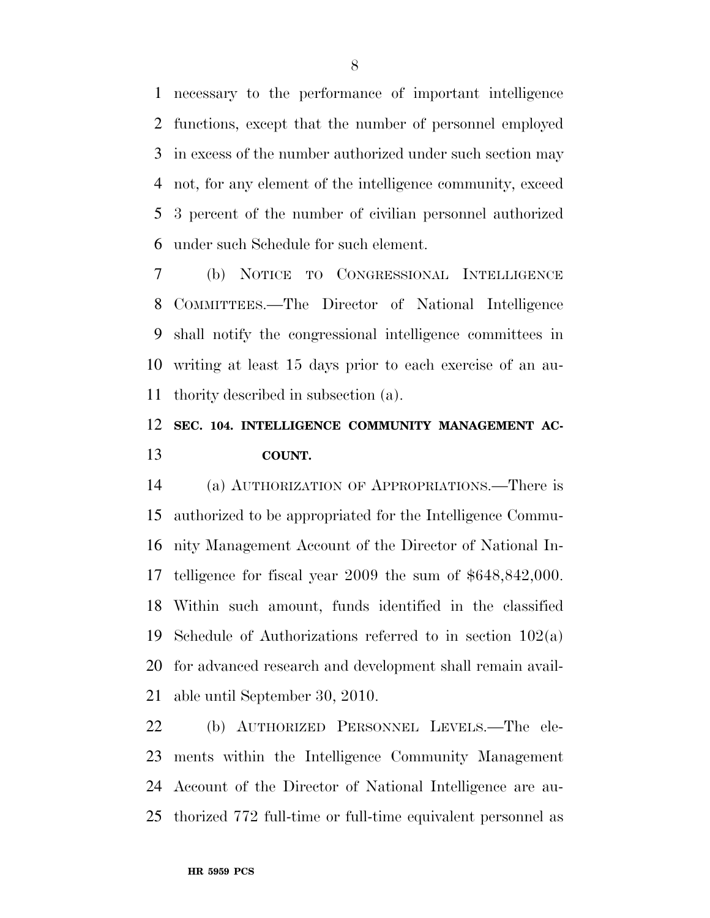necessary to the performance of important intelligence functions, except that the number of personnel employed in excess of the number authorized under such section may not, for any element of the intelligence community, exceed 3 percent of the number of civilian personnel authorized under such Schedule for such element.

(b) NOTICE TO CONGRESSIONAL INTELLIGENCE COMMITTEES.—The Director of National Intelligence shall notify the congressional intelligence committees in writing at least 15 days prior to each exercise of an authority described in subsection (a).

## SEC. 104. INTELLIGENCE COMMUNITY MANAGEMENT ACCOUNT.

(a) AUTHORIZATION OF APPROPRIATIONS.—There is authorized to be appropriated for the Intelligence Community Management Account of the Director of National Intelligence for fiscal year 2009 the sum of $648,842,000. Within such amount, funds identified in the classified Schedule of Authorizations referred to in section 102(a) for advanced research and development shall remain available until September 30, 2010.

(b) AUTHORIZED PERSONNEL LEVELS.—The elements within the Intelligence Community Management Account of the Director of National Intelligence are authorized 772 full-time or full-time equivalent personnel as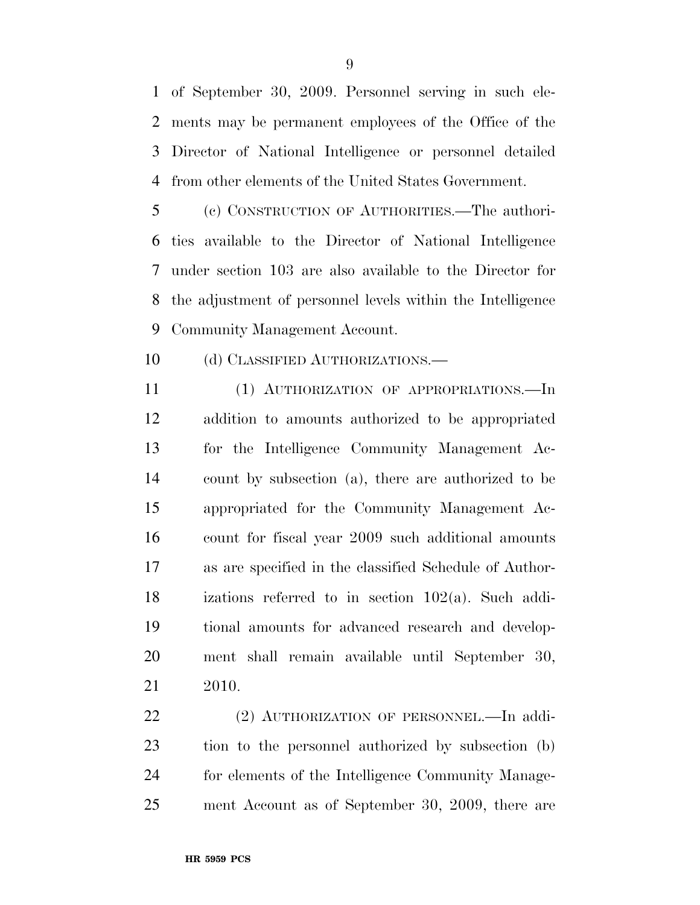of September 30, 2009. Personnel serving in such elements may be permanent employees of the Office of the Director of National Intelligence or personnel detailed from other elements of the United States Government.

(c) CONSTRUCTION OF AUTHORITIES.—The authorities available to the Director of National Intelligence under section 103 are also available to the Director for the adjustment of personnel levels within the Intelligence Community Management Account.

(d) CLASSIFIED AUTHORIZATIONS.—

(1) AUTHORIZATION OF APPROPRIATIONS.—In addition to amounts authorized to be appropriated for the Intelligence Community Management Account by subsection (a), there are authorized to be appropriated for the Community Management Account for fiscal year 2009 such additional amounts as are specified in the classified Schedule of Authorizations referred to in section 102(a). Such additional amounts for advanced research and development shall remain available until September 30, 2010.

(2) AUTHORIZATION OF PERSONNEL.—In addition to the personnel authorized by subsection (b) for elements of the Intelligence Community Management Account as of September 30, 2009, there are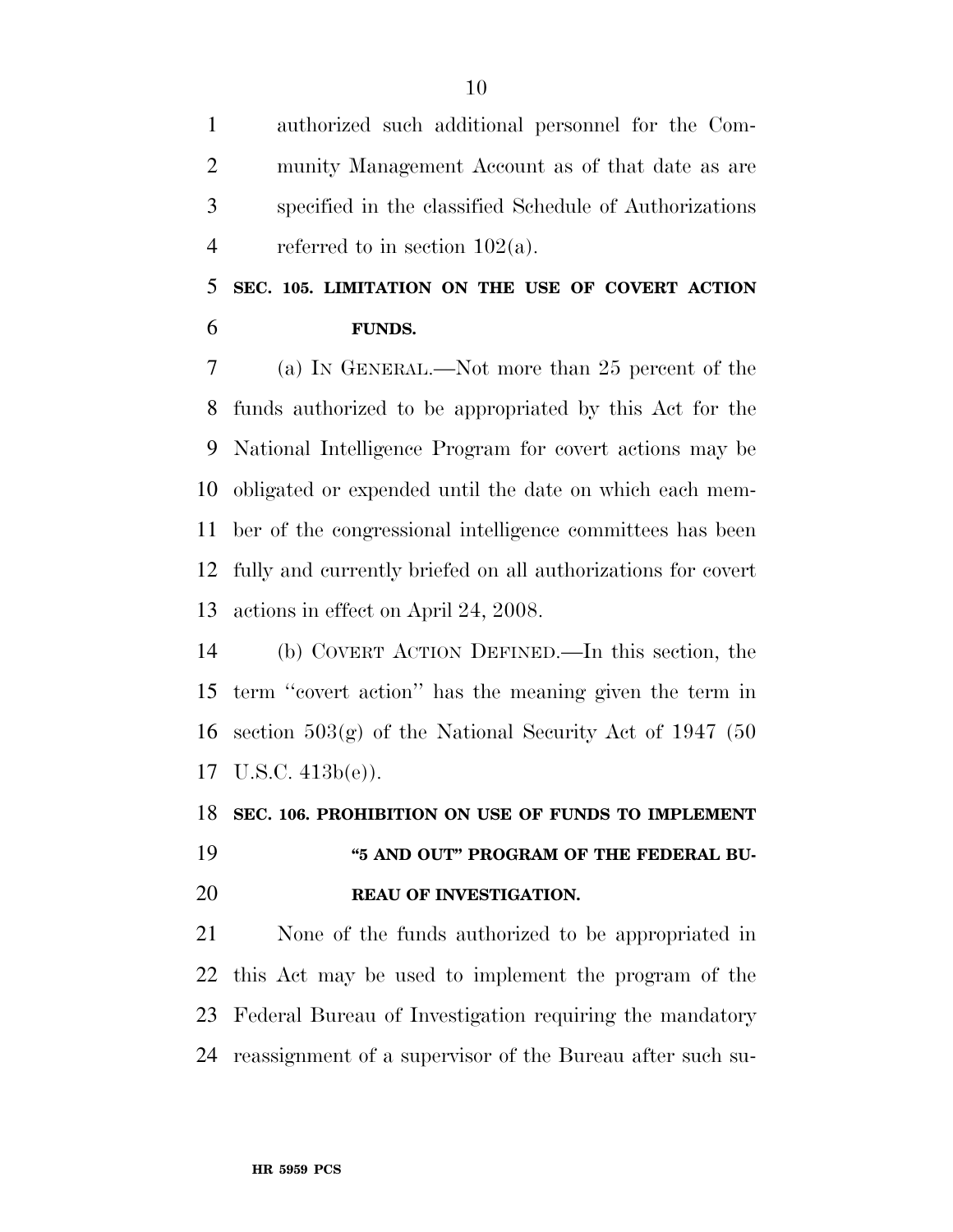authorized such additional personnel for the Community Management Account as of that date as are specified in the classified Schedule of Authorizations referred to in section 102(a).

## SEC. 105. LIMITATION ON THE USE OF COVERT ACTION FUNDS.

(a) IN GENERAL.—Not more than 25 percent of the funds authorized to be appropriated by this Act for the National Intelligence Program for covert actions may be obligated or expended until the date on which each member of the congressional intelligence committees has been fully and currently briefed on all authorizations for covert actions in effect on April 24, 2008.

(b) COVERT ACTION DEFINED.—In this section, the term ''covert action'' has the meaning given the term in section 503(g) of the National Security Act of 1947 (50 U.S.C. 413b(e)).

## SEC. 106. PROHIBITION ON USE OF FUNDS TO IMPLEMENT "5 AND OUT" PROGRAM OF THE FEDERAL BUREAU OF INVESTIGATION.

None of the funds authorized to be appropriated in this Act may be used to implement the program of the Federal Bureau of Investigation requiring the mandatory reassignment of a supervisor of the Bureau after such su-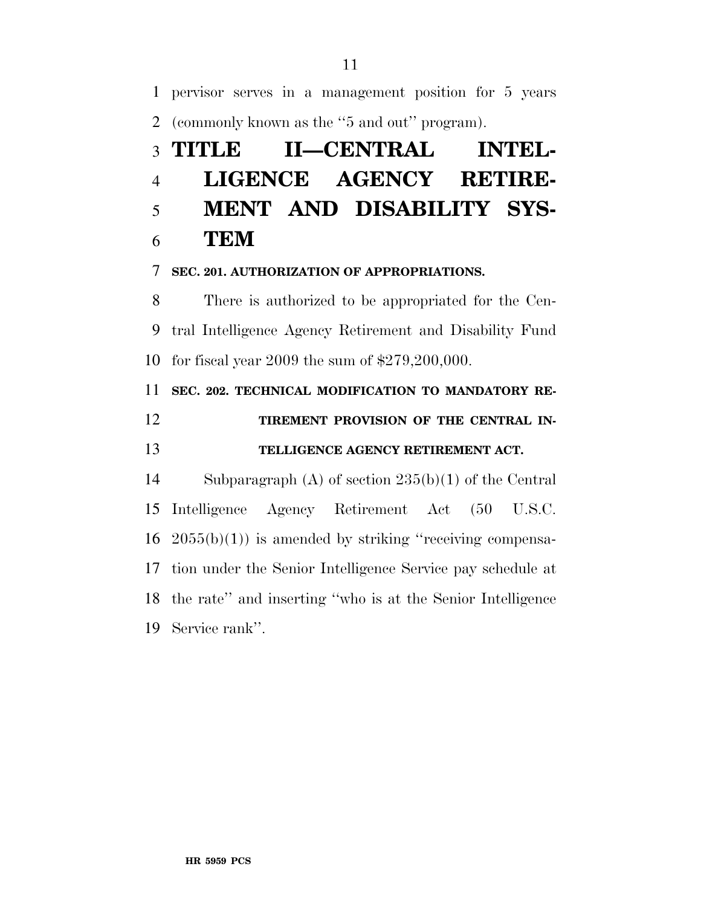pervisor serves in a management position for 5 years (commonly known as the ''5 and out'' program).

# TITLE II—CENTRAL INTELLIGENCE AGENCY RETIREMENT AND DISABILITY SYSTEM

### SEC. 201. AUTHORIZATION OF APPROPRIATIONS.

There is authorized to be appropriated for the Central Intelligence Agency Retirement and Disability Fund for fiscal year 2009 the sum of $279,200,000.

### SEC. 202. TECHNICAL MODIFICATION TO MANDATORY RETIREMENT PROVISION OF THE CENTRAL INTELLIGENCE AGENCY RETIREMENT ACT.

Subparagraph (A) of section 235(b)(1) of the Central Intelligence Agency Retirement Act (50 U.S.C. 2055(b)(1)) is amended by striking ''receiving compensation under the Senior Intelligence Service pay schedule at the rate'' and inserting ''who is at the Senior Intelligence Service rank''.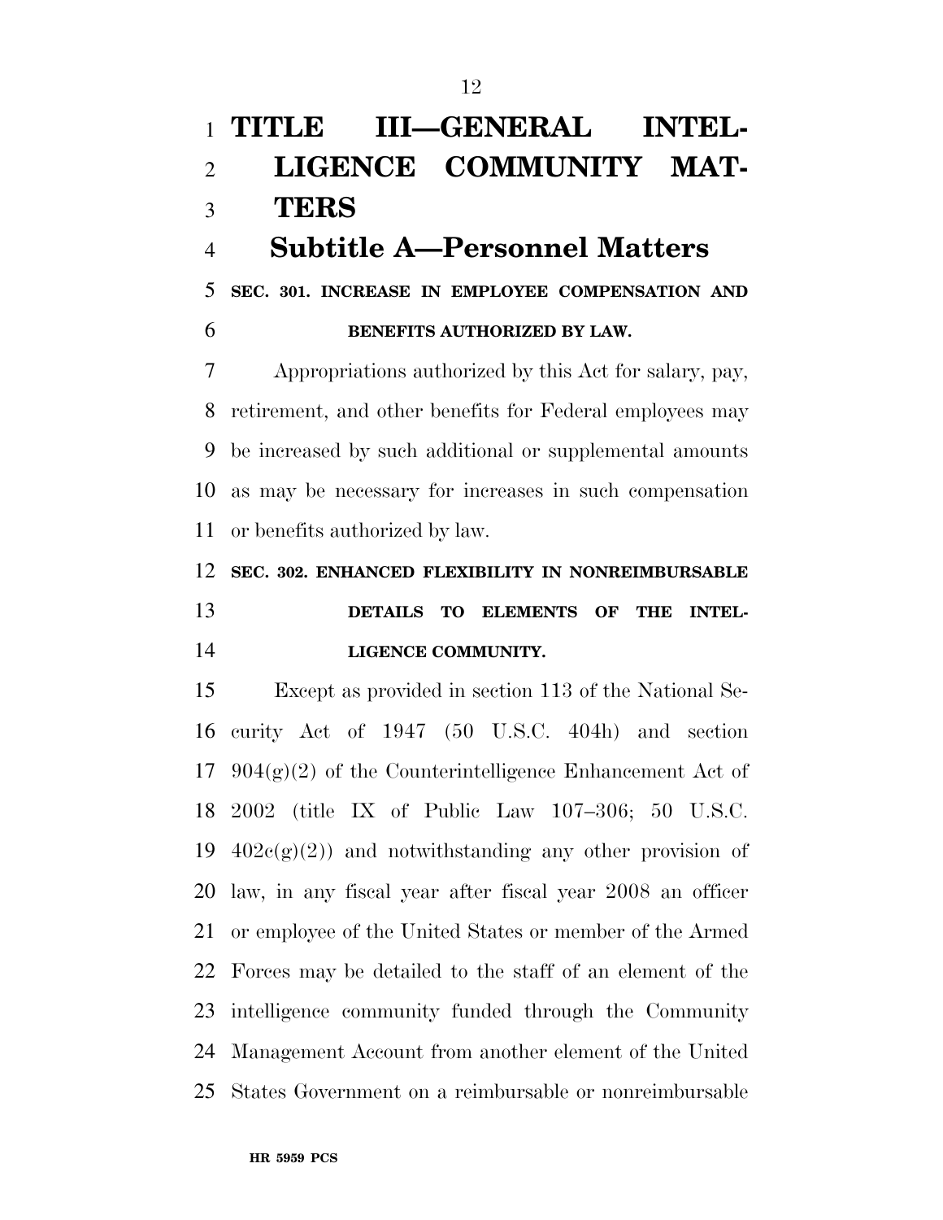# TITLE III—GENERAL INTELLIGENCE COMMUNITY MATTERS

## Subtitle A—Personnel Matters

### SEC. 301. INCREASE IN EMPLOYEE COMPENSATION AND BENEFITS AUTHORIZED BY LAW.

Appropriations authorized by this Act for salary, pay, retirement, and other benefits for Federal employees may be increased by such additional or supplemental amounts as may be necessary for increases in such compensation or benefits authorized by law.

### SEC. 302. ENHANCED FLEXIBILITY IN NONREIMBURSABLE DETAILS TO ELEMENTS OF THE INTELLIGENCE COMMUNITY.

Except as provided in section 113 of the National Security Act of 1947 (50 U.S.C. 404h) and section 904(g)(2) of the Counterintelligence Enhancement Act of 2002 (title IX of Public Law 107–306; 50 U.S.C. 402c(g)(2)) and notwithstanding any other provision of law, in any fiscal year after fiscal year 2008 an officer or employee of the United States or member of the Armed Forces may be detailed to the staff of an element of the intelligence community funded through the Community Management Account from another element of the United States Government on a reimbursable or nonreimbursable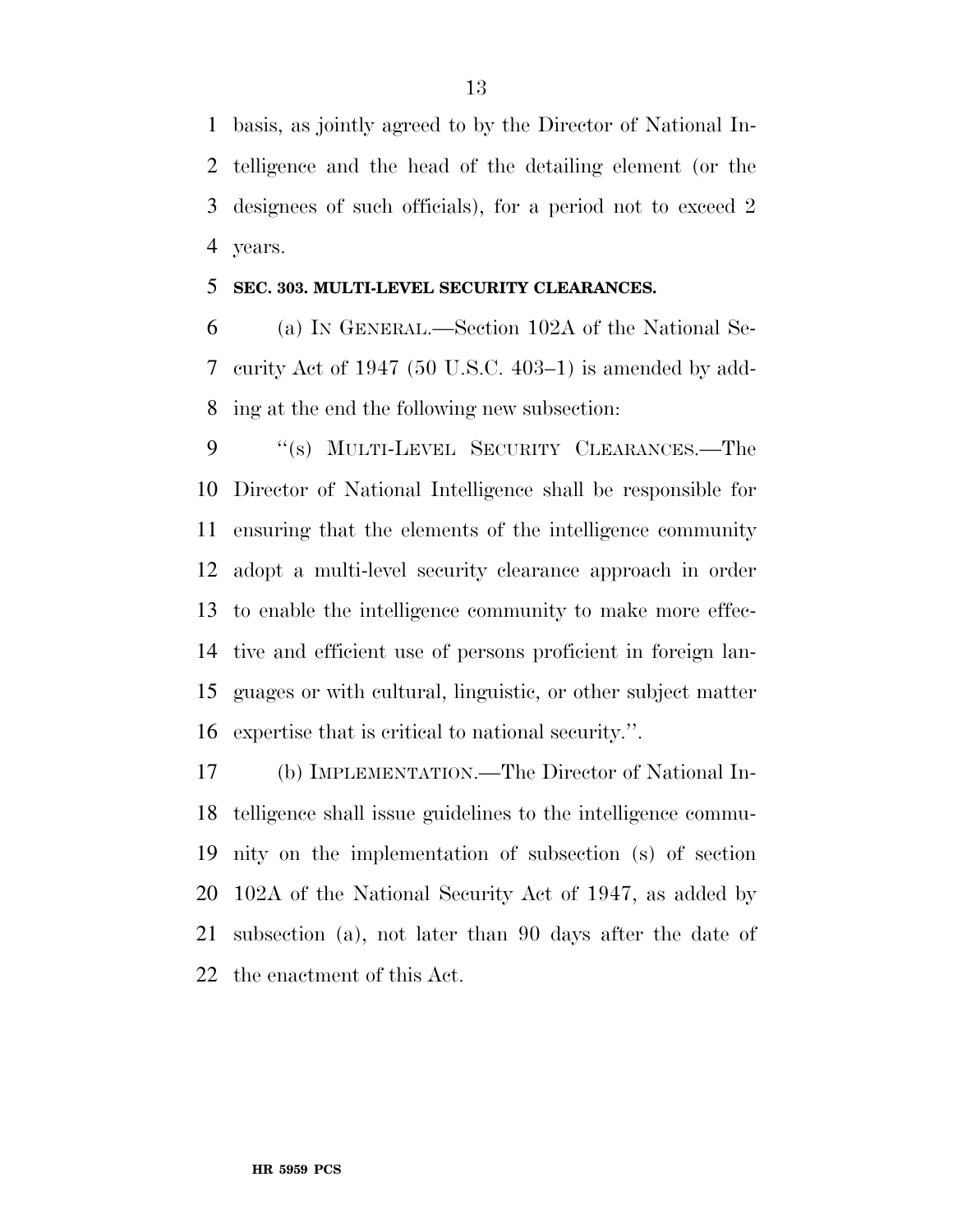basis, as jointly agreed to by the Director of National Intelligence and the head of the detailing element (or the designees of such officials), for a period not to exceed 2 years.

**SEC. 303. MULTI-LEVEL SECURITY CLEARANCES.**

(a) IN GENERAL.—Section 102A of the National Security Act of 1947 (50 U.S.C. 403–1) is amended by adding at the end the following new subsection:

"(s) MULTI-LEVEL SECURITY CLEARANCES.—The Director of National Intelligence shall be responsible for ensuring that the elements of the intelligence community adopt a multi-level security clearance approach in order to enable the intelligence community to make more effective and efficient use of persons proficient in foreign languages or with cultural, linguistic, or other subject matter expertise that is critical to national security.".

(b) IMPLEMENTATION.—The Director of National Intelligence shall issue guidelines to the intelligence community on the implementation of subsection (s) of section 102A of the National Security Act of 1947, as added by subsection (a), not later than 90 days after the date of the enactment of this Act.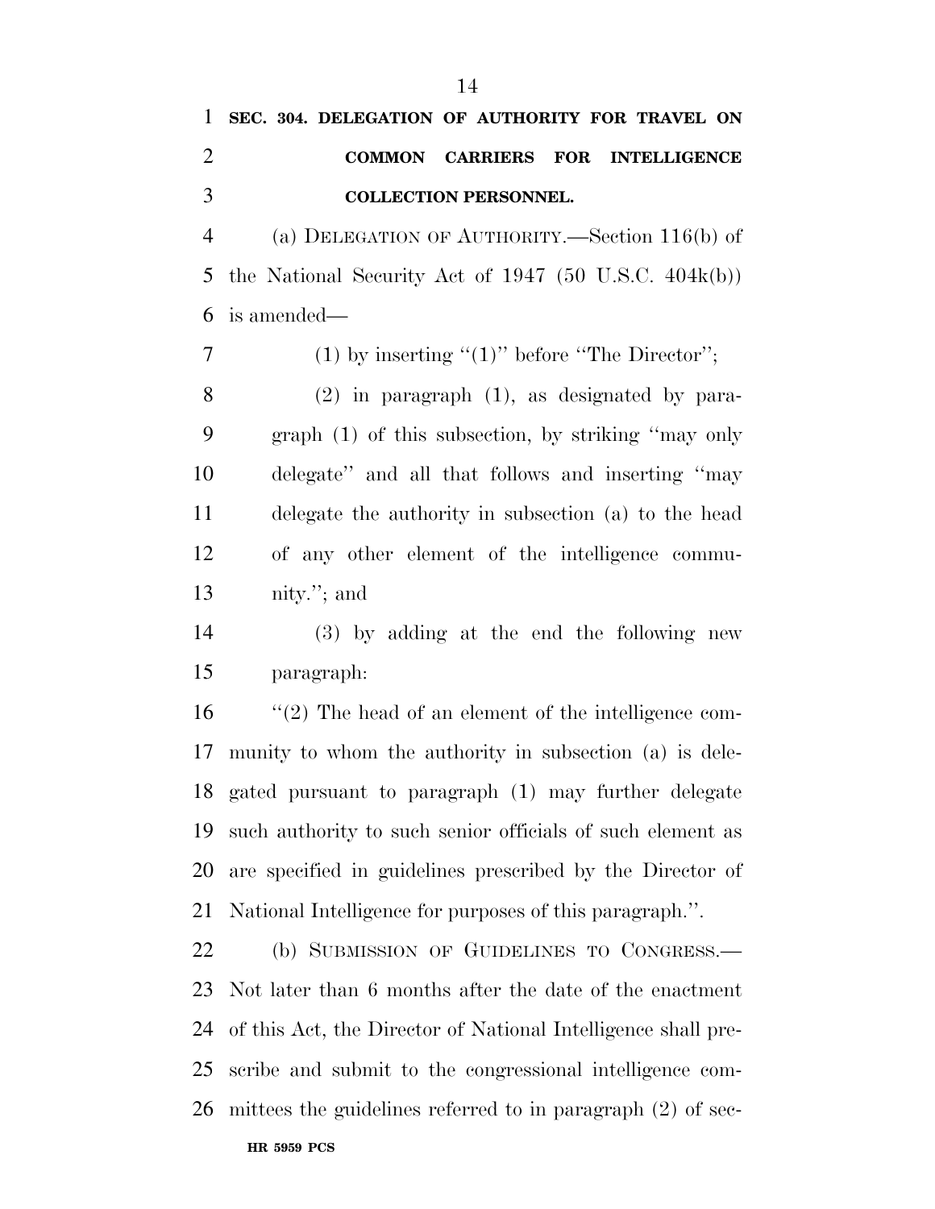**SEC. 304. DELEGATION OF AUTHORITY FOR TRAVEL ON COMMON CARRIERS FOR INTELLIGENCE COLLECTION PERSONNEL.**

(a) DELEGATION OF AUTHORITY.—Section 116(b) of the National Security Act of 1947 (50 U.S.C. 404k(b)) is amended—

(1) by inserting ''(1)'' before ''The Director'';

(2) in paragraph (1), as designated by paragraph (1) of this subsection, by striking ''may only delegate'' and all that follows and inserting ''may delegate the authority in subsection (a) to the head of any other element of the intelligence community.''; and

(3) by adding at the end the following new paragraph:

''(2) The head of an element of the intelligence community to whom the authority in subsection (a) is delegated pursuant to paragraph (1) may further delegate such authority to such senior officials of such element as are specified in guidelines prescribed by the Director of National Intelligence for purposes of this paragraph.''.

(b) SUBMISSION OF GUIDELINES TO CONGRESS.—Not later than 6 months after the date of the enactment of this Act, the Director of National Intelligence shall prescribe and submit to the congressional intelligence committees the guidelines referred to in paragraph (2) of sec-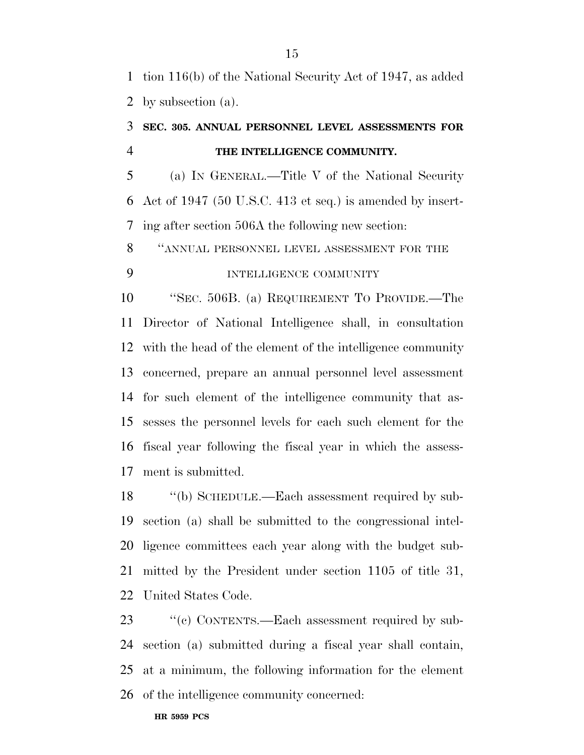tion 116(b) of the National Security Act of 1947, as added by subsection (a).

### SEC. 305. ANNUAL PERSONNEL LEVEL ASSESSMENTS FOR THE INTELLIGENCE COMMUNITY.

(a) IN GENERAL.—Title V of the National Security Act of 1947 (50 U.S.C. 413 et seq.) is amended by inserting after section 506A the following new section:

"ANNUAL PERSONNEL LEVEL ASSESSMENT FOR THE INTELLIGENCE COMMUNITY

"SEC. 506B. (a) REQUIREMENT TO PROVIDE.—The Director of National Intelligence shall, in consultation with the head of the element of the intelligence community concerned, prepare an annual personnel level assessment for such element of the intelligence community that assesses the personnel levels for each such element for the fiscal year following the fiscal year in which the assessment is submitted.

"(b) SCHEDULE.—Each assessment required by subsection (a) shall be submitted to the congressional intelligence committees each year along with the budget submitted by the President under section 1105 of title 31, United States Code.

"(c) CONTENTS.—Each assessment required by subsection (a) submitted during a fiscal year shall contain, at a minimum, the following information for the element of the intelligence community concerned: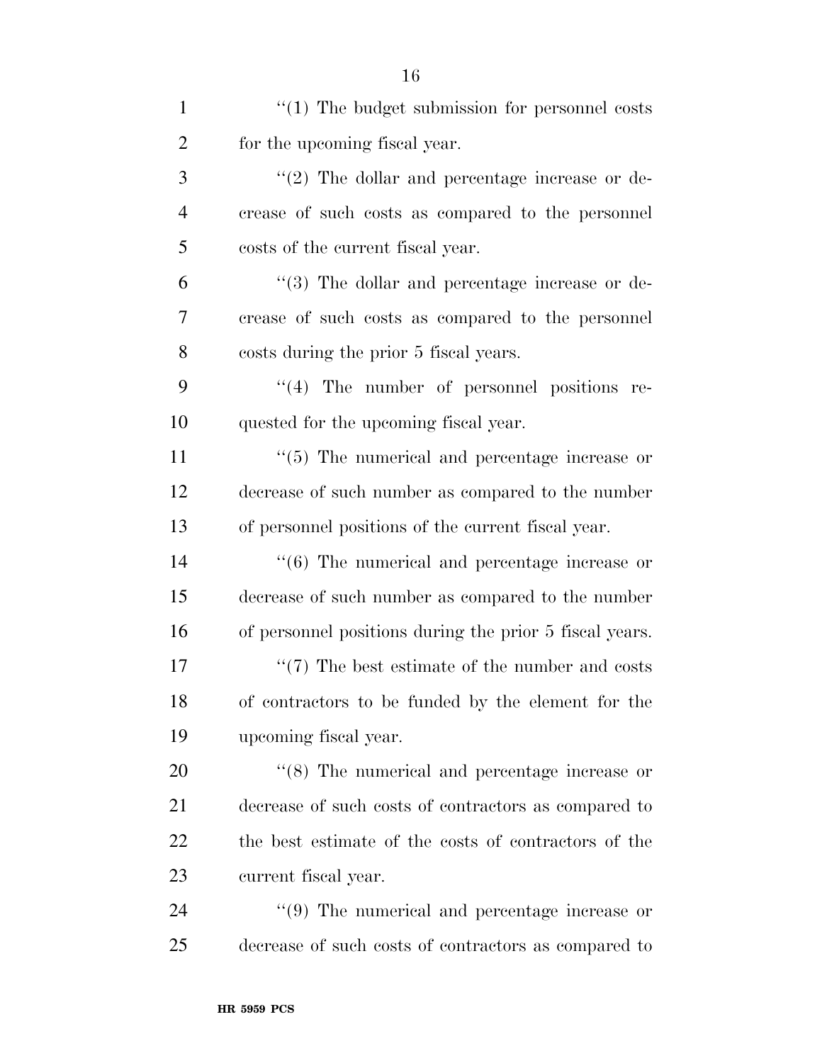"(1) The budget submission for personnel costs for the upcoming fiscal year.

"(2) The dollar and percentage increase or decrease of such costs as compared to the personnel costs of the current fiscal year.

"(3) The dollar and percentage increase or decrease of such costs as compared to the personnel costs during the prior 5 fiscal years.

"(4) The number of personnel positions requested for the upcoming fiscal year.

"(5) The numerical and percentage increase or decrease of such number as compared to the number of personnel positions of the current fiscal year.

"(6) The numerical and percentage increase or decrease of such number as compared to the number of personnel positions during the prior 5 fiscal years.

"(7) The best estimate of the number and costs of contractors to be funded by the element for the upcoming fiscal year.

"(8) The numerical and percentage increase or decrease of such costs of contractors as compared to the best estimate of the costs of contractors of the current fiscal year.

"(9) The numerical and percentage increase or decrease of such costs of contractors as compared to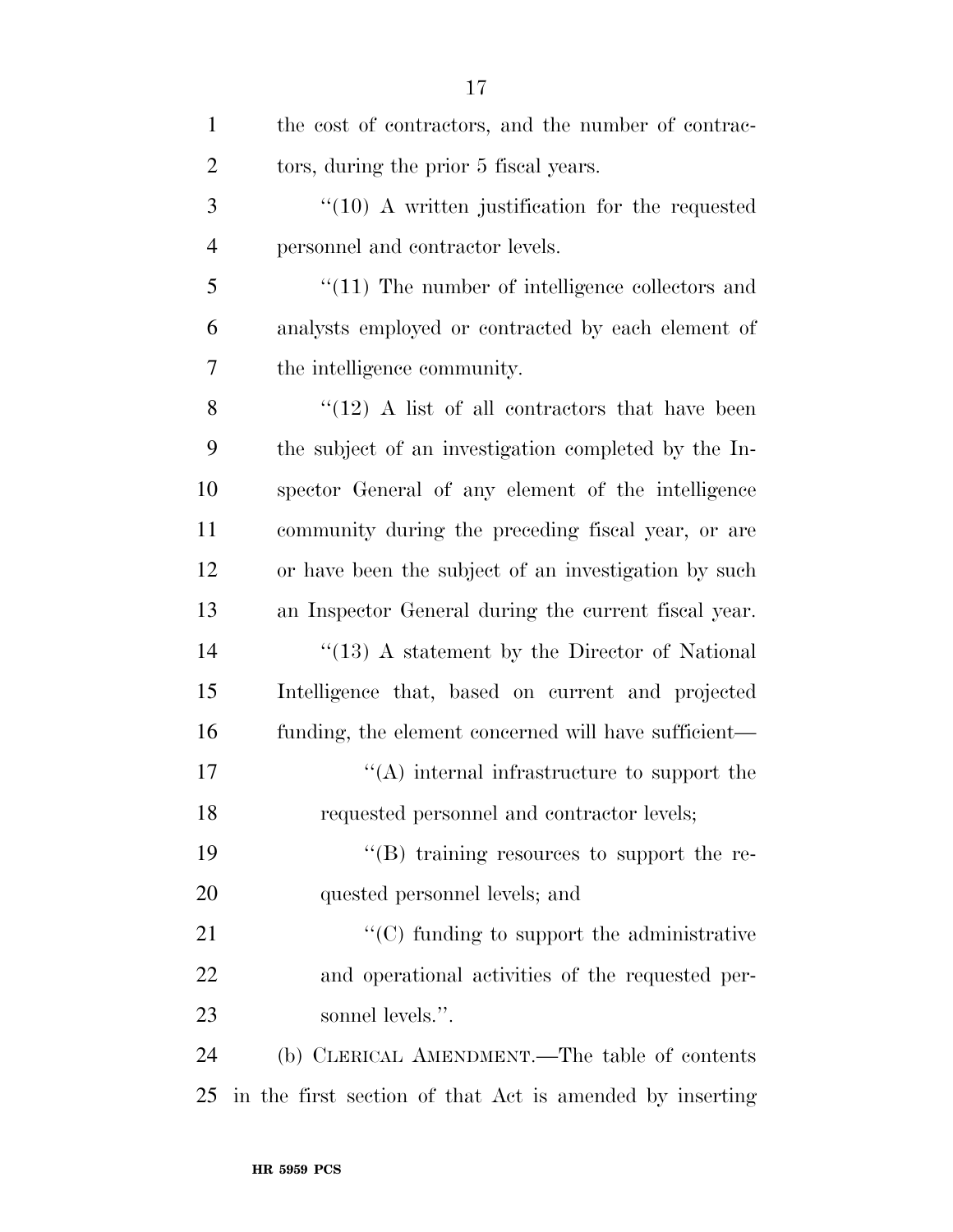the cost of contractors, and the number of contractors, during the prior 5 fiscal years.

"(10) A written justification for the requested personnel and contractor levels.

"(11) The number of intelligence collectors and analysts employed or contracted by each element of the intelligence community.

"(12) A list of all contractors that have been the subject of an investigation completed by the Inspector General of any element of the intelligence community during the preceding fiscal year, or are or have been the subject of an investigation by such an Inspector General during the current fiscal year.

"(13) A statement by the Director of National Intelligence that, based on current and projected funding, the element concerned will have sufficient—

"(A) internal infrastructure to support the requested personnel and contractor levels;

"(B) training resources to support the requested personnel levels; and

"(C) funding to support the administrative and operational activities of the requested personnel levels.".

(b) CLERICAL AMENDMENT.—The table of contents in the first section of that Act is amended by inserting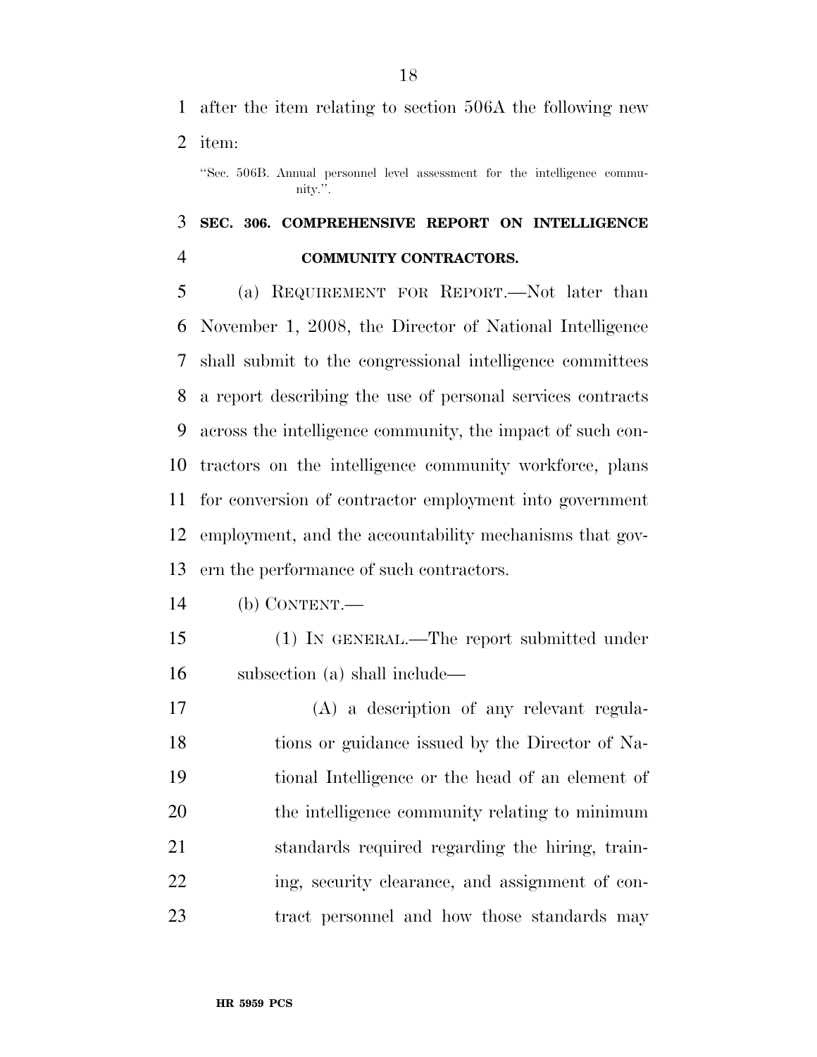after the item relating to section 506A the following new item:

"Sec. 506B. Annual personnel level assessment for the intelligence community.".

### SEC. 306. COMPREHENSIVE REPORT ON INTELLIGENCE COMMUNITY CONTRACTORS.

(a) REQUIREMENT FOR REPORT.—Not later than November 1, 2008, the Director of National Intelligence shall submit to the congressional intelligence committees a report describing the use of personal services contracts across the intelligence community, the impact of such contractors on the intelligence community workforce, plans for conversion of contractor employment into government employment, and the accountability mechanisms that govern the performance of such contractors.

(b) CONTENT.—

(1) IN GENERAL.—The report submitted under subsection (a) shall include—

(A) a description of any relevant regulations or guidance issued by the Director of National Intelligence or the head of an element of the intelligence community relating to minimum standards required regarding the hiring, training, security clearance, and assignment of contract personnel and how those standards may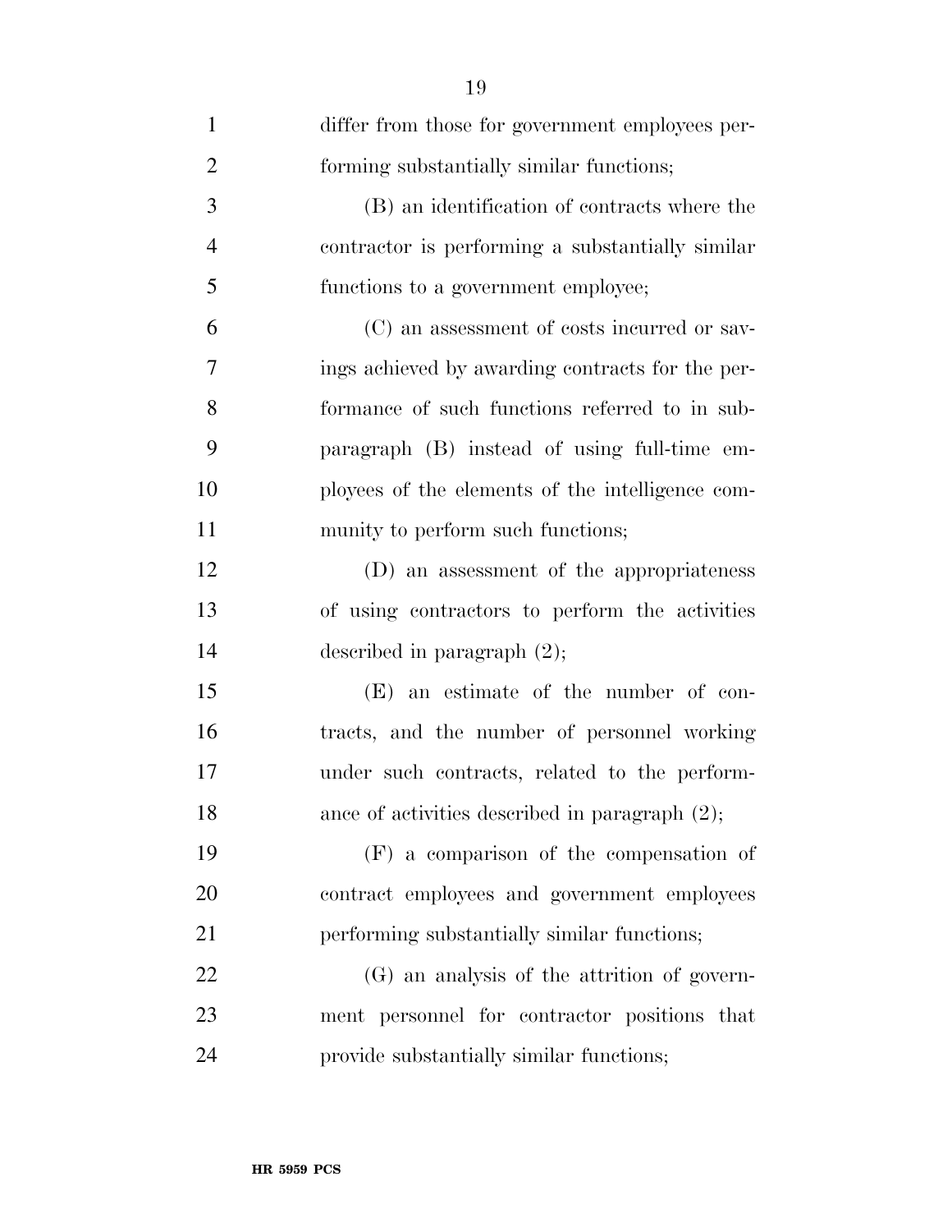differ from those for government employees performing substantially similar functions;

(B) an identification of contracts where the contractor is performing a substantially similar functions to a government employee;

(C) an assessment of costs incurred or savings achieved by awarding contracts for the performance of such functions referred to in subparagraph (B) instead of using full-time employees of the elements of the intelligence community to perform such functions;

(D) an assessment of the appropriateness of using contractors to perform the activities described in paragraph (2);

(E) an estimate of the number of contracts, and the number of personnel working under such contracts, related to the performance of activities described in paragraph (2);

(F) a comparison of the compensation of contract employees and government employees performing substantially similar functions;

(G) an analysis of the attrition of government personnel for contractor positions that provide substantially similar functions;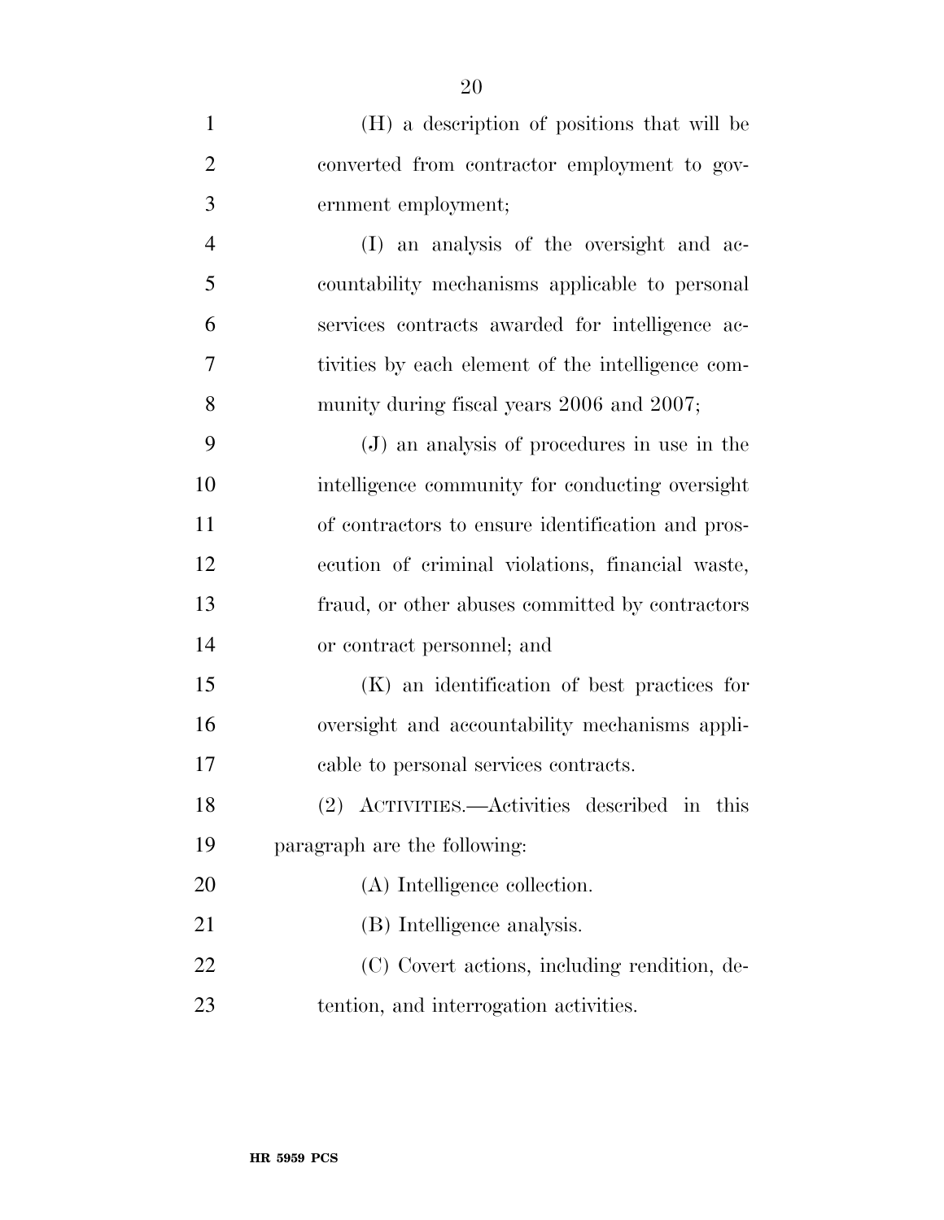(H) a description of positions that will be converted from contractor employment to government employment;

(I) an analysis of the oversight and accountability mechanisms applicable to personal services contracts awarded for intelligence activities by each element of the intelligence community during fiscal years 2006 and 2007;

(J) an analysis of procedures in use in the intelligence community for conducting oversight of contractors to ensure identification and prosecution of criminal violations, financial waste, fraud, or other abuses committed by contractors or contract personnel; and

(K) an identification of best practices for oversight and accountability mechanisms applicable to personal services contracts.

(2) ACTIVITIES.—Activities described in this paragraph are the following:

(A) Intelligence collection.

(B) Intelligence analysis.

(C) Covert actions, including rendition, detention, and interrogation activities.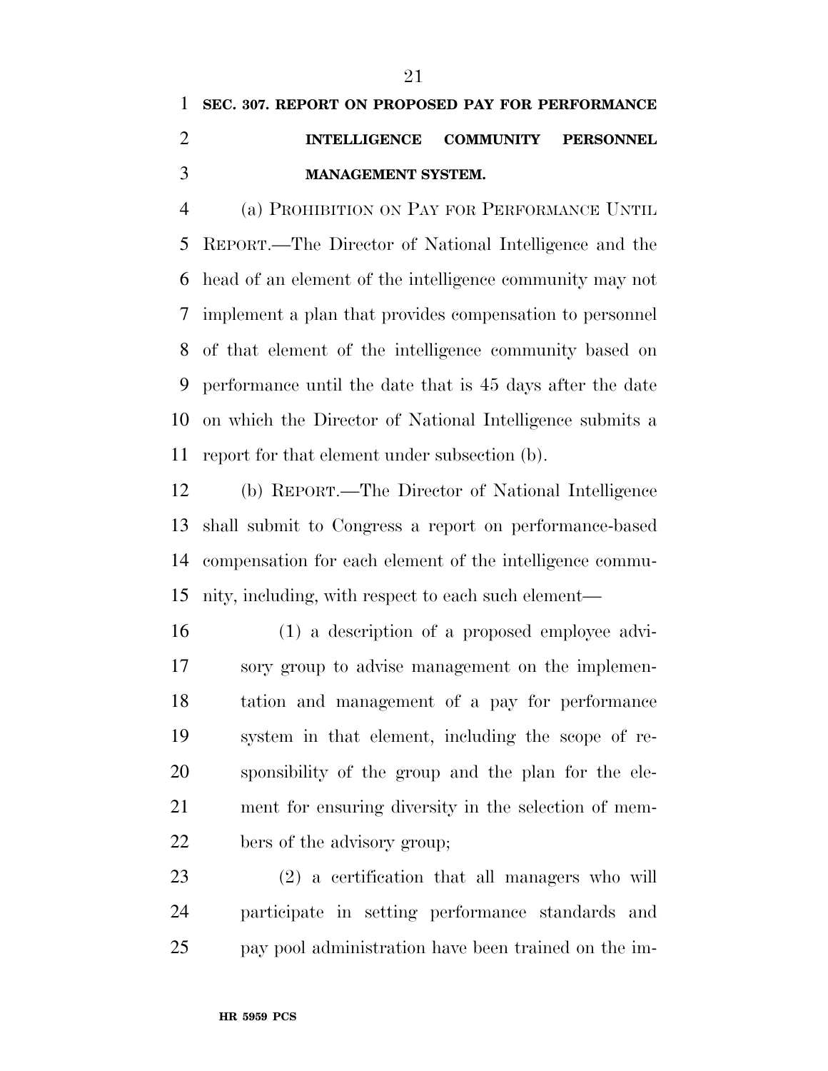## SEC. 307. REPORT ON PROPOSED PAY FOR PERFORMANCE INTELLIGENCE COMMUNITY PERSONNEL MANAGEMENT SYSTEM.

(a) PROHIBITION ON PAY FOR PERFORMANCE UNTIL REPORT.—The Director of National Intelligence and the head of an element of the intelligence community may not implement a plan that provides compensation to personnel of that element of the intelligence community based on performance until the date that is 45 days after the date on which the Director of National Intelligence submits a report for that element under subsection (b).

(b) REPORT.—The Director of National Intelligence shall submit to Congress a report on performance-based compensation for each element of the intelligence community, including, with respect to each such element—

(1) a description of a proposed employee advisory group to advise management on the implementation and management of a pay for performance system in that element, including the scope of responsibility of the group and the plan for the element for ensuring diversity in the selection of members of the advisory group;

(2) a certification that all managers who will participate in setting performance standards and pay pool administration have been trained on the im-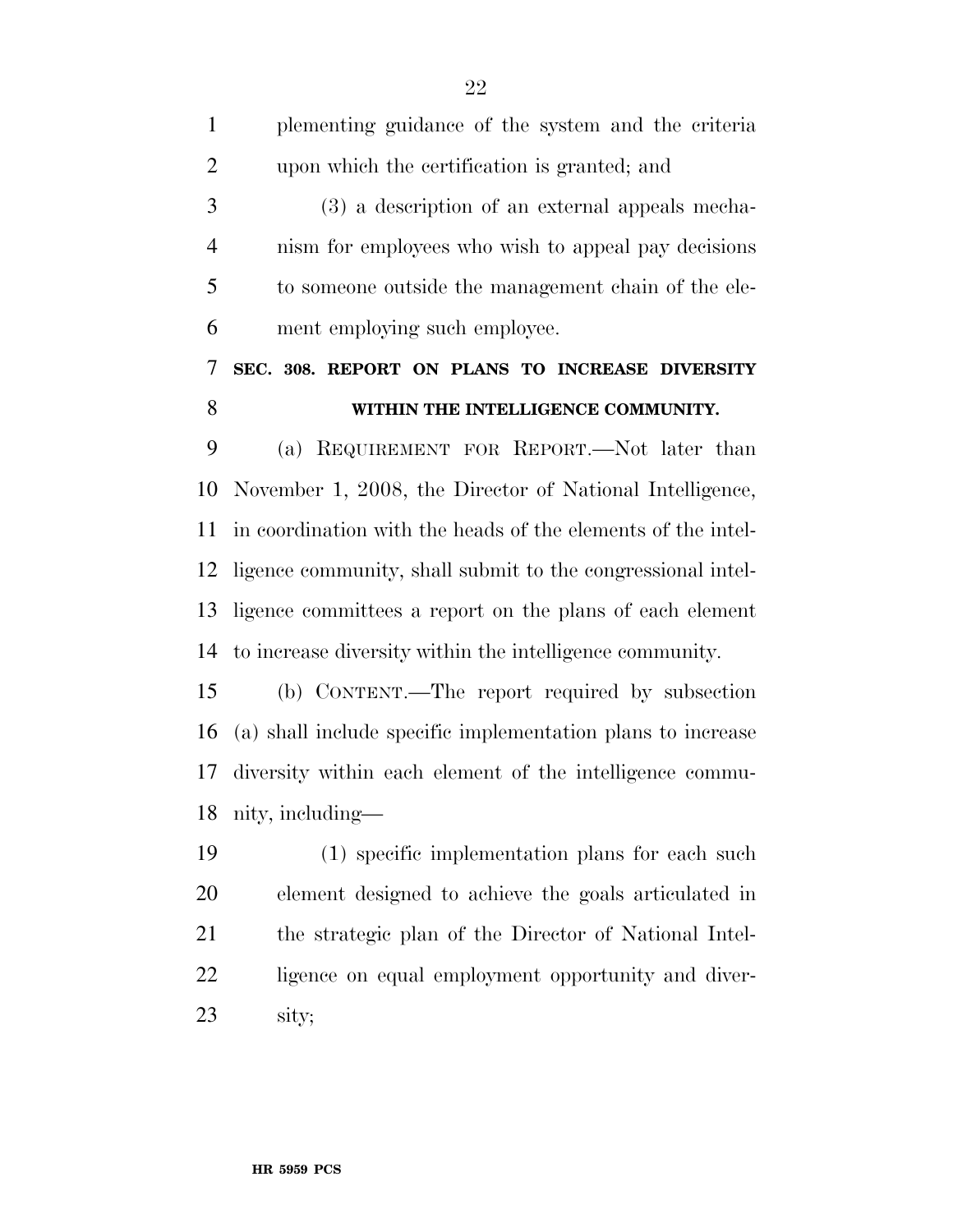plementing guidance of the system and the criteria upon which the certification is granted; and

(3) a description of an external appeals mechanism for employees who wish to appeal pay decisions to someone outside the management chain of the element employing such employee.

### SEC. 308. REPORT ON PLANS TO INCREASE DIVERSITY WITHIN THE INTELLIGENCE COMMUNITY.

(a) REQUIREMENT FOR REPORT.—Not later than November 1, 2008, the Director of National Intelligence, in coordination with the heads of the elements of the intelligence community, shall submit to the congressional intelligence committees a report on the plans of each element to increase diversity within the intelligence community.

(b) CONTENT.—The report required by subsection (a) shall include specific implementation plans to increase diversity within each element of the intelligence community, including—

(1) specific implementation plans for each such element designed to achieve the goals articulated in the strategic plan of the Director of National Intelligence on equal employment opportunity and diversity;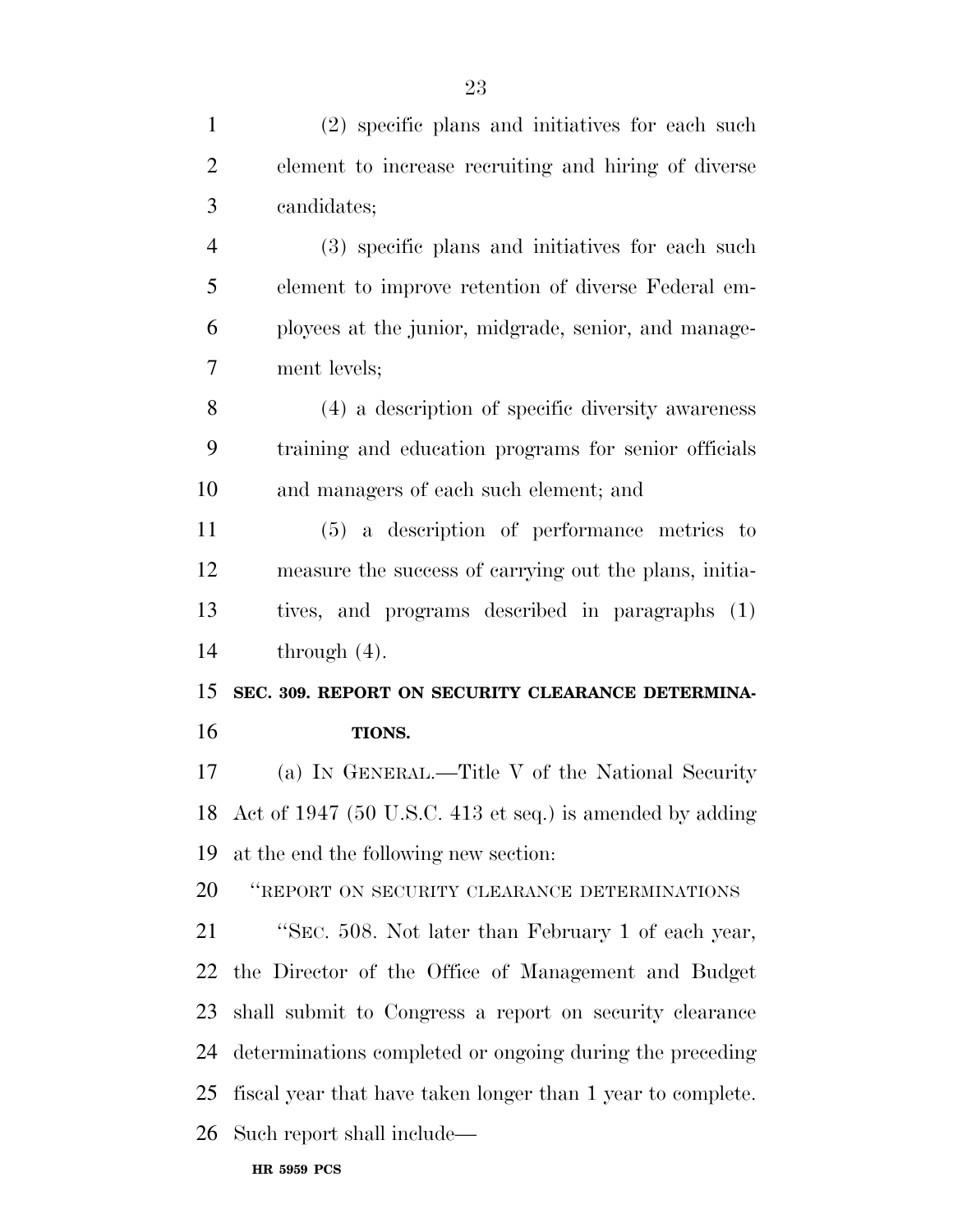(2) specific plans and initiatives for each such element to increase recruiting and hiring of diverse candidates;

(3) specific plans and initiatives for each such element to improve retention of diverse Federal employees at the junior, midgrade, senior, and management levels;

(4) a description of specific diversity awareness training and education programs for senior officials and managers of each such element; and

(5) a description of performance metrics to measure the success of carrying out the plans, initiatives, and programs described in paragraphs (1) through (4).

### SEC. 309. REPORT ON SECURITY CLEARANCE DETERMINATIONS.

(a) IN GENERAL.—Title V of the National Security Act of 1947 (50 U.S.C. 413 et seq.) is amended by adding at the end the following new section:

"REPORT ON SECURITY CLEARANCE DETERMINATIONS

"SEC. 508. Not later than February 1 of each year, the Director of the Office of Management and Budget shall submit to Congress a report on security clearance determinations completed or ongoing during the preceding fiscal year that have taken longer than 1 year to complete. Such report shall include—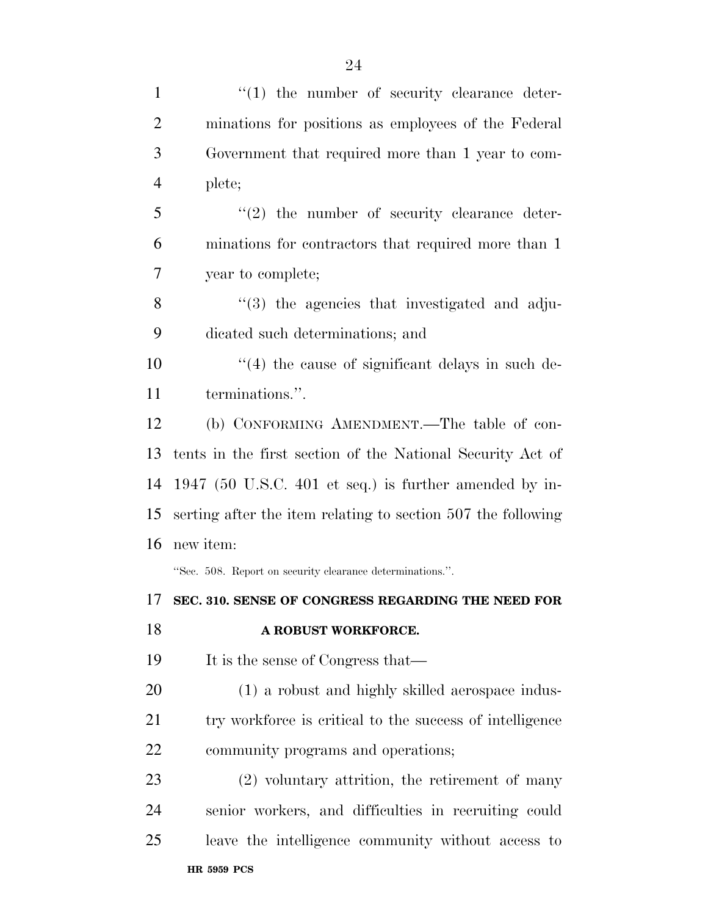''(1) the number of security clearance determinations for positions as employees of the Federal Government that required more than 1 year to complete;

''(2) the number of security clearance determinations for contractors that required more than 1 year to complete;

''(3) the agencies that investigated and adjudicated such determinations; and

''(4) the cause of significant delays in such determinations.''.

(b) CONFORMING AMENDMENT.—The table of contents in the first section of the National Security Act of 1947 (50 U.S.C. 401 et seq.) is further amended by inserting after the item relating to section 507 the following new item:

''Sec. 508. Report on security clearance determinations.''.

**SEC. 310. SENSE OF CONGRESS REGARDING THE NEED FOR A ROBUST WORKFORCE.**

It is the sense of Congress that—

(1) a robust and highly skilled aerospace industry workforce is critical to the success of intelligence community programs and operations;

(2) voluntary attrition, the retirement of many senior workers, and difficulties in recruiting could leave the intelligence community without access to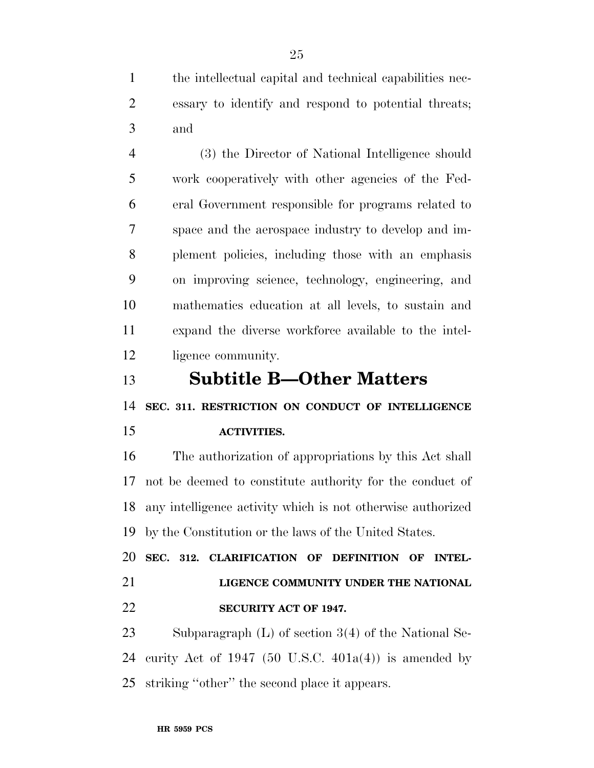the intellectual capital and technical capabilities necessary to identify and respond to potential threats; and

(3) the Director of National Intelligence should work cooperatively with other agencies of the Federal Government responsible for programs related to space and the aerospace industry to develop and implement policies, including those with an emphasis on improving science, technology, engineering, and mathematics education at all levels, to sustain and expand the diverse workforce available to the intelligence community.

## Subtitle B—Other Matters

### SEC. 311. RESTRICTION ON CONDUCT OF INTELLIGENCE ACTIVITIES.

The authorization of appropriations by this Act shall not be deemed to constitute authority for the conduct of any intelligence activity which is not otherwise authorized by the Constitution or the laws of the United States.

### SEC. 312. CLARIFICATION OF DEFINITION OF INTELLIGENCE COMMUNITY UNDER THE NATIONAL SECURITY ACT OF 1947.

Subparagraph (L) of section 3(4) of the National Security Act of 1947 (50 U.S.C. 401a(4)) is amended by striking ''other'' the second place it appears.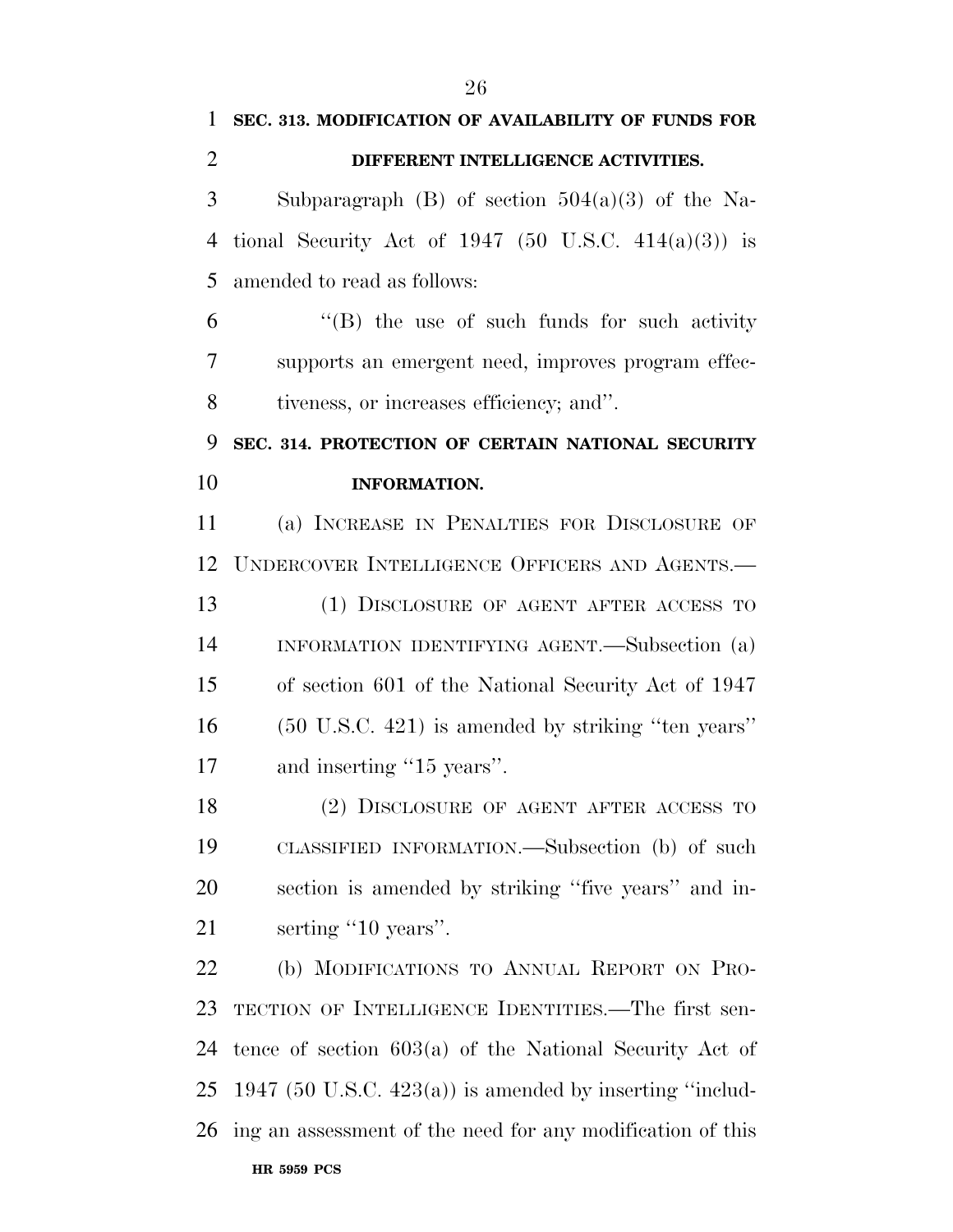**SEC. 313. MODIFICATION OF AVAILABILITY OF FUNDS FOR DIFFERENT INTELLIGENCE ACTIVITIES.**

Subparagraph (B) of section 504(a)(3) of the National Security Act of 1947 (50 U.S.C. 414(a)(3)) is amended to read as follows:

''(B) the use of such funds for such activity supports an emergent need, improves program effectiveness, or increases efficiency; and''.

**SEC. 314. PROTECTION OF CERTAIN NATIONAL SECURITY INFORMATION.**

(a) INCREASE IN PENALTIES FOR DISCLOSURE OF UNDERCOVER INTELLIGENCE OFFICERS AND AGENTS.—

(1) DISCLOSURE OF AGENT AFTER ACCESS TO INFORMATION IDENTIFYING AGENT.—Subsection (a) of section 601 of the National Security Act of 1947 (50 U.S.C. 421) is amended by striking ''ten years'' and inserting ''15 years''.

(2) DISCLOSURE OF AGENT AFTER ACCESS TO CLASSIFIED INFORMATION.—Subsection (b) of such section is amended by striking ''five years'' and inserting ''10 years''.

(b) MODIFICATIONS TO ANNUAL REPORT ON PROTECTION OF INTELLIGENCE IDENTITIES.—The first sentence of section 603(a) of the National Security Act of 1947 (50 U.S.C. 423(a)) is amended by inserting ''including an assessment of the need for any modification of this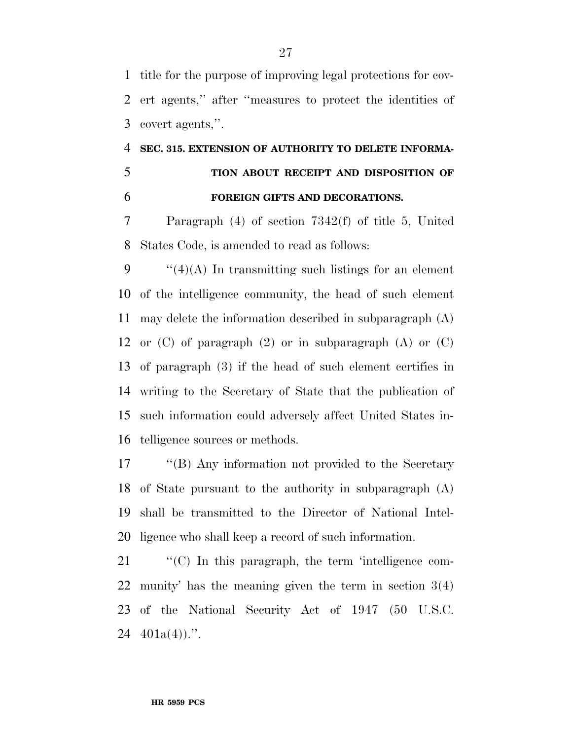title for the purpose of improving legal protections for covert agents,'' after ''measures to protect the identities of covert agents,''.

### SEC. 315. EXTENSION OF AUTHORITY TO DELETE INFORMATION ABOUT RECEIPT AND DISPOSITION OF FOREIGN GIFTS AND DECORATIONS.

Paragraph (4) of section 7342(f) of title 5, United States Code, is amended to read as follows:

''(4)(A) In transmitting such listings for an element of the intelligence community, the head of such element may delete the information described in subparagraph (A) or (C) of paragraph (2) or in subparagraph (A) or (C) of paragraph (3) if the head of such element certifies in writing to the Secretary of State that the publication of such information could adversely affect United States intelligence sources or methods.

''(B) Any information not provided to the Secretary of State pursuant to the authority in subparagraph (A) shall be transmitted to the Director of National Intelligence who shall keep a record of such information.

''(C) In this paragraph, the term 'intelligence community' has the meaning given the term in section 3(4) of the National Security Act of 1947 (50 U.S.C. 401a(4)).''.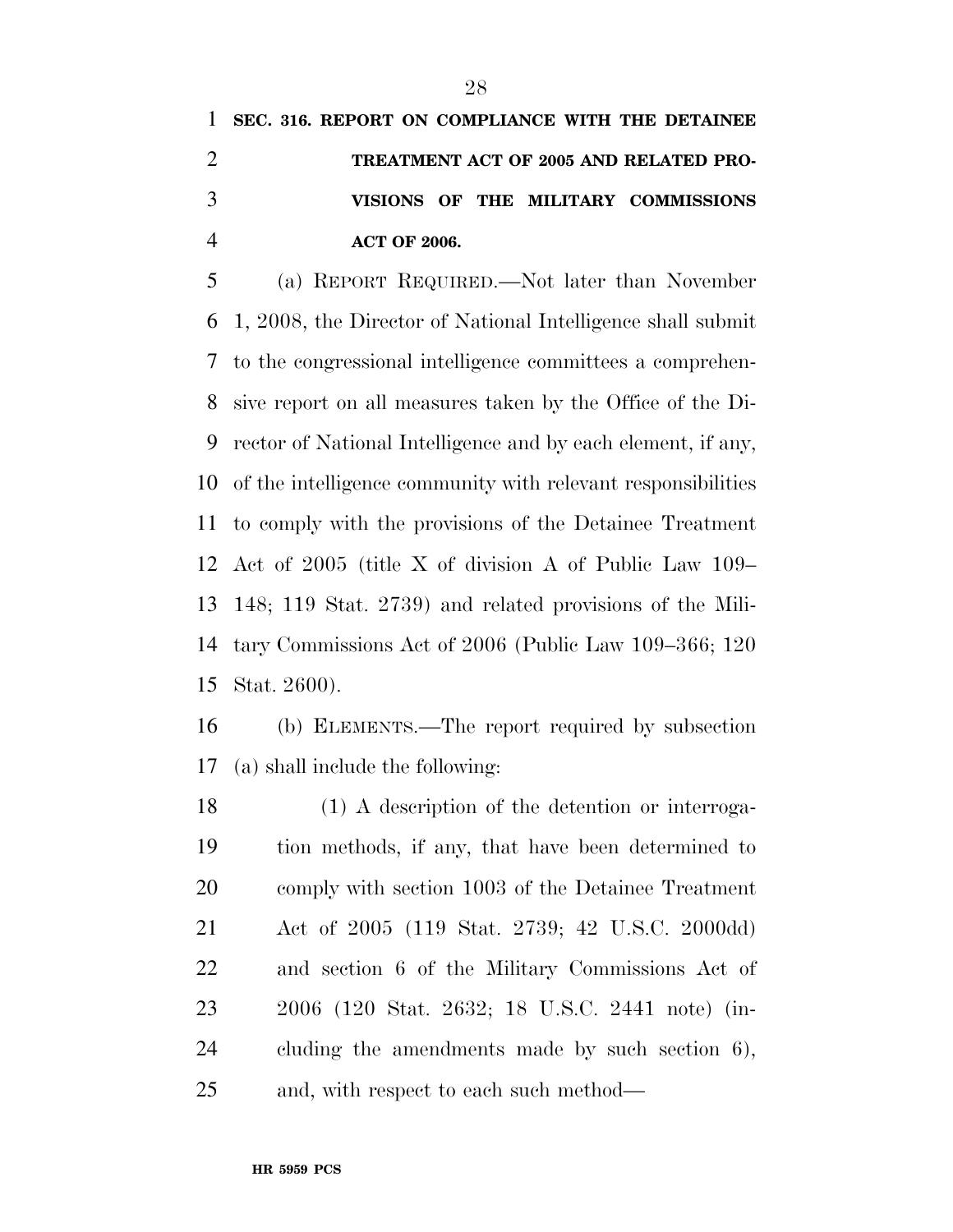**SEC. 316. REPORT ON COMPLIANCE WITH THE DETAINEE TREATMENT ACT OF 2005 AND RELATED PROVISIONS OF THE MILITARY COMMISSIONS ACT OF 2006.**

(a) REPORT REQUIRED.—Not later than November 1, 2008, the Director of National Intelligence shall submit to the congressional intelligence committees a comprehensive report on all measures taken by the Office of the Director of National Intelligence and by each element, if any, of the intelligence community with relevant responsibilities to comply with the provisions of the Detainee Treatment Act of 2005 (title X of division A of Public Law 109–148; 119 Stat. 2739) and related provisions of the Military Commissions Act of 2006 (Public Law 109–366; 120 Stat. 2600).

(b) ELEMENTS.—The report required by subsection (a) shall include the following:

(1) A description of the detention or interrogation methods, if any, that have been determined to comply with section 1003 of the Detainee Treatment Act of 2005 (119 Stat. 2739; 42 U.S.C. 2000dd) and section 6 of the Military Commissions Act of 2006 (120 Stat. 2632; 18 U.S.C. 2441 note) (including the amendments made by such section 6), and, with respect to each such method—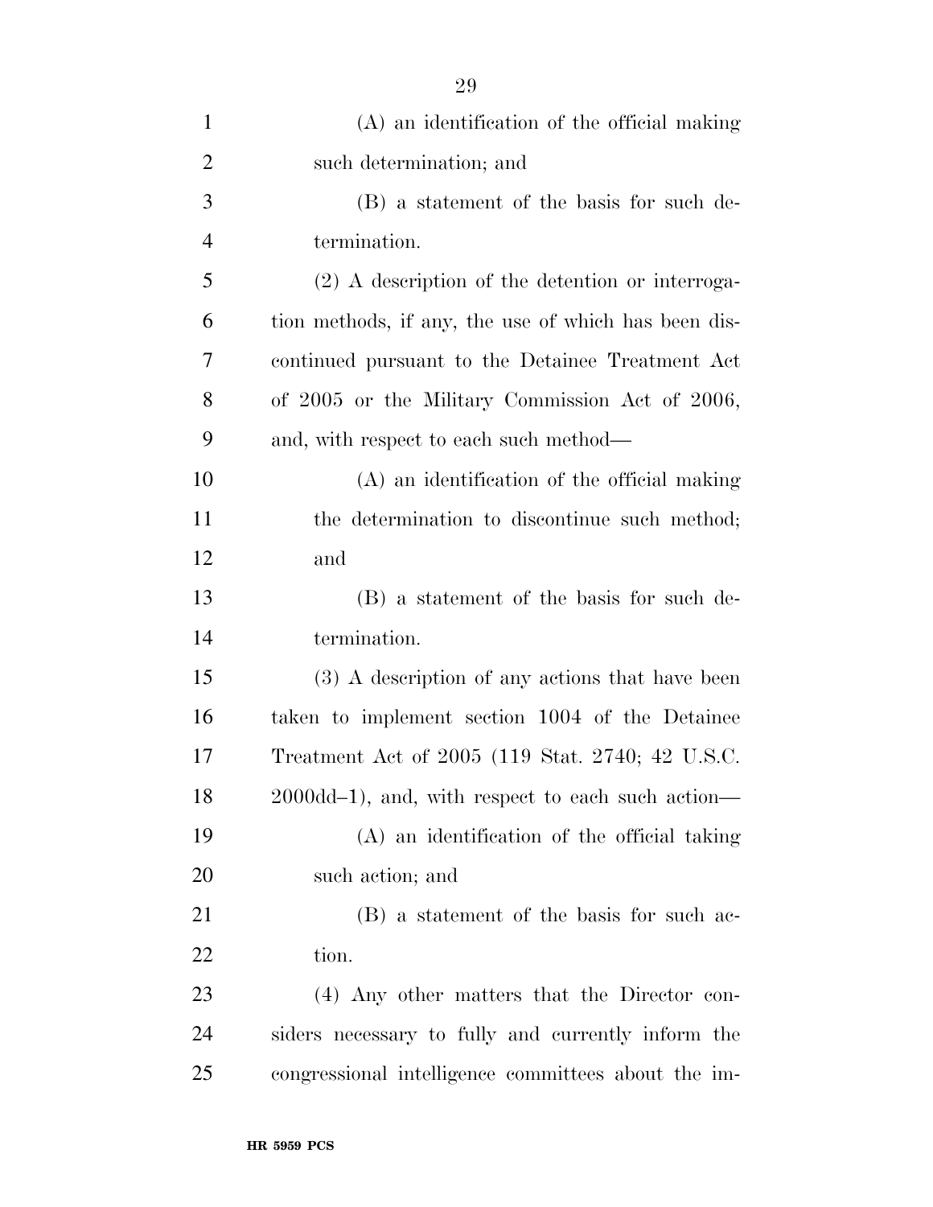(A) an identification of the official making such determination; and

(B) a statement of the basis for such determination.

(2) A description of the detention or interrogation methods, if any, the use of which has been discontinued pursuant to the Detainee Treatment Act of 2005 or the Military Commission Act of 2006, and, with respect to each such method—

(A) an identification of the official making the determination to discontinue such method; and

(B) a statement of the basis for such determination.

(3) A description of any actions that have been taken to implement section 1004 of the Detainee Treatment Act of 2005 (119 Stat. 2740; 42 U.S.C. 2000dd–1), and, with respect to each such action—

(A) an identification of the official taking such action; and

(B) a statement of the basis for such action.

(4) Any other matters that the Director considers necessary to fully and currently inform the congressional intelligence committees about the im-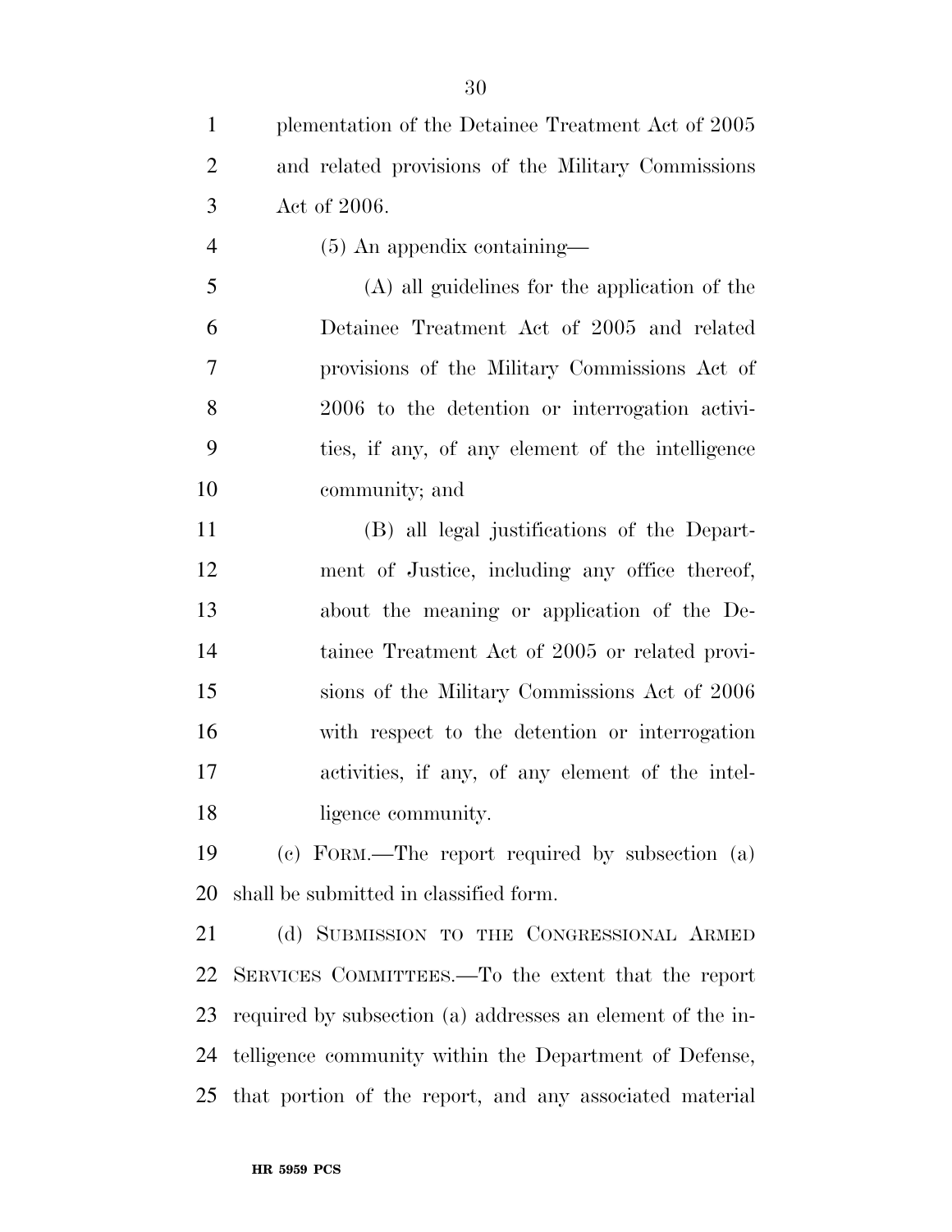plementation of the Detainee Treatment Act of 2005 and related provisions of the Military Commissions Act of 2006.

(5) An appendix containing—

(A) all guidelines for the application of the Detainee Treatment Act of 2005 and related provisions of the Military Commissions Act of 2006 to the detention or interrogation activities, if any, of any element of the intelligence community; and

(B) all legal justifications of the Department of Justice, including any office thereof, about the meaning or application of the Detainee Treatment Act of 2005 or related provisions of the Military Commissions Act of 2006 with respect to the detention or interrogation activities, if any, of any element of the intelligence community.

(c) FORM.—The report required by subsection (a) shall be submitted in classified form.

(d) SUBMISSION TO THE CONGRESSIONAL ARMED SERVICES COMMITTEES.—To the extent that the report required by subsection (a) addresses an element of the intelligence community within the Department of Defense, that portion of the report, and any associated material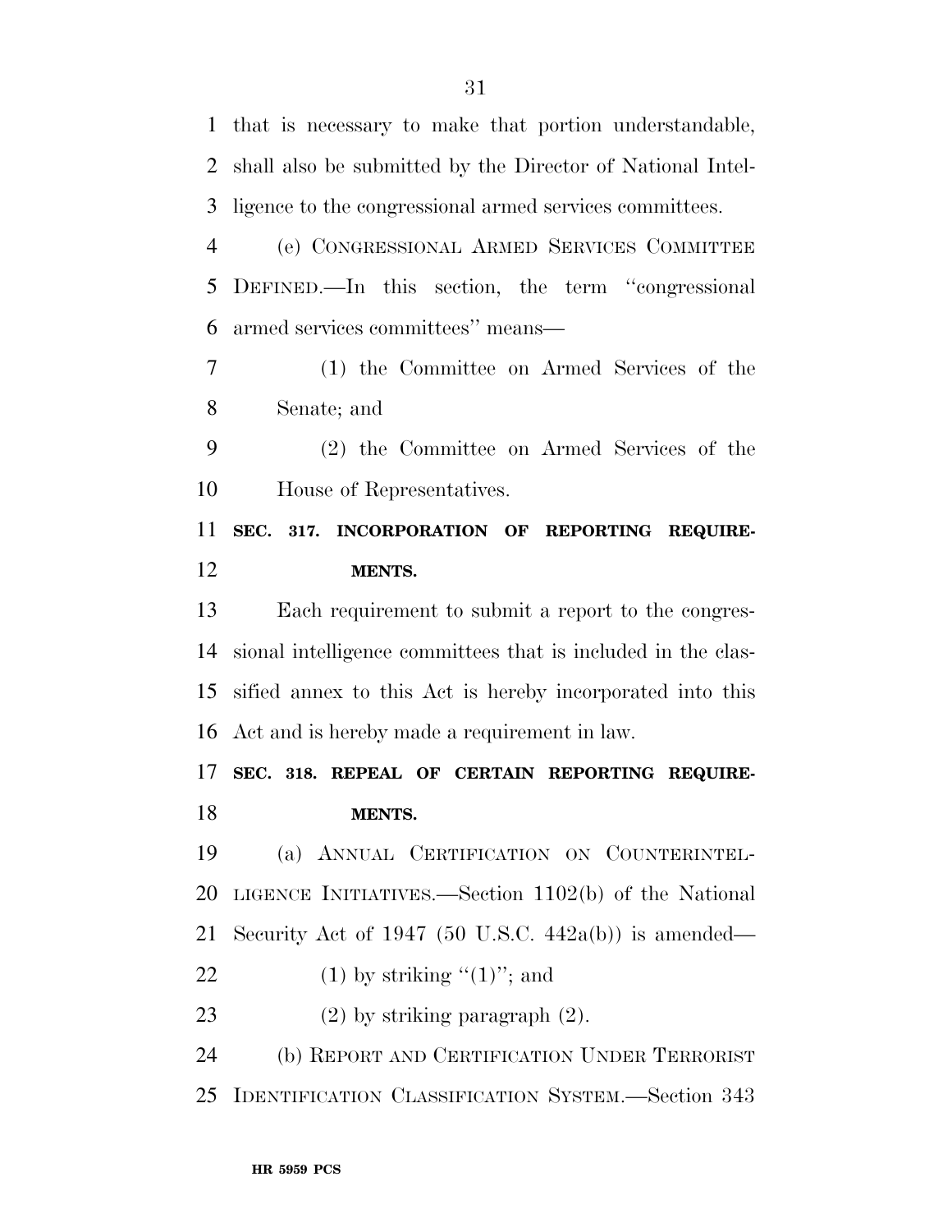that is necessary to make that portion understandable, shall also be submitted by the Director of National Intelligence to the congressional armed services committees.

(e) CONGRESSIONAL ARMED SERVICES COMMITTEE DEFINED.—In this section, the term ''congressional armed services committees'' means—

(1) the Committee on Armed Services of the Senate; and

(2) the Committee on Armed Services of the House of Representatives.

**SEC. 317. INCORPORATION OF REPORTING REQUIREMENTS.**

Each requirement to submit a report to the congressional intelligence committees that is included in the classified annex to this Act is hereby incorporated into this Act and is hereby made a requirement in law.

**SEC. 318. REPEAL OF CERTAIN REPORTING REQUIREMENTS.**

(a) ANNUAL CERTIFICATION ON COUNTERINTELLIGENCE INITIATIVES.—Section 1102(b) of the National Security Act of 1947 (50 U.S.C. 442a(b)) is amended—

(1) by striking ''(1)''; and

(2) by striking paragraph (2).

(b) REPORT AND CERTIFICATION UNDER TERRORIST IDENTIFICATION CLASSIFICATION SYSTEM.—Section 343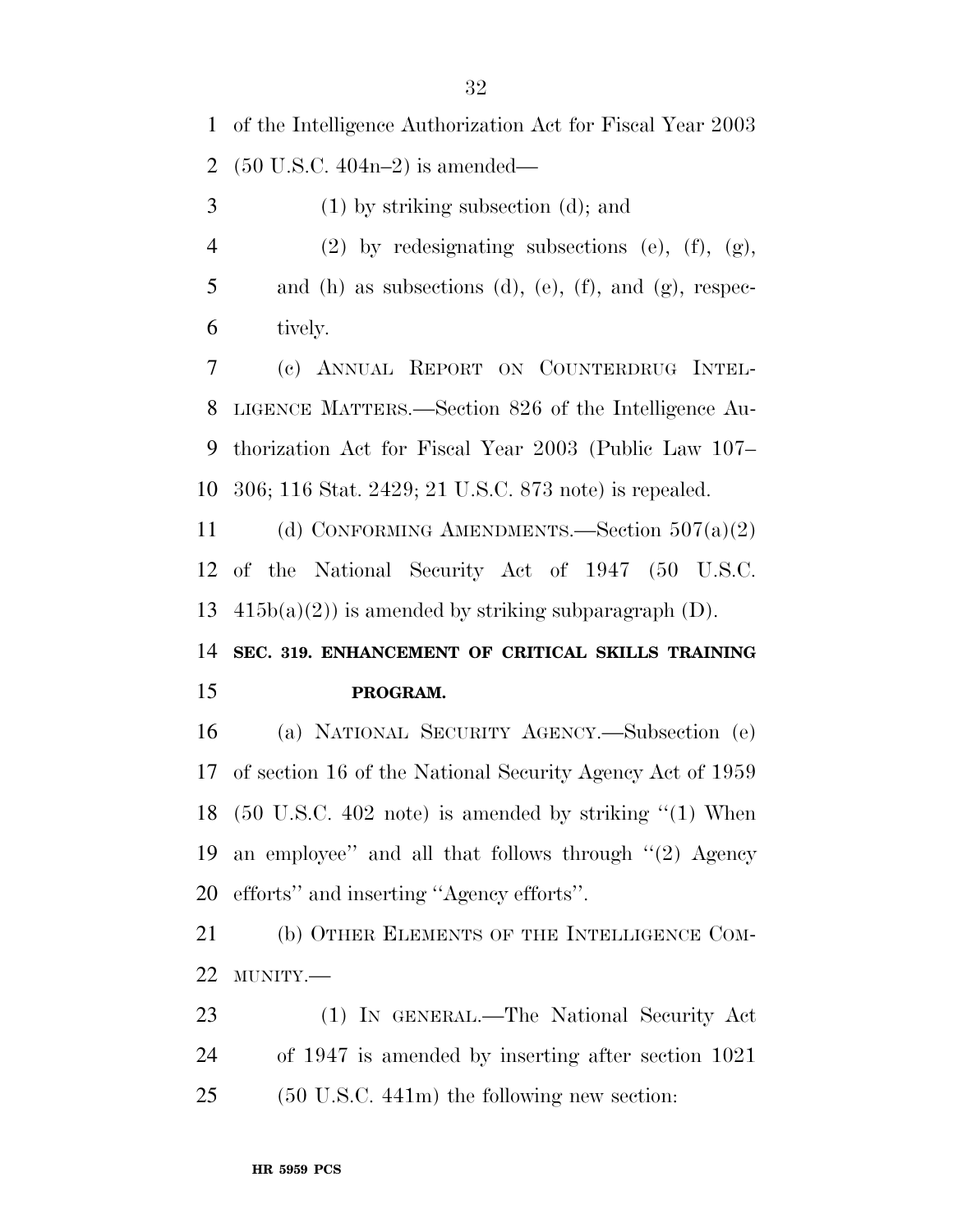of the Intelligence Authorization Act for Fiscal Year 2003 (50 U.S.C. 404n–2) is amended—

(1) by striking subsection (d); and

(2) by redesignating subsections (e), (f), (g), and (h) as subsections (d), (e), (f), and (g), respectively.

(c) ANNUAL REPORT ON COUNTERDRUG INTELLIGENCE MATTERS.—Section 826 of the Intelligence Authorization Act for Fiscal Year 2003 (Public Law 107–306; 116 Stat. 2429; 21 U.S.C. 873 note) is repealed.

(d) CONFORMING AMENDMENTS.—Section 507(a)(2) of the National Security Act of 1947 (50 U.S.C. 415b(a)(2)) is amended by striking subparagraph (D).

**SEC. 319. ENHANCEMENT OF CRITICAL SKILLS TRAINING PROGRAM.**

(a) NATIONAL SECURITY AGENCY.—Subsection (e) of section 16 of the National Security Agency Act of 1959 (50 U.S.C. 402 note) is amended by striking ''(1) When an employee'' and all that follows through ''(2) Agency efforts'' and inserting ''Agency efforts''.

(b) OTHER ELEMENTS OF THE INTELLIGENCE COMMUNITY.—

(1) IN GENERAL.—The National Security Act of 1947 is amended by inserting after section 1021 (50 U.S.C. 441m) the following new section: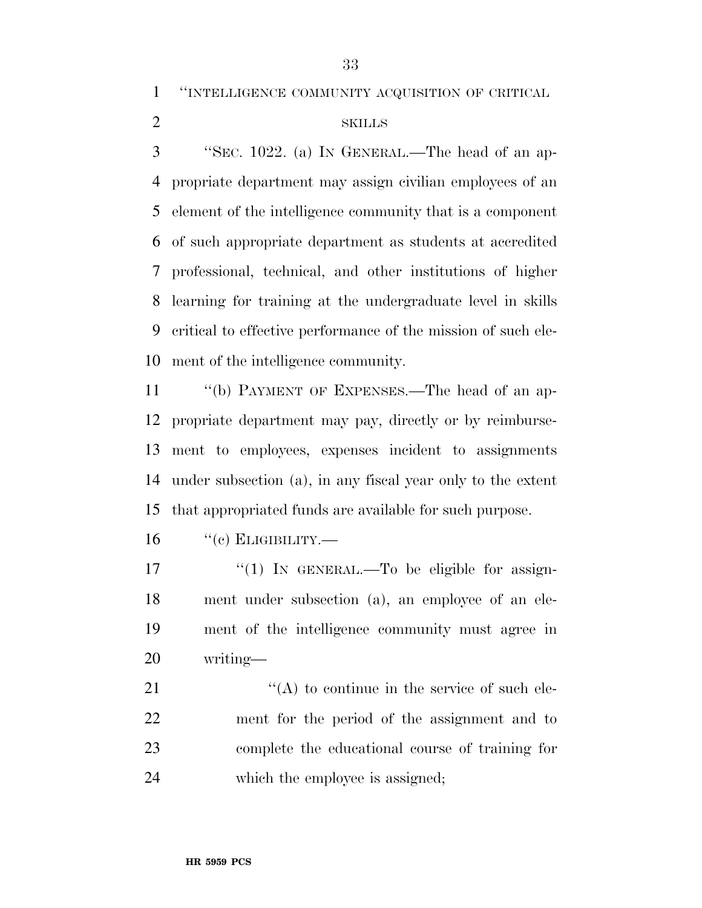"INTELLIGENCE COMMUNITY ACQUISITION OF CRITICAL SKILLS

"SEC. 1022. (a) IN GENERAL.—The head of an appropriate department may assign civilian employees of an element of the intelligence community that is a component of such appropriate department as students at accredited professional, technical, and other institutions of higher learning for training at the undergraduate level in skills critical to effective performance of the mission of such element of the intelligence community.

"(b) PAYMENT OF EXPENSES.—The head of an appropriate department may pay, directly or by reimbursement to employees, expenses incident to assignments under subsection (a), in any fiscal year only to the extent that appropriated funds are available for such purpose.

"(c) ELIGIBILITY.—

"(1) IN GENERAL.—To be eligible for assignment under subsection (a), an employee of an element of the intelligence community must agree in writing—

"(A) to continue in the service of such element for the period of the assignment and to complete the educational course of training for which the employee is assigned;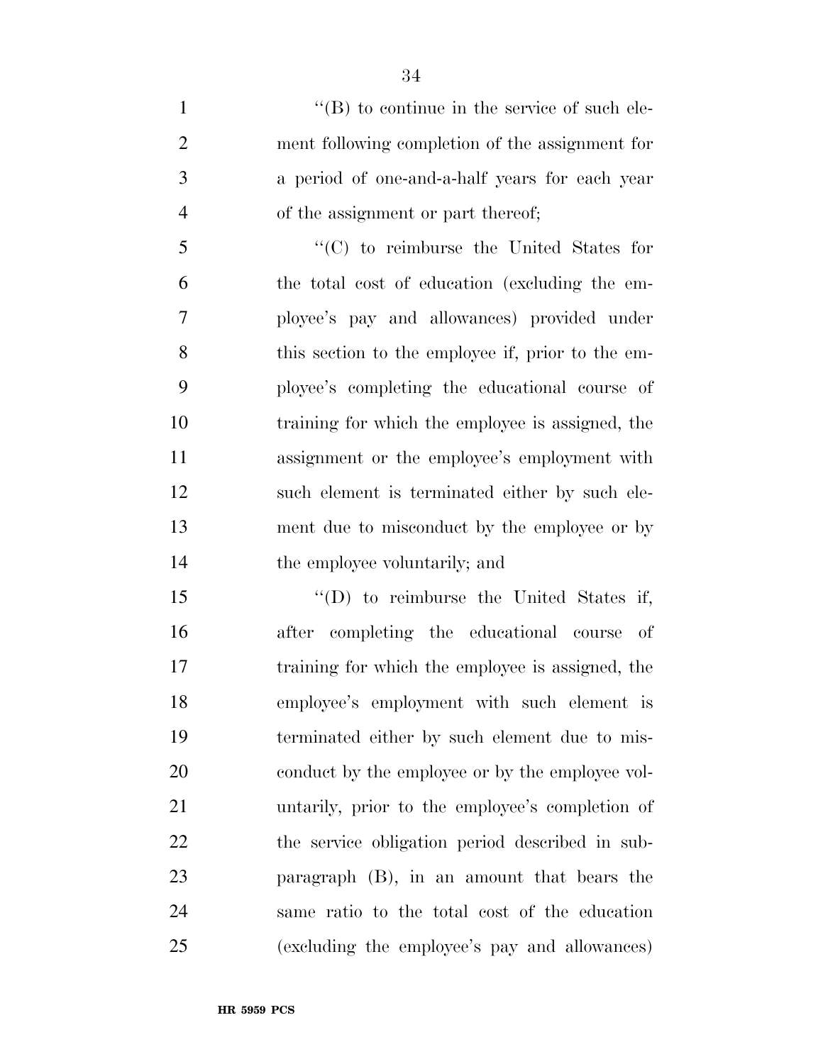''(B) to continue in the service of such element following completion of the assignment for a period of one-and-a-half years for each year of the assignment or part thereof;

''(C) to reimburse the United States for the total cost of education (excluding the employee's pay and allowances) provided under this section to the employee if, prior to the employee's completing the educational course of training for which the employee is assigned, the assignment or the employee's employment with such element is terminated either by such element due to misconduct by the employee or by the employee voluntarily; and

''(D) to reimburse the United States if, after completing the educational course of training for which the employee is assigned, the employee's employment with such element is terminated either by such element due to misconduct by the employee or by the employee voluntarily, prior to the employee's completion of the service obligation period described in subparagraph (B), in an amount that bears the same ratio to the total cost of the education (excluding the employee's pay and allowances)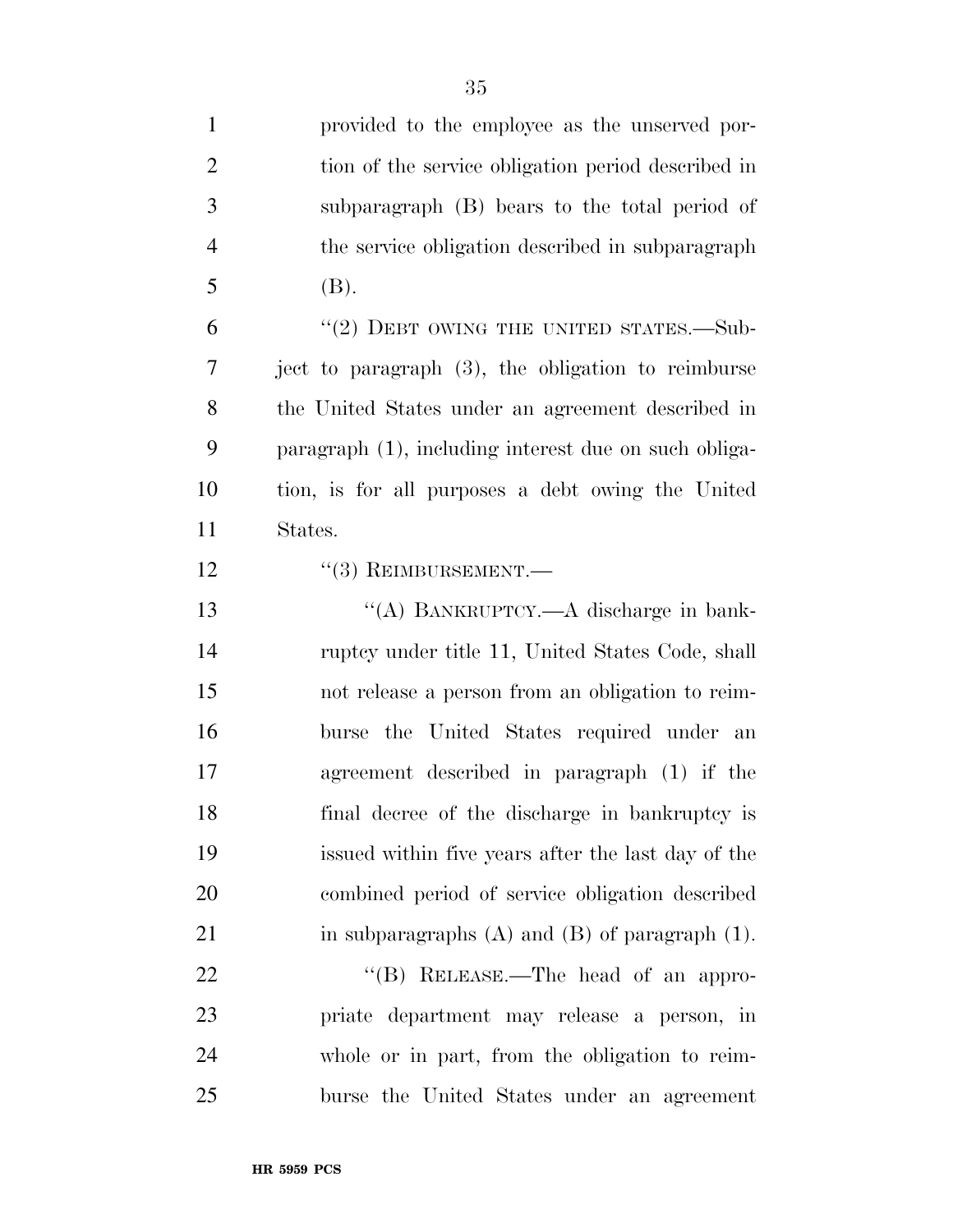provided to the employee as the unserved portion of the service obligation period described in subparagraph (B) bears to the total period of the service obligation described in subparagraph (B).

"(2) DEBT OWING THE UNITED STATES.—Subject to paragraph (3), the obligation to reimburse the United States under an agreement described in paragraph (1), including interest due on such obligation, is for all purposes a debt owing the United States.

"(3) REIMBURSEMENT.—

"(A) BANKRUPTCY.—A discharge in bankruptcy under title 11, United States Code, shall not release a person from an obligation to reimburse the United States required under an agreement described in paragraph (1) if the final decree of the discharge in bankruptcy is issued within five years after the last day of the combined period of service obligation described in subparagraphs (A) and (B) of paragraph (1).

"(B) RELEASE.—The head of an appropriate department may release a person, in whole or in part, from the obligation to reimburse the United States under an agreement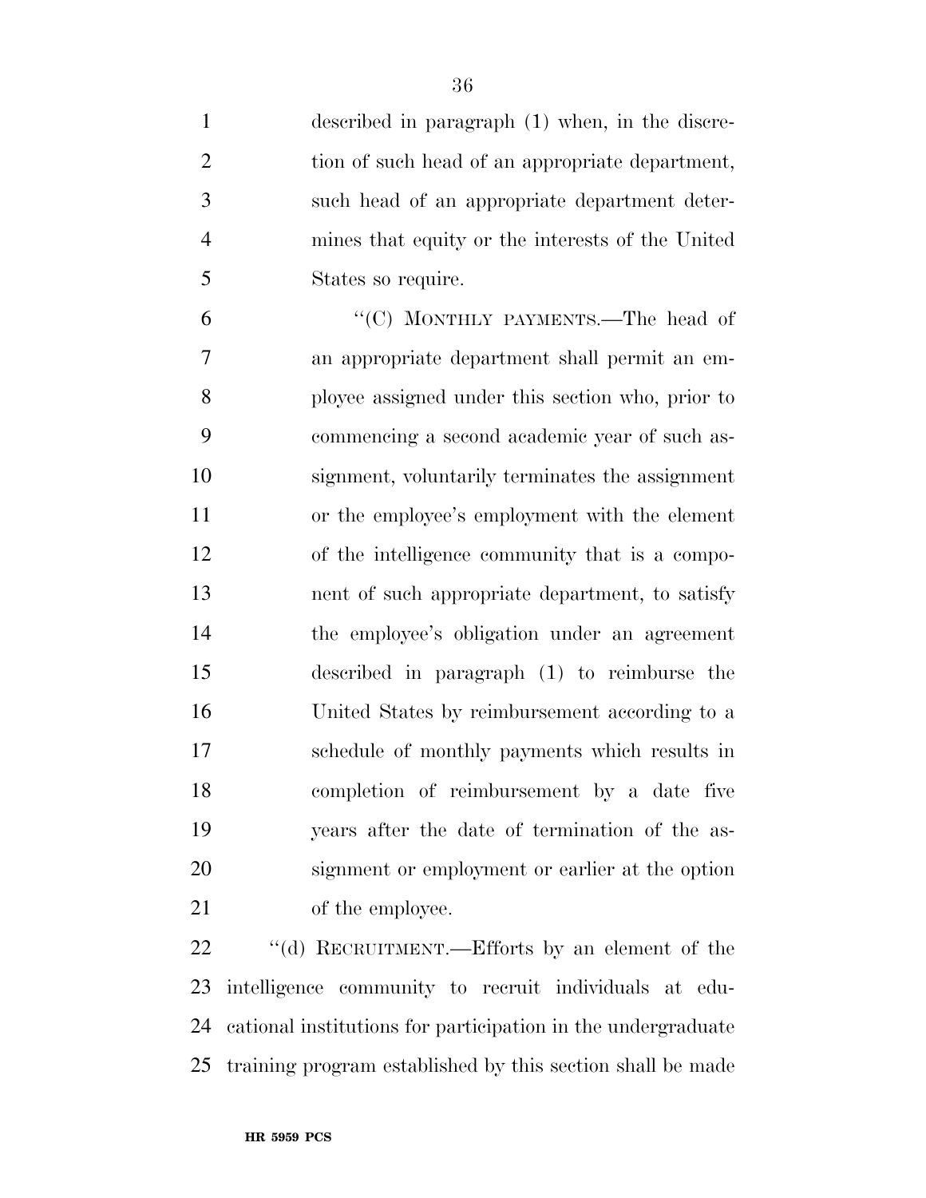described in paragraph (1) when, in the discretion of such head of an appropriate department, such head of an appropriate department determines that equity or the interests of the United States so require.

"(C) MONTHLY PAYMENTS.—The head of an appropriate department shall permit an employee assigned under this section who, prior to commencing a second academic year of such assignment, voluntarily terminates the assignment or the employee's employment with the element of the intelligence community that is a component of such appropriate department, to satisfy the employee's obligation under an agreement described in paragraph (1) to reimburse the United States by reimbursement according to a schedule of monthly payments which results in completion of reimbursement by a date five years after the date of termination of the assignment or employment or earlier at the option of the employee.

"(d) RECRUITMENT.—Efforts by an element of the intelligence community to recruit individuals at educational institutions for participation in the undergraduate training program established by this section shall be made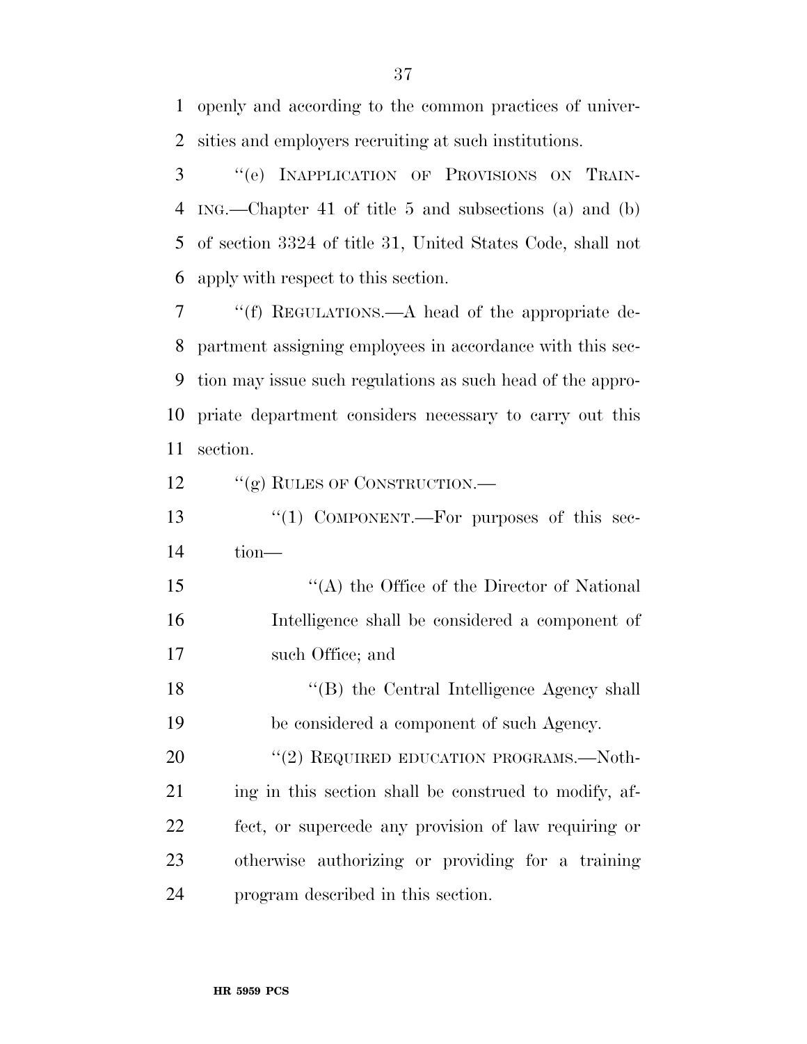openly and according to the common practices of universities and employers recruiting at such institutions.

''(e) INAPPLICATION OF PROVISIONS ON TRAINING.—Chapter 41 of title 5 and subsections (a) and (b) of section 3324 of title 31, United States Code, shall not apply with respect to this section.

''(f) REGULATIONS.—A head of the appropriate department assigning employees in accordance with this section may issue such regulations as such head of the appropriate department considers necessary to carry out this section.

''(g) RULES OF CONSTRUCTION.—

''(1) COMPONENT.—For purposes of this section—

''(A) the Office of the Director of National Intelligence shall be considered a component of such Office; and

''(B) the Central Intelligence Agency shall be considered a component of such Agency.

''(2) REQUIRED EDUCATION PROGRAMS.—Nothing in this section shall be construed to modify, affect, or supercede any provision of law requiring or otherwise authorizing or providing for a training program described in this section.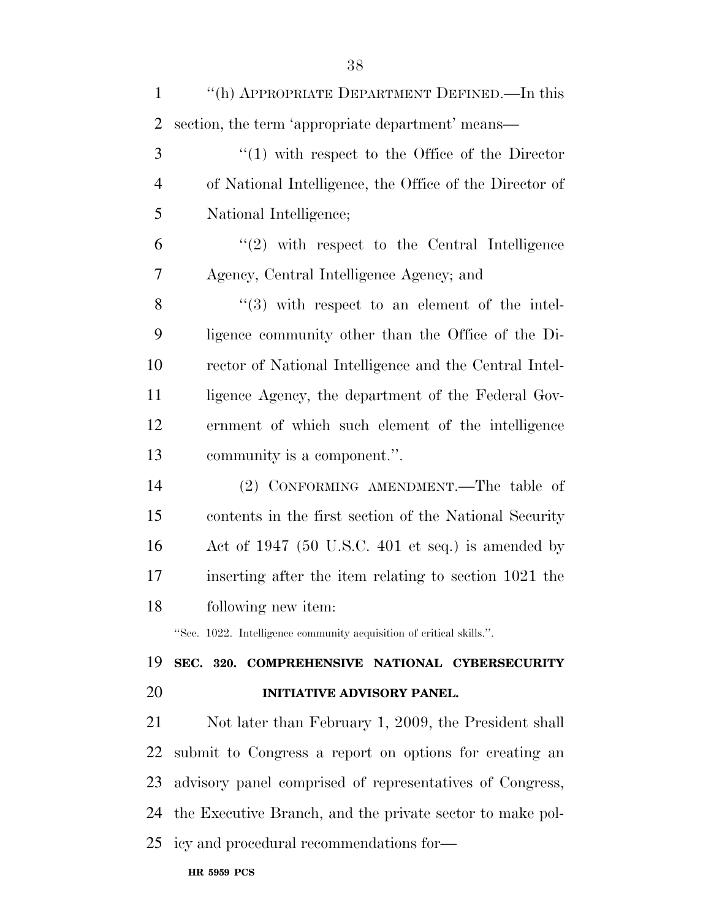"(h) APPROPRIATE DEPARTMENT DEFINED.—In this section, the term 'appropriate department' means—

"(1) with respect to the Office of the Director of National Intelligence, the Office of the Director of National Intelligence;

"(2) with respect to the Central Intelligence Agency, Central Intelligence Agency; and

"(3) with respect to an element of the intelligence community other than the Office of the Director of National Intelligence and the Central Intelligence Agency, the department of the Federal Government of which such element of the intelligence community is a component.".

(2) CONFORMING AMENDMENT.—The table of contents in the first section of the National Security Act of 1947 (50 U.S.C. 401 et seq.) is amended by inserting after the item relating to section 1021 the following new item:

"Sec. 1022. Intelligence community acquisition of critical skills.".

**SEC. 320. COMPREHENSIVE NATIONAL CYBERSECURITY INITIATIVE ADVISORY PANEL.**

Not later than February 1, 2009, the President shall submit to Congress a report on options for creating an advisory panel comprised of representatives of Congress, the Executive Branch, and the private sector to make policy and procedural recommendations for—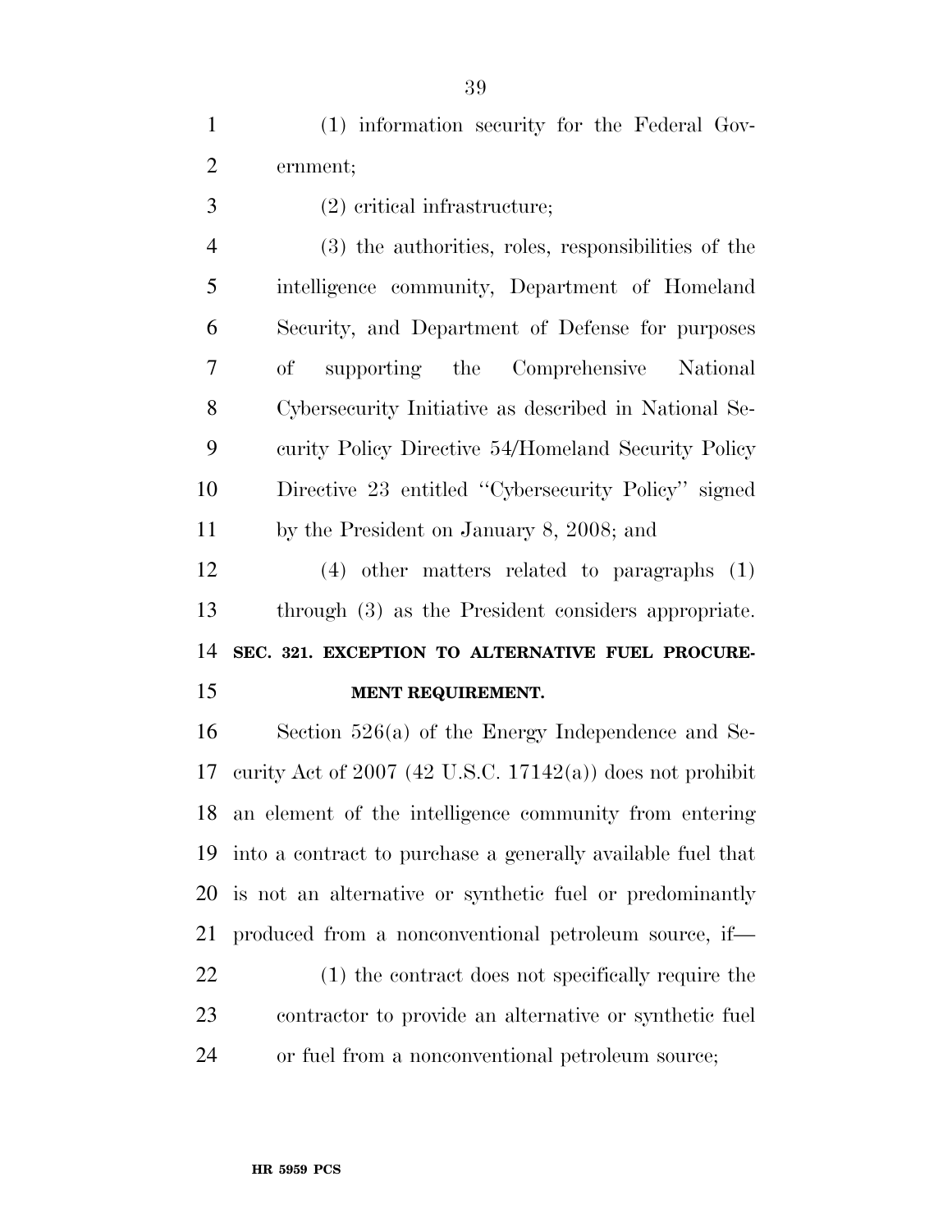(1) information security for the Federal Government;

(2) critical infrastructure;

(3) the authorities, roles, responsibilities of the intelligence community, Department of Homeland Security, and Department of Defense for purposes of supporting the Comprehensive National Cybersecurity Initiative as described in National Security Policy Directive 54/Homeland Security Policy Directive 23 entitled ''Cybersecurity Policy'' signed by the President on January 8, 2008; and

(4) other matters related to paragraphs (1) through (3) as the President considers appropriate.

**SEC. 321. EXCEPTION TO ALTERNATIVE FUEL PROCUREMENT REQUIREMENT.**

Section 526(a) of the Energy Independence and Security Act of 2007 (42 U.S.C. 17142(a)) does not prohibit an element of the intelligence community from entering into a contract to purchase a generally available fuel that is not an alternative or synthetic fuel or predominantly produced from a nonconventional petroleum source, if—

(1) the contract does not specifically require the contractor to provide an alternative or synthetic fuel or fuel from a nonconventional petroleum source;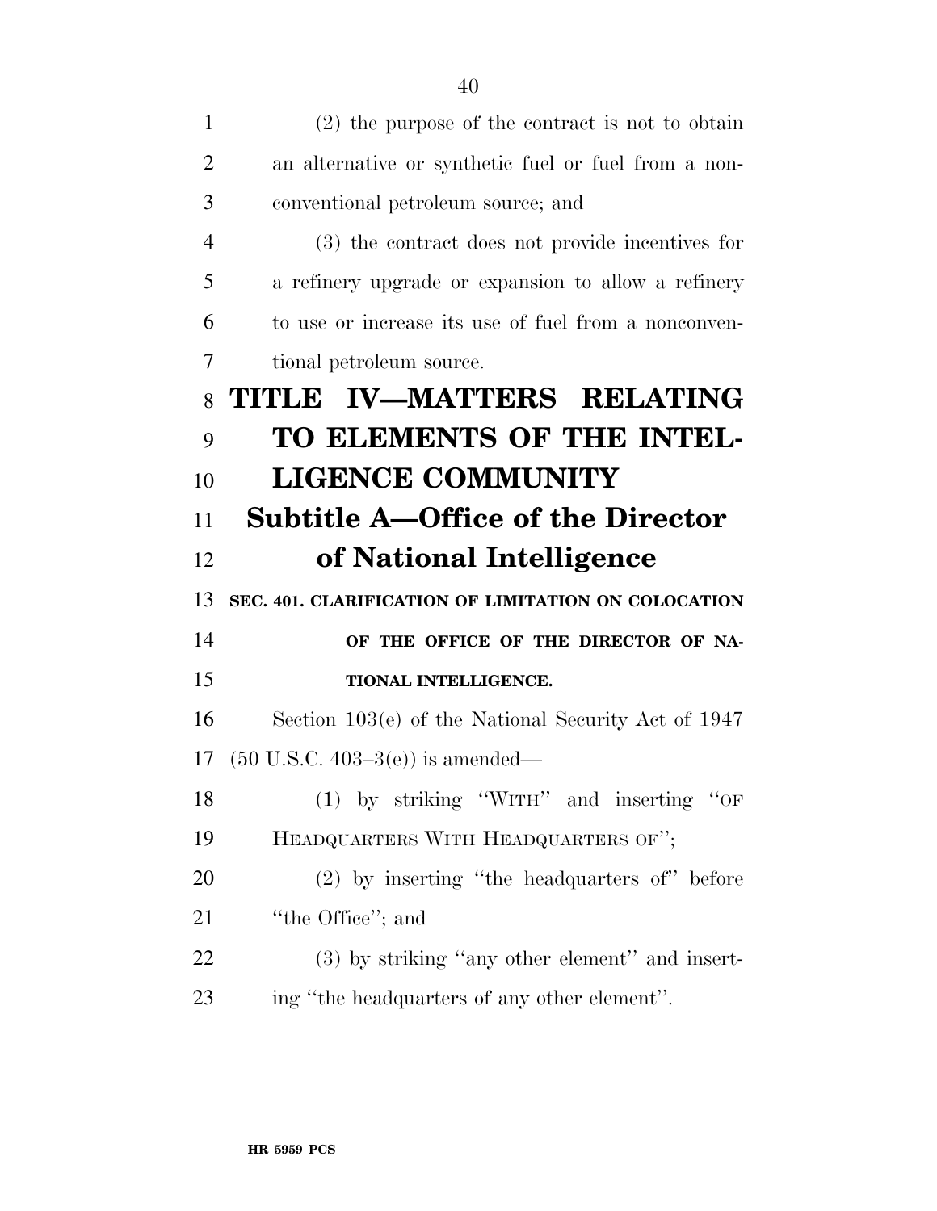(2) the purpose of the contract is not to obtain an alternative or synthetic fuel or fuel from a nonconventional petroleum source; and

(3) the contract does not provide incentives for a refinery upgrade or expansion to allow a refinery to use or increase its use of fuel from a nonconventional petroleum source.

# TITLE IV—MATTERS RELATING TO ELEMENTS OF THE INTELLIGENCE COMMUNITY

## Subtitle A—Office of the Director of National Intelligence

### SEC. 401. CLARIFICATION OF LIMITATION ON COLOCATION OF THE OFFICE OF THE DIRECTOR OF NATIONAL INTELLIGENCE.

Section 103(e) of the National Security Act of 1947 (50 U.S.C. 403–3(e)) is amended—

(1) by striking ''WITH'' and inserting ''OF HEADQUARTERS WITH HEADQUARTERS OF'';

(2) by inserting ''the headquarters of'' before ''the Office''; and

(3) by striking ''any other element'' and inserting ''the headquarters of any other element''.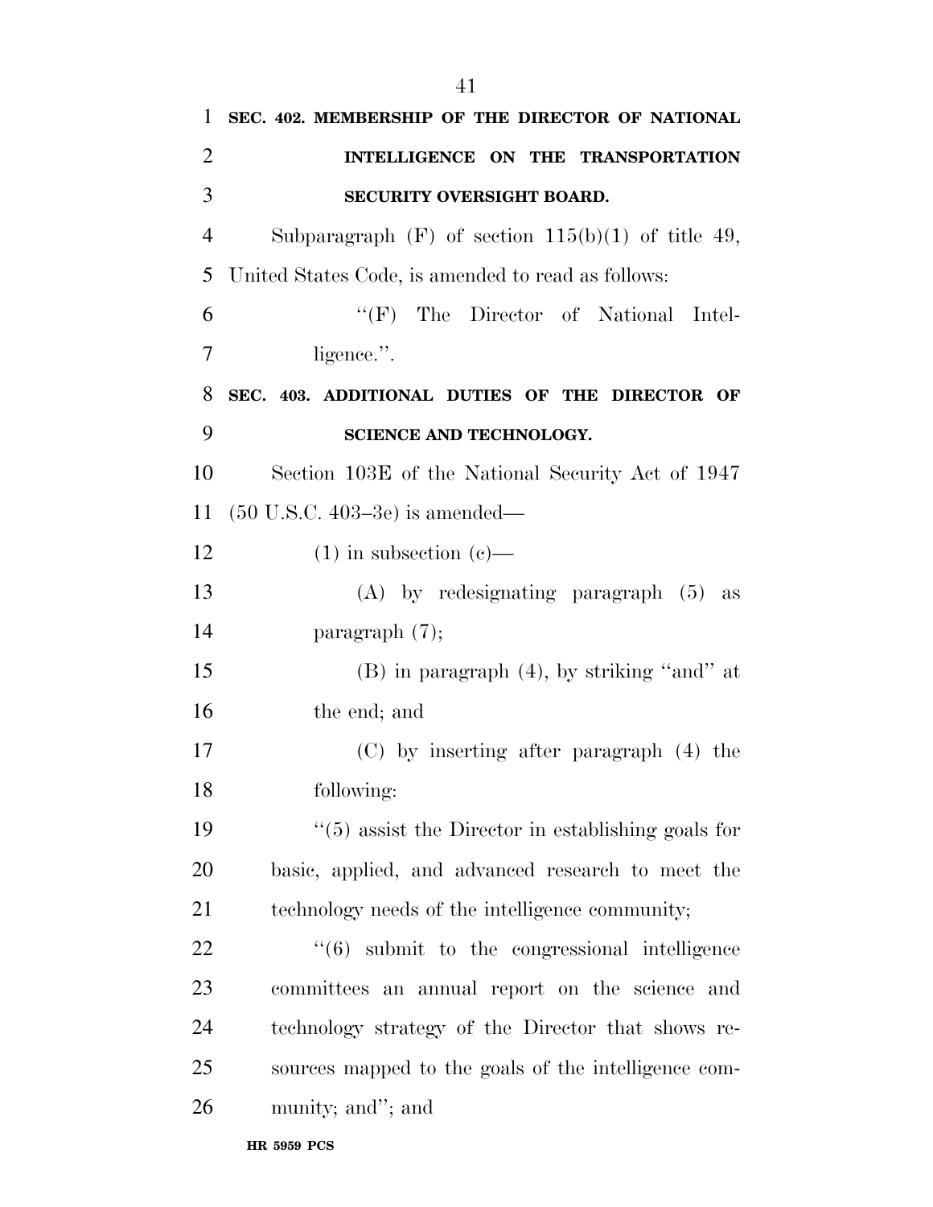**SEC. 402. MEMBERSHIP OF THE DIRECTOR OF NATIONAL INTELLIGENCE ON THE TRANSPORTATION SECURITY OVERSIGHT BOARD.**

Subparagraph (F) of section 115(b)(1) of title 49, United States Code, is amended to read as follows:

> ''(F) The Director of National Intelligence.''.

**SEC. 403. ADDITIONAL DUTIES OF THE DIRECTOR OF SCIENCE AND TECHNOLOGY.**

Section 103E of the National Security Act of 1947 (50 U.S.C. 403–3e) is amended—

(1) in subsection (c)—

(A) by redesignating paragraph (5) as paragraph (7);

(B) in paragraph (4), by striking ''and'' at the end; and

(C) by inserting after paragraph (4) the following:

''(5) assist the Director in establishing goals for basic, applied, and advanced research to meet the technology needs of the intelligence community;

''(6) submit to the congressional intelligence committees an annual report on the science and technology strategy of the Director that shows resources mapped to the goals of the intelligence community; and''; and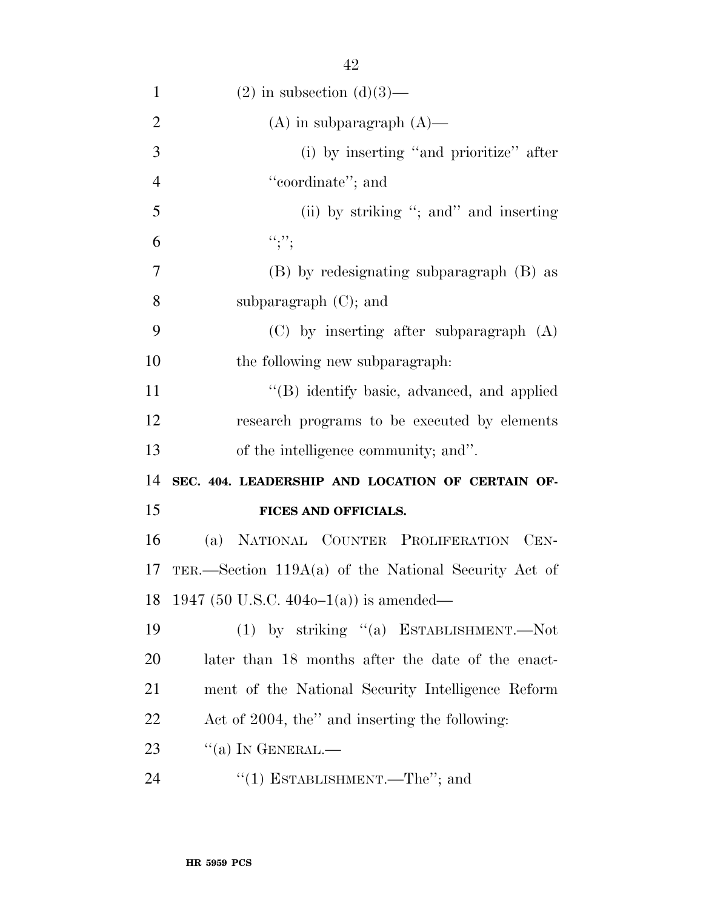(2) in subsection (d)(3)—

(A) in subparagraph (A)—

(i) by inserting ''and prioritize'' after ''coordinate''; and

(ii) by striking ''; and'' and inserting '';'';

(B) by redesignating subparagraph (B) as subparagraph (C); and

(C) by inserting after subparagraph (A) the following new subparagraph:

''(B) identify basic, advanced, and applied research programs to be executed by elements of the intelligence community; and''.

**SEC. 404. LEADERSHIP AND LOCATION OF CERTAIN OFFICES AND OFFICIALS.**

(a) NATIONAL COUNTER PROLIFERATION CENTER.—Section 119A(a) of the National Security Act of 1947 (50 U.S.C. 404o–1(a)) is amended—

(1) by striking ''(a) ESTABLISHMENT.—Not later than 18 months after the date of the enactment of the National Security Intelligence Reform Act of 2004, the'' and inserting the following:

''(a) IN GENERAL.—

''(1) ESTABLISHMENT.—The''; and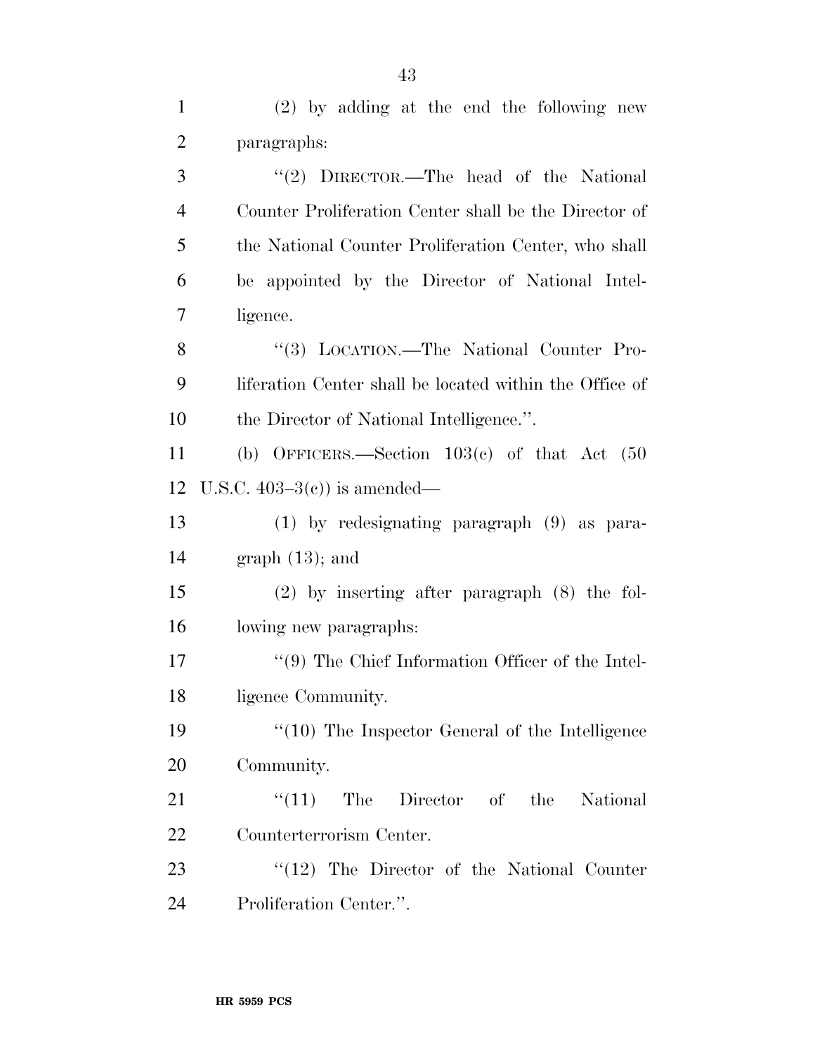(2) by adding at the end the following new paragraphs:

''(2) DIRECTOR.—The head of the National Counter Proliferation Center shall be the Director of the National Counter Proliferation Center, who shall be appointed by the Director of National Intelligence.

''(3) LOCATION.—The National Counter Proliferation Center shall be located within the Office of the Director of National Intelligence.''.

(b) OFFICERS.—Section 103(c) of that Act (50 U.S.C. 403–3(c)) is amended—

(1) by redesignating paragraph (9) as paragraph (13); and

(2) by inserting after paragraph (8) the following new paragraphs:

''(9) The Chief Information Officer of the Intelligence Community.

''(10) The Inspector General of the Intelligence Community.

''(11) The Director of the National Counterterrorism Center.

''(12) The Director of the National Counter Proliferation Center.''.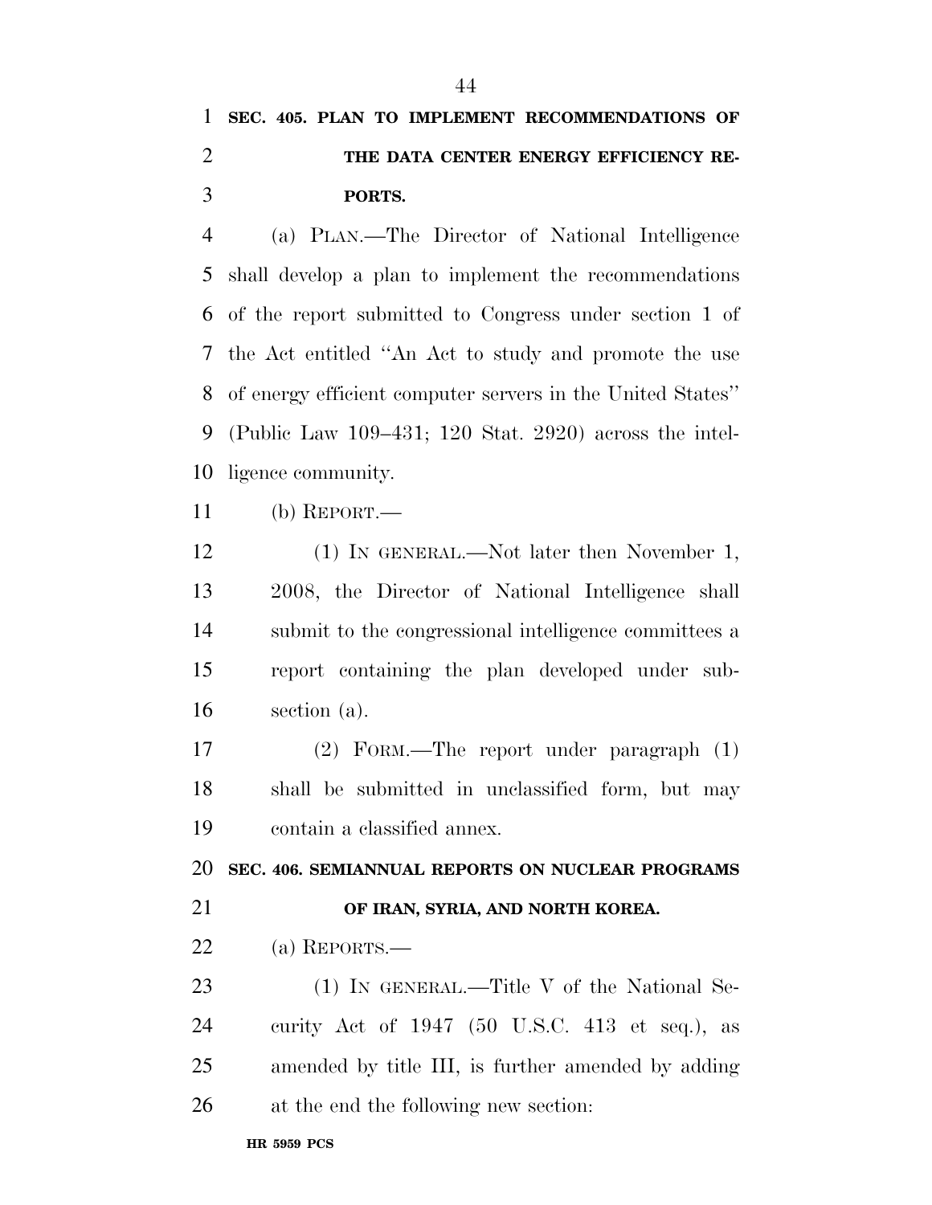**SEC. 405. PLAN TO IMPLEMENT RECOMMENDATIONS OF THE DATA CENTER ENERGY EFFICIENCY REPORTS.**

(a) PLAN.—The Director of National Intelligence shall develop a plan to implement the recommendations of the report submitted to Congress under section 1 of the Act entitled ''An Act to study and promote the use of energy efficient computer servers in the United States'' (Public Law 109–431; 120 Stat. 2920) across the intelligence community.

(b) REPORT.—

(1) IN GENERAL.—Not later then November 1, 2008, the Director of National Intelligence shall submit to the congressional intelligence committees a report containing the plan developed under subsection (a).

(2) FORM.—The report under paragraph (1) shall be submitted in unclassified form, but may contain a classified annex.

**SEC. 406. SEMIANNUAL REPORTS ON NUCLEAR PROGRAMS OF IRAN, SYRIA, AND NORTH KOREA.**

(a) REPORTS.—

(1) IN GENERAL.—Title V of the National Security Act of 1947 (50 U.S.C. 413 et seq.), as amended by title III, is further amended by adding at the end the following new section: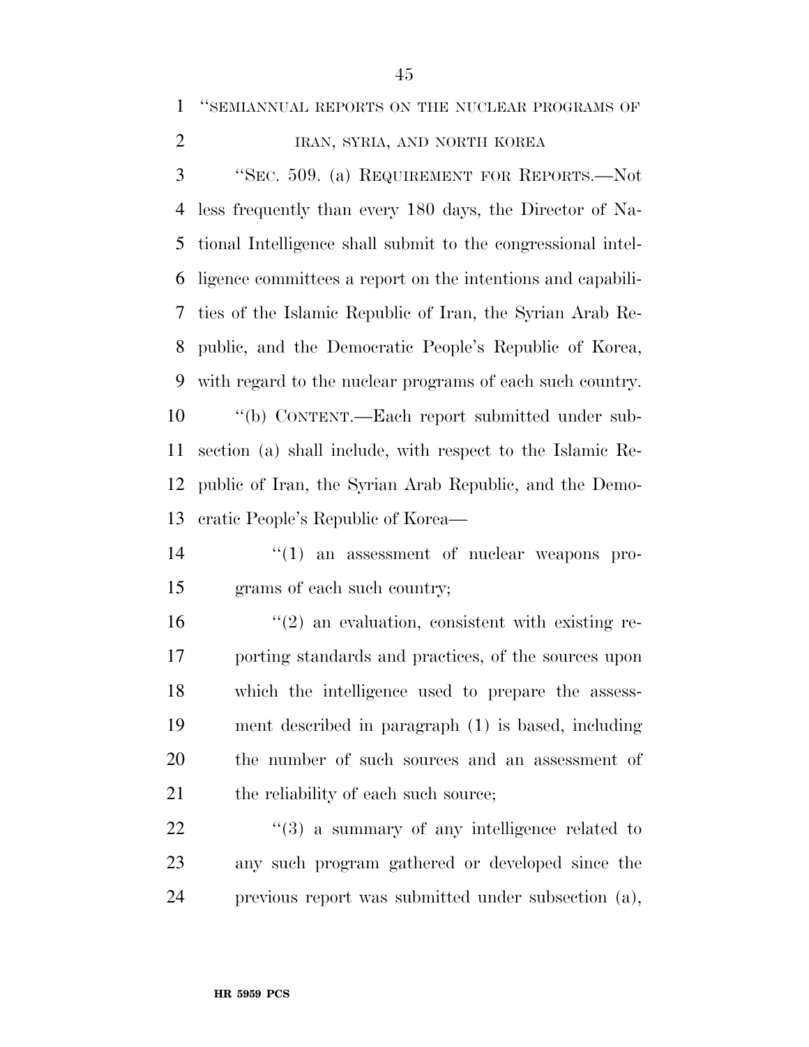"SEMIANNUAL REPORTS ON THE NUCLEAR PROGRAMS OF IRAN, SYRIA, AND NORTH KOREA

"SEC. 509. (a) REQUIREMENT FOR REPORTS.—Not less frequently than every 180 days, the Director of National Intelligence shall submit to the congressional intelligence committees a report on the intentions and capabilities of the Islamic Republic of Iran, the Syrian Arab Republic, and the Democratic People's Republic of Korea, with regard to the nuclear programs of each such country.

"(b) CONTENT.—Each report submitted under subsection (a) shall include, with respect to the Islamic Republic of Iran, the Syrian Arab Republic, and the Democratic People's Republic of Korea—

"(1) an assessment of nuclear weapons programs of each such country;

"(2) an evaluation, consistent with existing reporting standards and practices, of the sources upon which the intelligence used to prepare the assessment described in paragraph (1) is based, including the number of such sources and an assessment of the reliability of each such source;

"(3) a summary of any intelligence related to any such program gathered or developed since the previous report was submitted under subsection (a),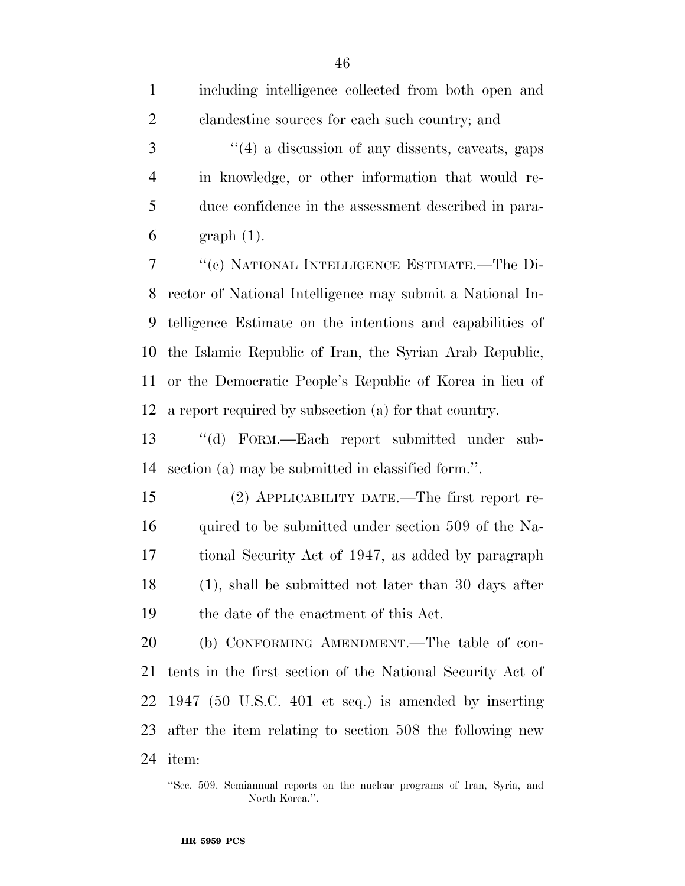including intelligence collected from both open and clandestine sources for each such country; and

''(4) a discussion of any dissents, caveats, gaps in knowledge, or other information that would reduce confidence in the assessment described in paragraph (1).

''(c) NATIONAL INTELLIGENCE ESTIMATE.—The Director of National Intelligence may submit a National Intelligence Estimate on the intentions and capabilities of the Islamic Republic of Iran, the Syrian Arab Republic, or the Democratic People's Republic of Korea in lieu of a report required by subsection (a) for that country.

''(d) FORM.—Each report submitted under subsection (a) may be submitted in classified form.''.

(2) APPLICABILITY DATE.—The first report required to be submitted under section 509 of the National Security Act of 1947, as added by paragraph (1), shall be submitted not later than 30 days after the date of the enactment of this Act.

(b) CONFORMING AMENDMENT.—The table of contents in the first section of the National Security Act of 1947 (50 U.S.C. 401 et seq.) is amended by inserting after the item relating to section 508 the following new item:

''Sec. 509. Semiannual reports on the nuclear programs of Iran, Syria, and North Korea.''.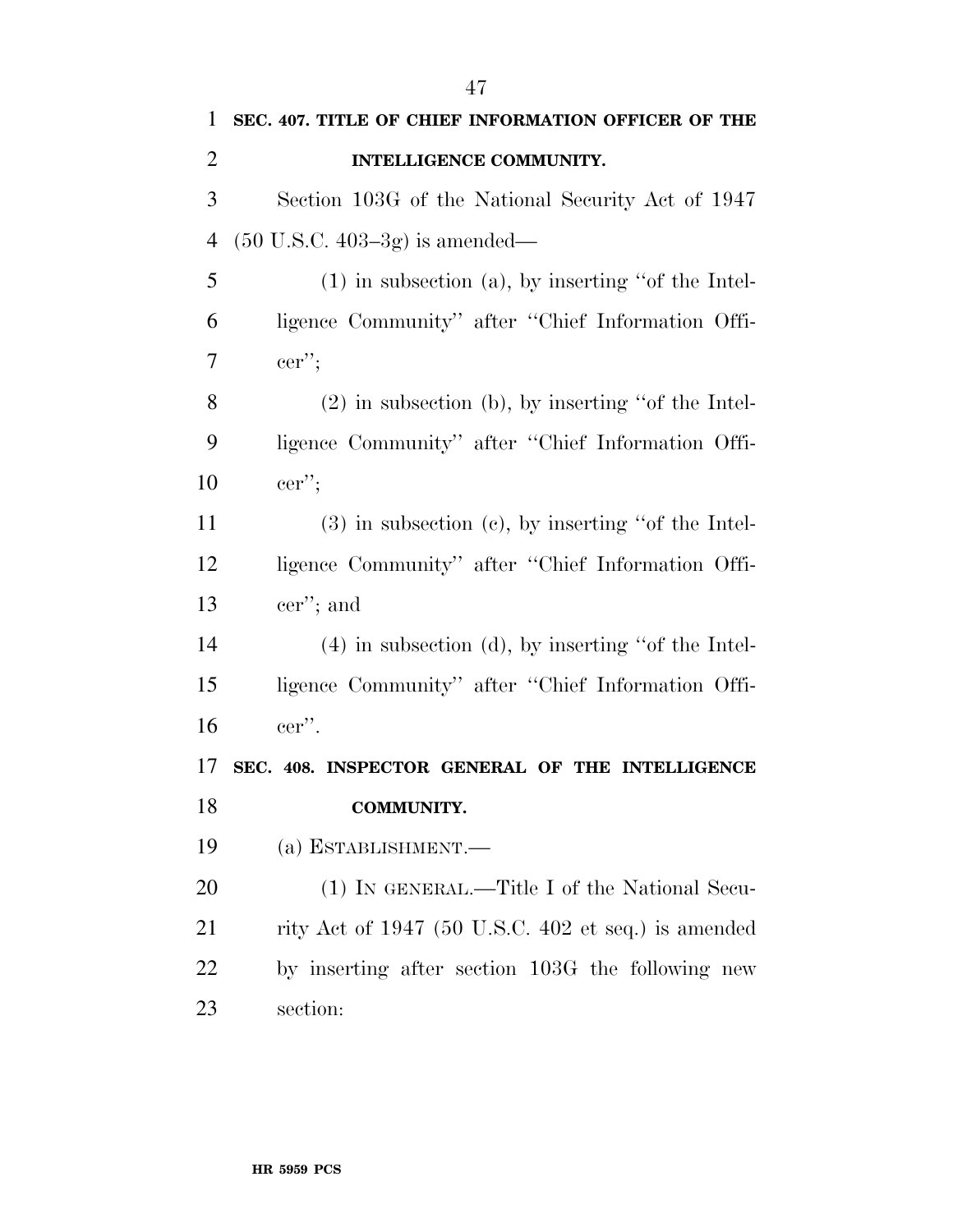**SEC. 407. TITLE OF CHIEF INFORMATION OFFICER OF THE INTELLIGENCE COMMUNITY.**

Section 103G of the National Security Act of 1947 (50 U.S.C. 403–3g) is amended—

(1) in subsection (a), by inserting ''of the Intelligence Community'' after ''Chief Information Officer'';

(2) in subsection (b), by inserting ''of the Intelligence Community'' after ''Chief Information Officer'';

(3) in subsection (c), by inserting ''of the Intelligence Community'' after ''Chief Information Officer''; and

(4) in subsection (d), by inserting ''of the Intelligence Community'' after ''Chief Information Officer''.

**SEC. 408. INSPECTOR GENERAL OF THE INTELLIGENCE COMMUNITY.**

(a) ESTABLISHMENT.—

(1) IN GENERAL.—Title I of the National Security Act of 1947 (50 U.S.C. 402 et seq.) is amended by inserting after section 103G the following new section: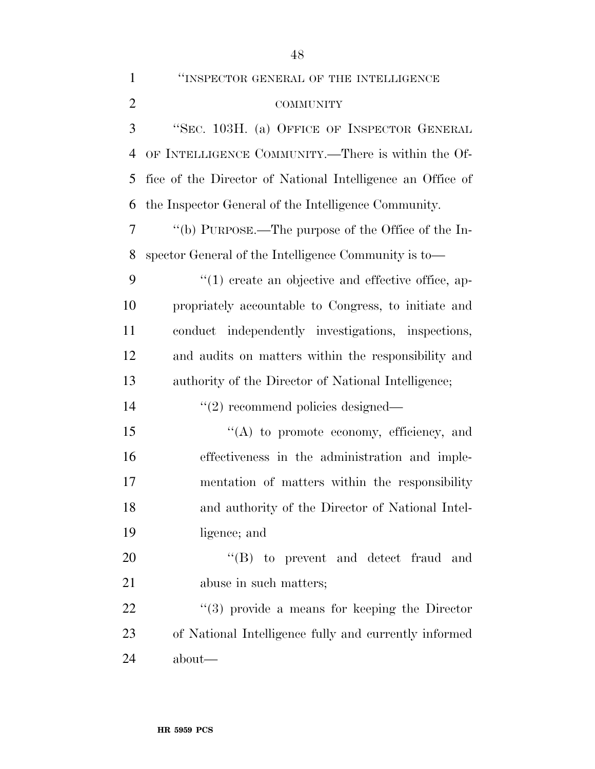"INSPECTOR GENERAL OF THE INTELLIGENCE COMMUNITY

"SEC. 103H. (a) OFFICE OF INSPECTOR GENERAL OF INTELLIGENCE COMMUNITY.—There is within the Office of the Director of National Intelligence an Office of the Inspector General of the Intelligence Community.

"(b) PURPOSE.—The purpose of the Office of the Inspector General of the Intelligence Community is to—

"(1) create an objective and effective office, appropriately accountable to Congress, to initiate and conduct independently investigations, inspections, and audits on matters within the responsibility and authority of the Director of National Intelligence;

"(2) recommend policies designed—

"(A) to promote economy, efficiency, and effectiveness in the administration and implementation of matters within the responsibility and authority of the Director of National Intelligence; and

"(B) to prevent and detect fraud and abuse in such matters;

"(3) provide a means for keeping the Director of National Intelligence fully and currently informed about—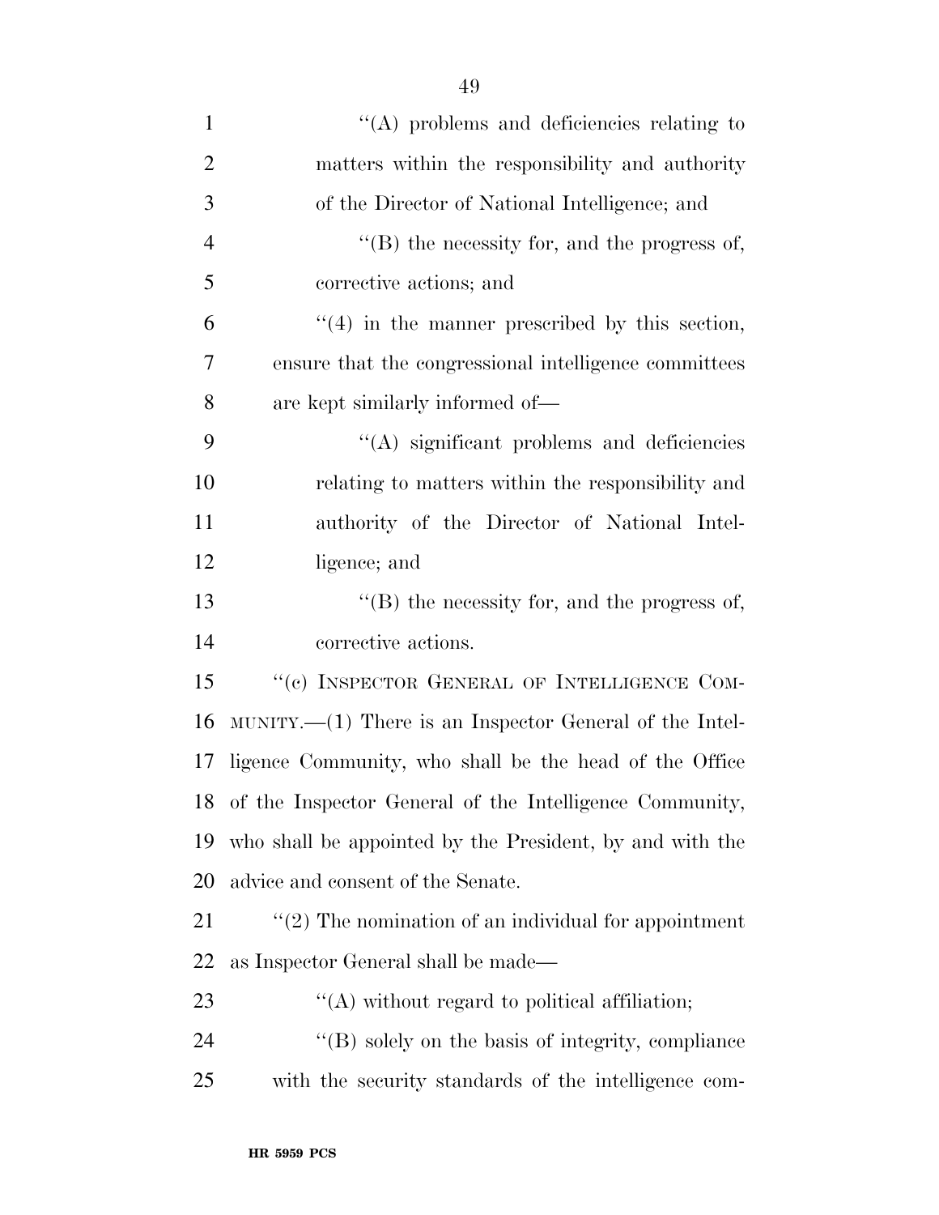''(A) problems and deficiencies relating to matters within the responsibility and authority of the Director of National Intelligence; and

''(B) the necessity for, and the progress of, corrective actions; and

''(4) in the manner prescribed by this section, ensure that the congressional intelligence committees are kept similarly informed of—

''(A) significant problems and deficiencies relating to matters within the responsibility and authority of the Director of National Intelligence; and

''(B) the necessity for, and the progress of, corrective actions.

''(c) INSPECTOR GENERAL OF INTELLIGENCE COMMUNITY.—(1) There is an Inspector General of the Intelligence Community, who shall be the head of the Office of the Inspector General of the Intelligence Community, who shall be appointed by the President, by and with the advice and consent of the Senate.

''(2) The nomination of an individual for appointment as Inspector General shall be made—

''(A) without regard to political affiliation;

''(B) solely on the basis of integrity, compliance with the security standards of the intelligence com-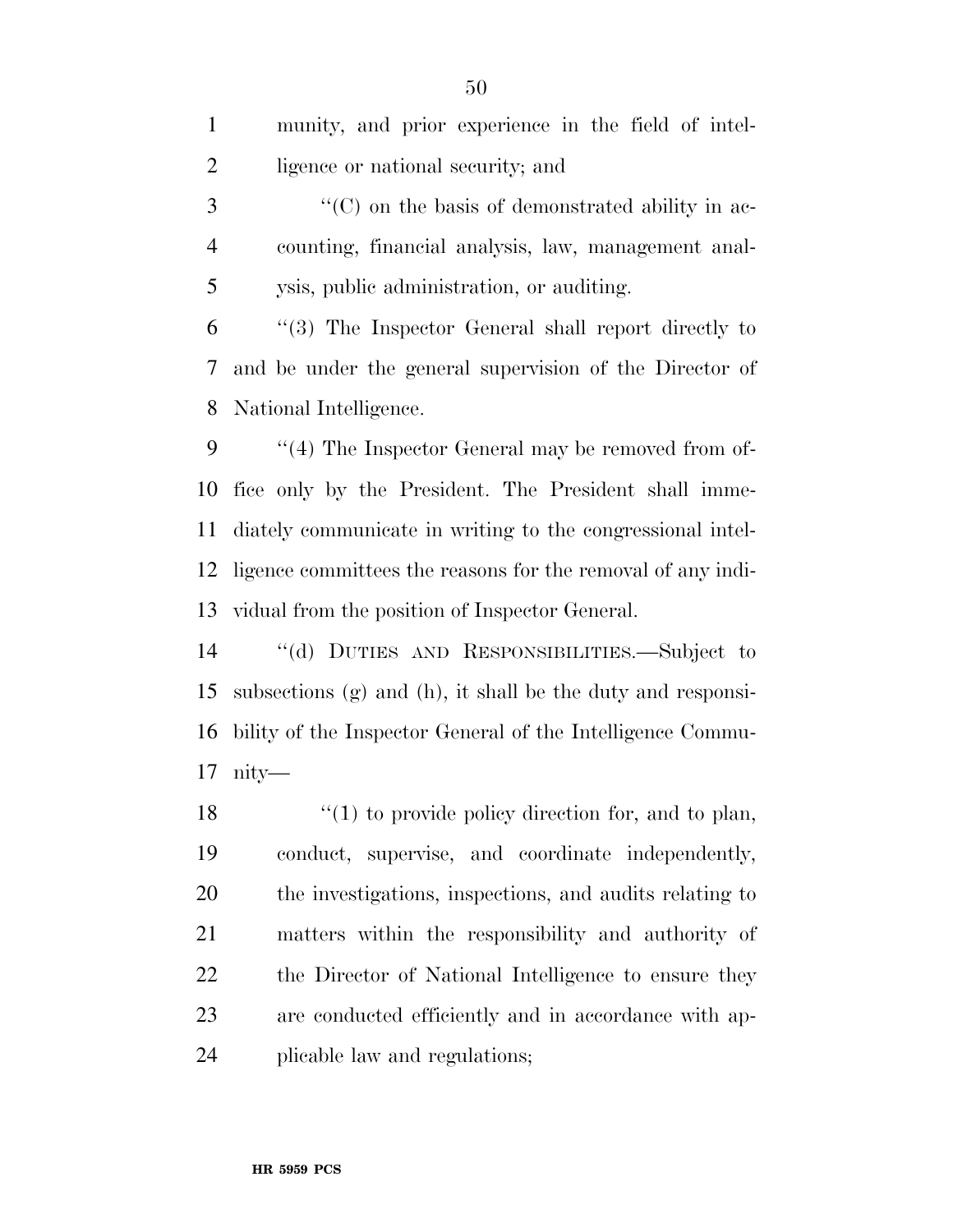munity, and prior experience in the field of intelligence or national security; and

"(C) on the basis of demonstrated ability in accounting, financial analysis, law, management analysis, public administration, or auditing.

"(3) The Inspector General shall report directly to and be under the general supervision of the Director of National Intelligence.

"(4) The Inspector General may be removed from office only by the President. The President shall immediately communicate in writing to the congressional intelligence committees the reasons for the removal of any individual from the position of Inspector General.

"(d) DUTIES AND RESPONSIBILITIES.—Subject to subsections (g) and (h), it shall be the duty and responsibility of the Inspector General of the Intelligence Community—

"(1) to provide policy direction for, and to plan, conduct, supervise, and coordinate independently, the investigations, inspections, and audits relating to matters within the responsibility and authority of the Director of National Intelligence to ensure they are conducted efficiently and in accordance with applicable law and regulations;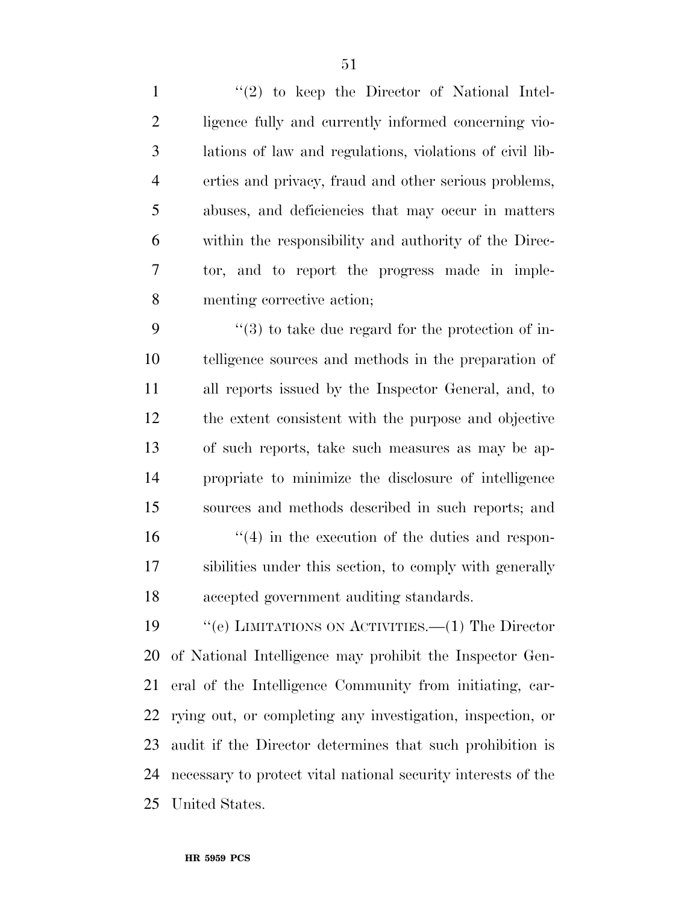"(2) to keep the Director of National Intelligence fully and currently informed concerning violations of law and regulations, violations of civil liberties and privacy, fraud and other serious problems, abuses, and deficiencies that may occur in matters within the responsibility and authority of the Director, and to report the progress made in implementing corrective action;

"(3) to take due regard for the protection of intelligence sources and methods in the preparation of all reports issued by the Inspector General, and, to the extent consistent with the purpose and objective of such reports, take such measures as may be appropriate to minimize the disclosure of intelligence sources and methods described in such reports; and

"(4) in the execution of the duties and responsibilities under this section, to comply with generally accepted government auditing standards.

"(e) LIMITATIONS ON ACTIVITIES.—(1) The Director of National Intelligence may prohibit the Inspector General of the Intelligence Community from initiating, carrying out, or completing any investigation, inspection, or audit if the Director determines that such prohibition is necessary to protect vital national security interests of the United States.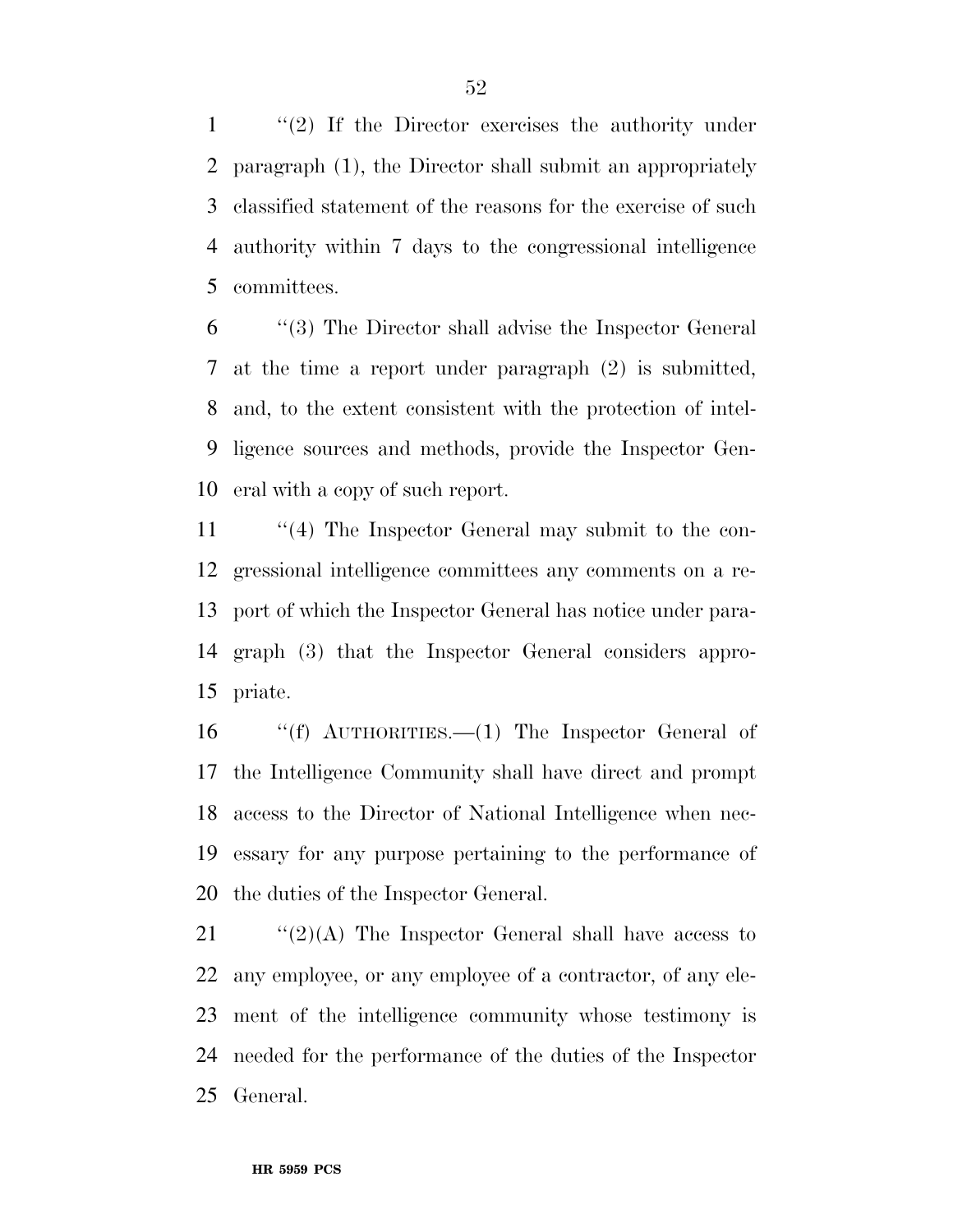"(2) If the Director exercises the authority under paragraph (1), the Director shall submit an appropriately classified statement of the reasons for the exercise of such authority within 7 days to the congressional intelligence committees.

"(3) The Director shall advise the Inspector General at the time a report under paragraph (2) is submitted, and, to the extent consistent with the protection of intelligence sources and methods, provide the Inspector General with a copy of such report.

"(4) The Inspector General may submit to the congressional intelligence committees any comments on a report of which the Inspector General has notice under paragraph (3) that the Inspector General considers appropriate.

"(f) AUTHORITIES.—(1) The Inspector General of the Intelligence Community shall have direct and prompt access to the Director of National Intelligence when necessary for any purpose pertaining to the performance of the duties of the Inspector General.

"(2)(A) The Inspector General shall have access to any employee, or any employee of a contractor, of any element of the intelligence community whose testimony is needed for the performance of the duties of the Inspector General.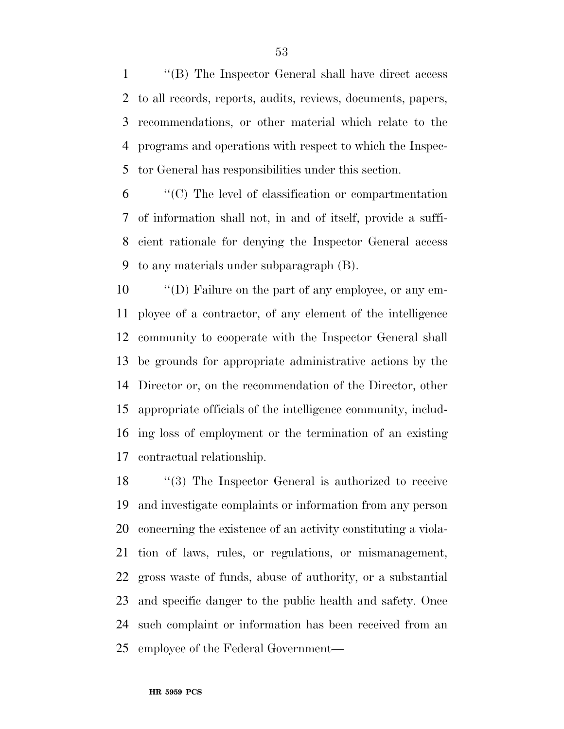''(B) The Inspector General shall have direct access to all records, reports, audits, reviews, documents, papers, recommendations, or other material which relate to the programs and operations with respect to which the Inspector General has responsibilities under this section.

''(C) The level of classification or compartmentation of information shall not, in and of itself, provide a sufficient rationale for denying the Inspector General access to any materials under subparagraph (B).

''(D) Failure on the part of any employee, or any employee of a contractor, of any element of the intelligence community to cooperate with the Inspector General shall be grounds for appropriate administrative actions by the Director or, on the recommendation of the Director, other appropriate officials of the intelligence community, including loss of employment or the termination of an existing contractual relationship.

''(3) The Inspector General is authorized to receive and investigate complaints or information from any person concerning the existence of an activity constituting a violation of laws, rules, or regulations, or mismanagement, gross waste of funds, abuse of authority, or a substantial and specific danger to the public health and safety. Once such complaint or information has been received from an employee of the Federal Government—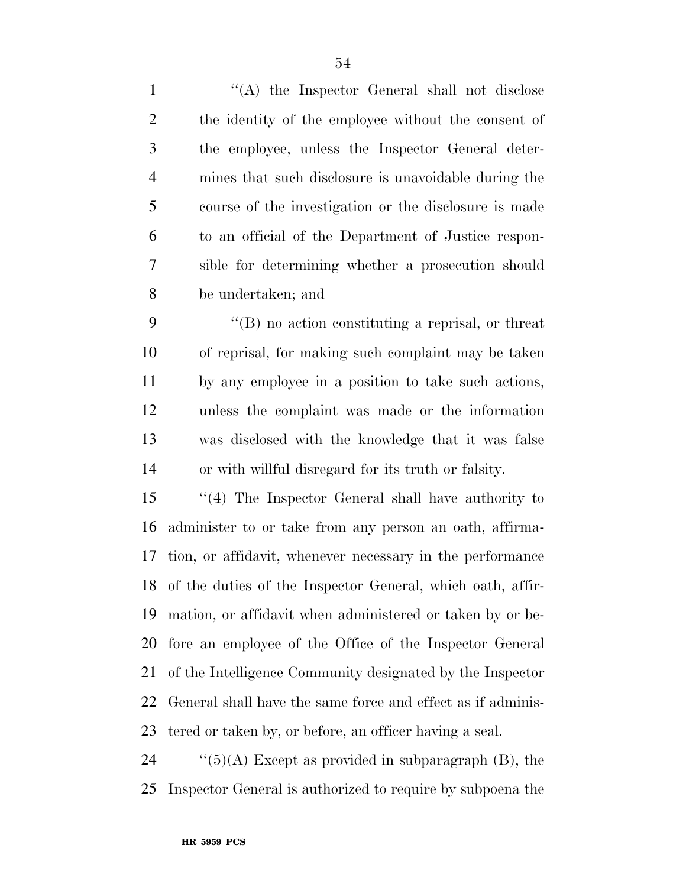"(A) the Inspector General shall not disclose the identity of the employee without the consent of the employee, unless the Inspector General determines that such disclosure is unavoidable during the course of the investigation or the disclosure is made to an official of the Department of Justice responsible for determining whether a prosecution should be undertaken; and

"(B) no action constituting a reprisal, or threat of reprisal, for making such complaint may be taken by any employee in a position to take such actions, unless the complaint was made or the information was disclosed with the knowledge that it was false or with willful disregard for its truth or falsity.

"(4) The Inspector General shall have authority to administer to or take from any person an oath, affirmation, or affidavit, whenever necessary in the performance of the duties of the Inspector General, which oath, affirmation, or affidavit when administered or taken by or before an employee of the Office of the Inspector General of the Intelligence Community designated by the Inspector General shall have the same force and effect as if administered or taken by, or before, an officer having a seal.

"(5)(A) Except as provided in subparagraph (B), the Inspector General is authorized to require by subpoena the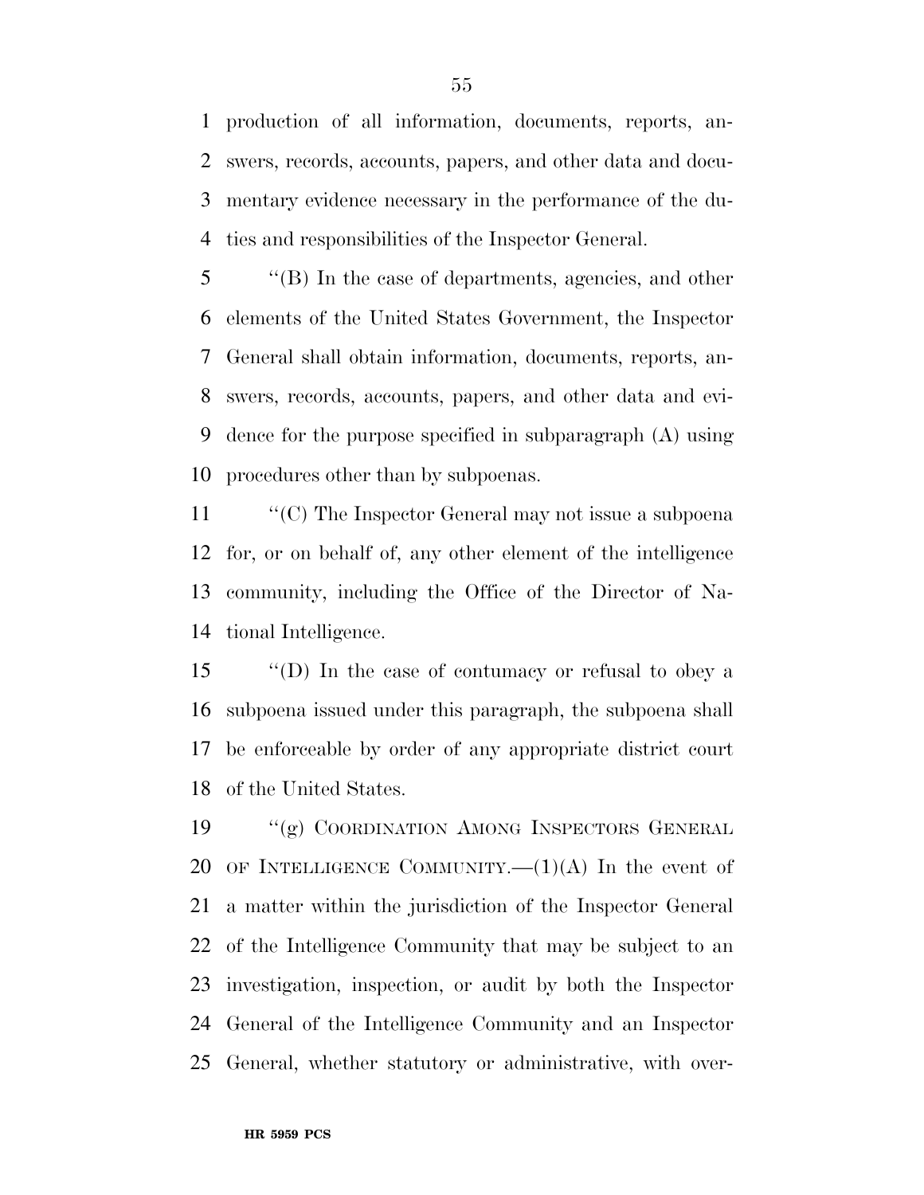production of all information, documents, reports, answers, records, accounts, papers, and other data and documentary evidence necessary in the performance of the duties and responsibilities of the Inspector General.

''(B) In the case of departments, agencies, and other elements of the United States Government, the Inspector General shall obtain information, documents, reports, answers, records, accounts, papers, and other data and evidence for the purpose specified in subparagraph (A) using procedures other than by subpoenas.

''(C) The Inspector General may not issue a subpoena for, or on behalf of, any other element of the intelligence community, including the Office of the Director of National Intelligence.

''(D) In the case of contumacy or refusal to obey a subpoena issued under this paragraph, the subpoena shall be enforceable by order of any appropriate district court of the United States.

''(g) COORDINATION AMONG INSPECTORS GENERAL OF INTELLIGENCE COMMUNITY.—(1)(A) In the event of a matter within the jurisdiction of the Inspector General of the Intelligence Community that may be subject to an investigation, inspection, or audit by both the Inspector General of the Intelligence Community and an Inspector General, whether statutory or administrative, with over-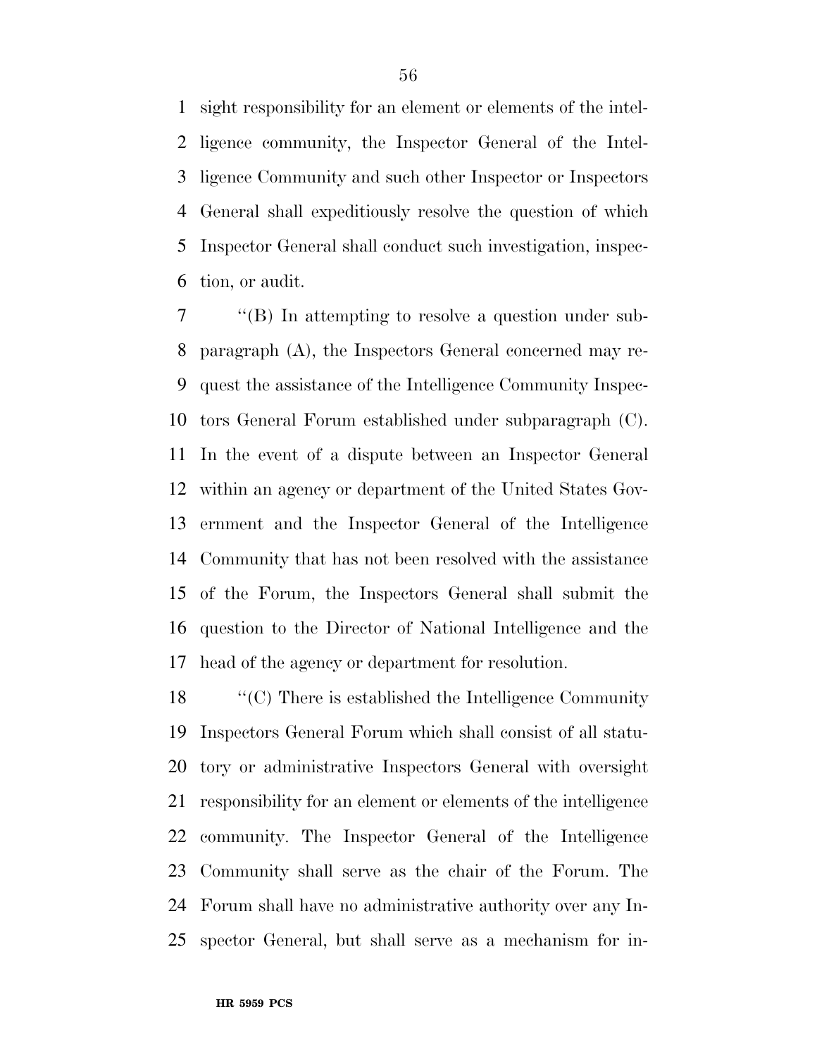sight responsibility for an element or elements of the intelligence community, the Inspector General of the Intelligence Community and such other Inspector or Inspectors General shall expeditiously resolve the question of which Inspector General shall conduct such investigation, inspection, or audit.

"(B) In attempting to resolve a question under subparagraph (A), the Inspectors General concerned may request the assistance of the Intelligence Community Inspectors General Forum established under subparagraph (C). In the event of a dispute between an Inspector General within an agency or department of the United States Government and the Inspector General of the Intelligence Community that has not been resolved with the assistance of the Forum, the Inspectors General shall submit the question to the Director of National Intelligence and the head of the agency or department for resolution.

"(C) There is established the Intelligence Community Inspectors General Forum which shall consist of all statutory or administrative Inspectors General with oversight responsibility for an element or elements of the intelligence community. The Inspector General of the Intelligence Community shall serve as the chair of the Forum. The Forum shall have no administrative authority over any Inspector General, but shall serve as a mechanism for in-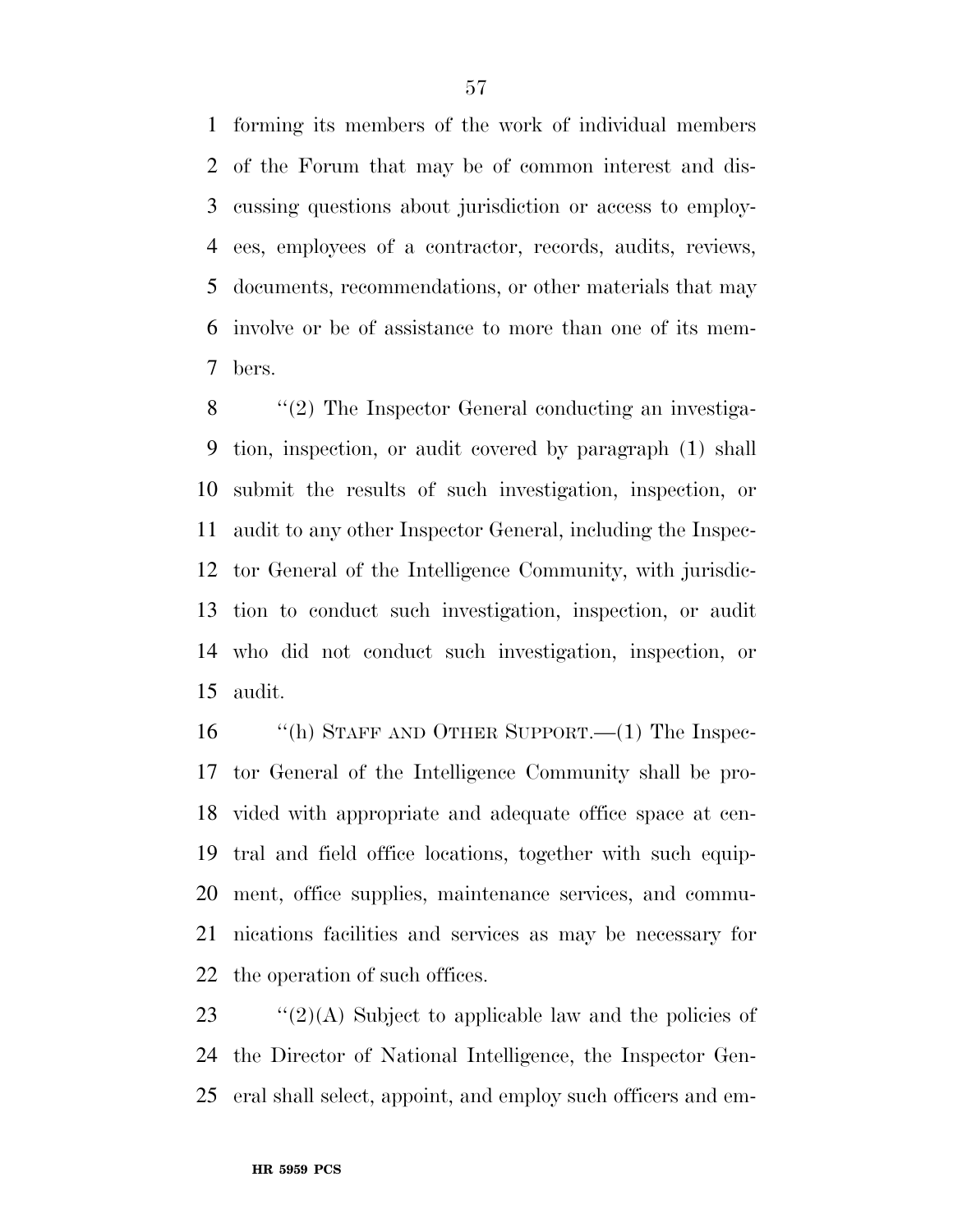forming its members of the work of individual members of the Forum that may be of common interest and discussing questions about jurisdiction or access to employees, employees of a contractor, records, audits, reviews, documents, recommendations, or other materials that may involve or be of assistance to more than one of its members.

"(2) The Inspector General conducting an investigation, inspection, or audit covered by paragraph (1) shall submit the results of such investigation, inspection, or audit to any other Inspector General, including the Inspector General of the Intelligence Community, with jurisdiction to conduct such investigation, inspection, or audit who did not conduct such investigation, inspection, or audit.

"(h) STAFF AND OTHER SUPPORT.—(1) The Inspector General of the Intelligence Community shall be provided with appropriate and adequate office space at central and field office locations, together with such equipment, office supplies, maintenance services, and communications facilities and services as may be necessary for the operation of such offices.

"(2)(A) Subject to applicable law and the policies of the Director of National Intelligence, the Inspector General shall select, appoint, and employ such officers and em-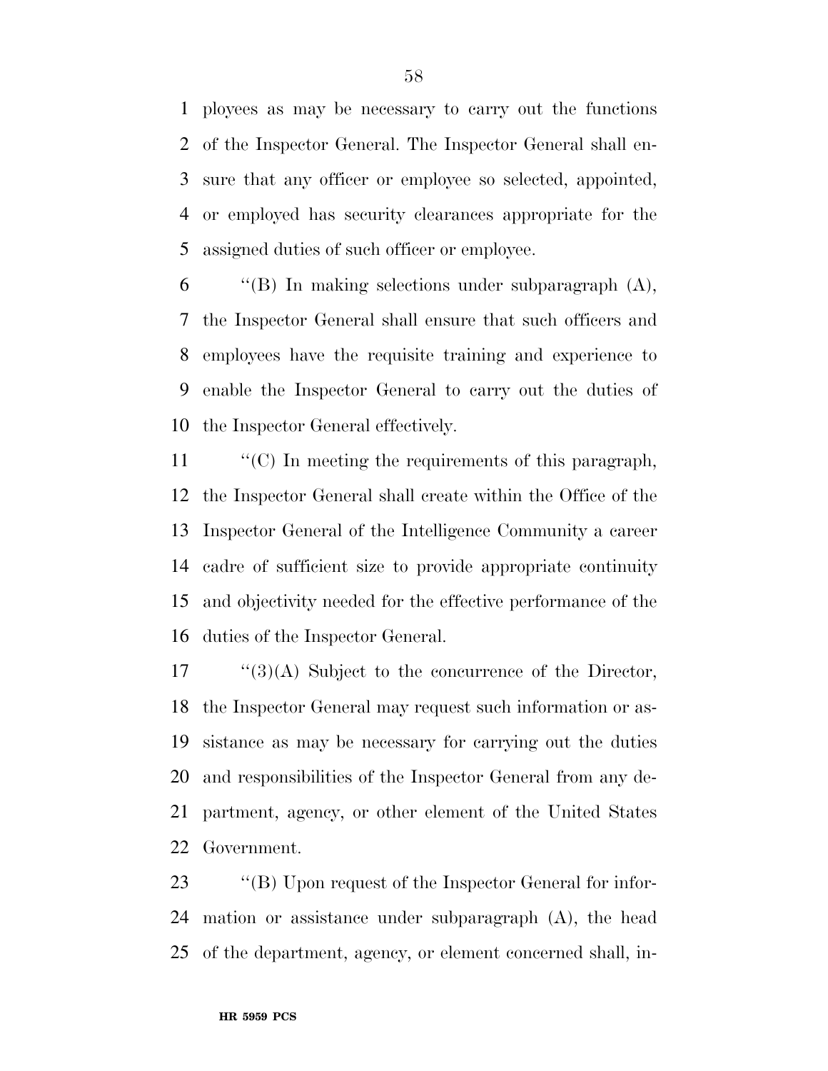ployees as may be necessary to carry out the functions of the Inspector General. The Inspector General shall ensure that any officer or employee so selected, appointed, or employed has security clearances appropriate for the assigned duties of such officer or employee.

''(B) In making selections under subparagraph (A), the Inspector General shall ensure that such officers and employees have the requisite training and experience to enable the Inspector General to carry out the duties of the Inspector General effectively.

''(C) In meeting the requirements of this paragraph, the Inspector General shall create within the Office of the Inspector General of the Intelligence Community a career cadre of sufficient size to provide appropriate continuity and objectivity needed for the effective performance of the duties of the Inspector General.

''(3)(A) Subject to the concurrence of the Director, the Inspector General may request such information or assistance as may be necessary for carrying out the duties and responsibilities of the Inspector General from any department, agency, or other element of the United States Government.

''(B) Upon request of the Inspector General for information or assistance under subparagraph (A), the head of the department, agency, or element concerned shall, in-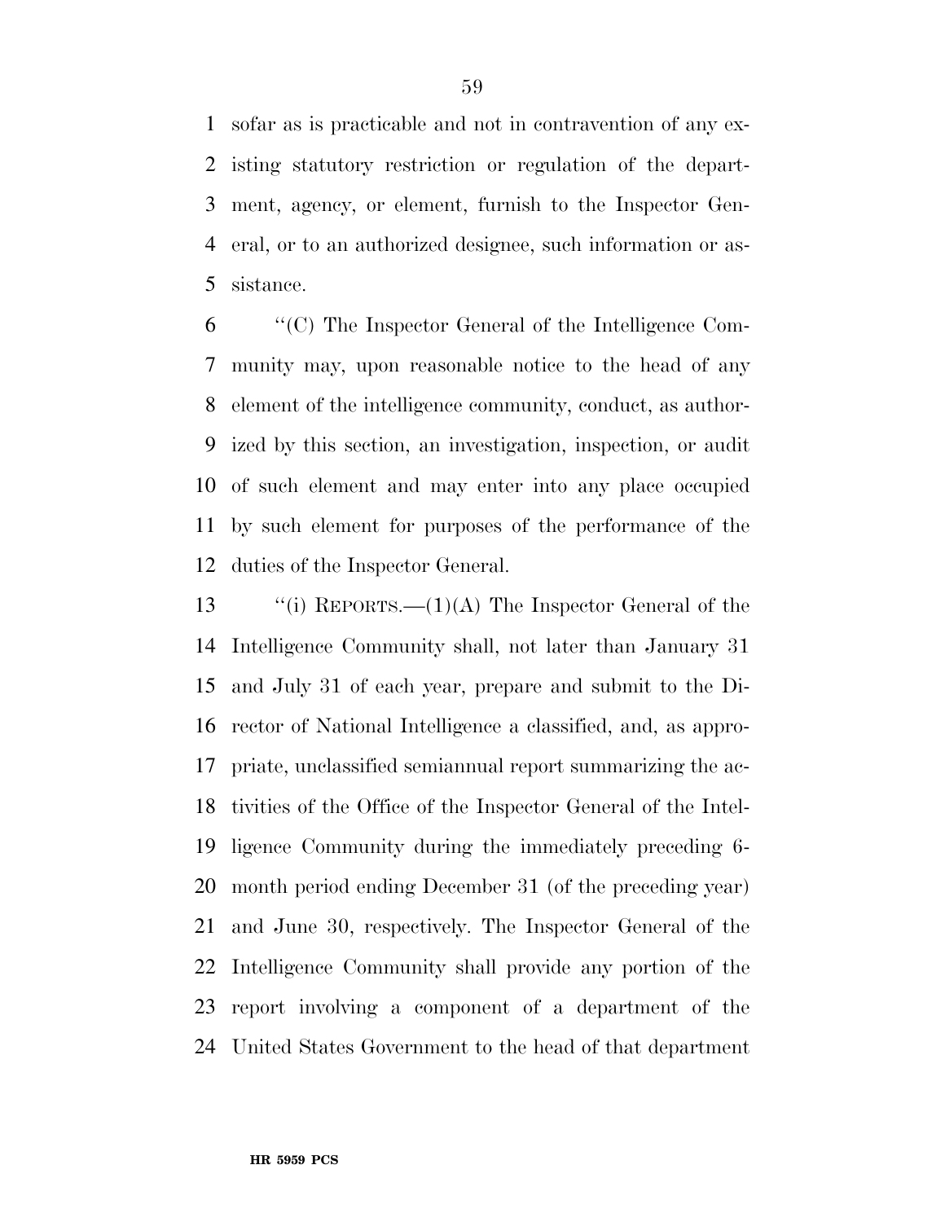sofar as is practicable and not in contravention of any existing statutory restriction or regulation of the department, agency, or element, furnish to the Inspector General, or to an authorized designee, such information or assistance.

''(C) The Inspector General of the Intelligence Community may, upon reasonable notice to the head of any element of the intelligence community, conduct, as authorized by this section, an investigation, inspection, or audit of such element and may enter into any place occupied by such element for purposes of the performance of the duties of the Inspector General.

''(i) REPORTS.—(1)(A) The Inspector General of the Intelligence Community shall, not later than January 31 and July 31 of each year, prepare and submit to the Director of National Intelligence a classified, and, as appropriate, unclassified semiannual report summarizing the activities of the Office of the Inspector General of the Intelligence Community during the immediately preceding 6-month period ending December 31 (of the preceding year) and June 30, respectively. The Inspector General of the Intelligence Community shall provide any portion of the report involving a component of a department of the United States Government to the head of that department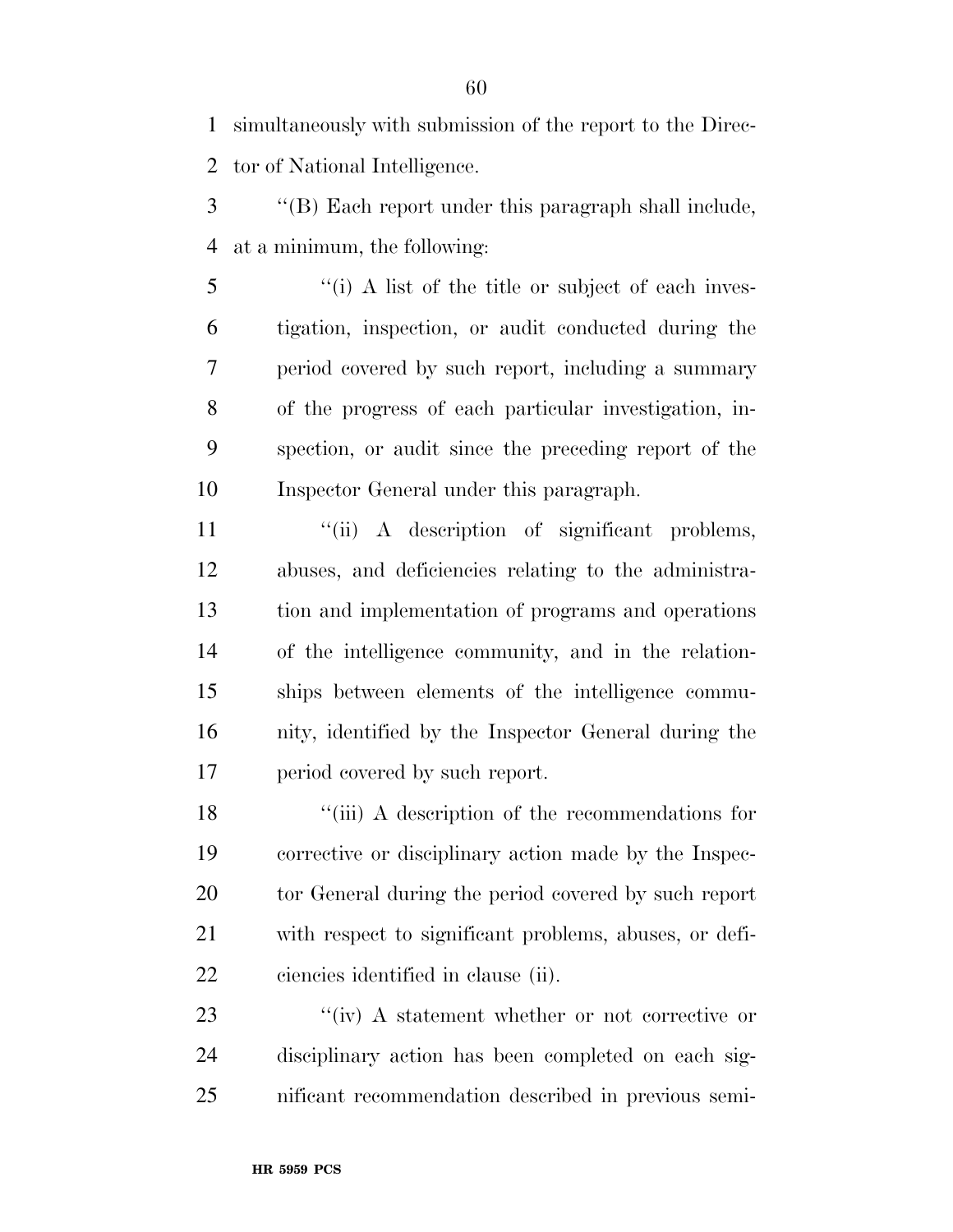simultaneously with submission of the report to the Director of National Intelligence.

''(B) Each report under this paragraph shall include, at a minimum, the following:

''(i) A list of the title or subject of each investigation, inspection, or audit conducted during the period covered by such report, including a summary of the progress of each particular investigation, inspection, or audit since the preceding report of the Inspector General under this paragraph.

''(ii) A description of significant problems, abuses, and deficiencies relating to the administration and implementation of programs and operations of the intelligence community, and in the relationships between elements of the intelligence community, identified by the Inspector General during the period covered by such report.

''(iii) A description of the recommendations for corrective or disciplinary action made by the Inspector General during the period covered by such report with respect to significant problems, abuses, or deficiencies identified in clause (ii).

''(iv) A statement whether or not corrective or disciplinary action has been completed on each significant recommendation described in previous semi-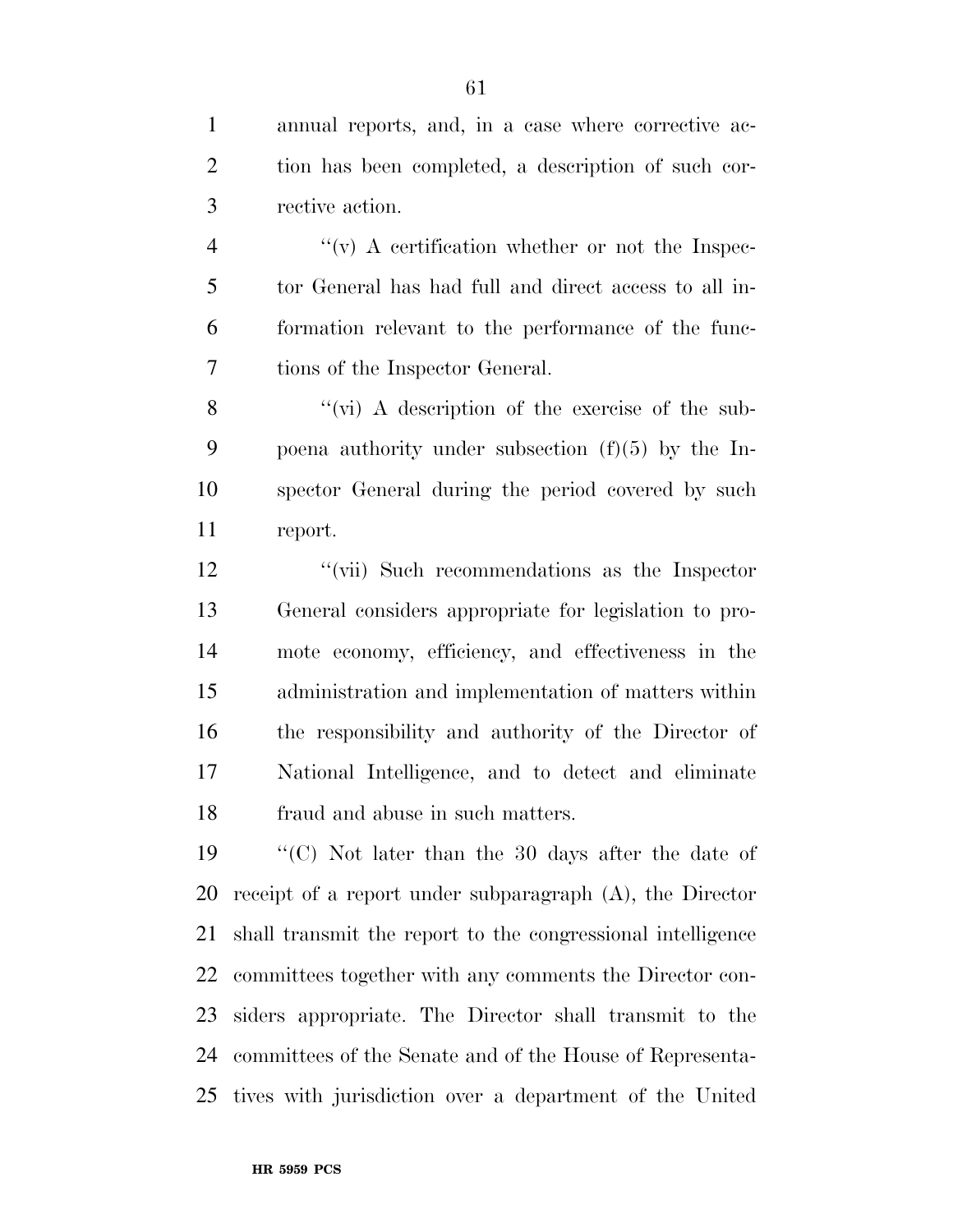annual reports, and, in a case where corrective action has been completed, a description of such corrective action.

''(v) A certification whether or not the Inspector General has had full and direct access to all information relevant to the performance of the functions of the Inspector General.

''(vi) A description of the exercise of the subpoena authority under subsection (f)(5) by the Inspector General during the period covered by such report.

''(vii) Such recommendations as the Inspector General considers appropriate for legislation to promote economy, efficiency, and effectiveness in the administration and implementation of matters within the responsibility and authority of the Director of National Intelligence, and to detect and eliminate fraud and abuse in such matters.

''(C) Not later than the 30 days after the date of receipt of a report under subparagraph (A), the Director shall transmit the report to the congressional intelligence committees together with any comments the Director considers appropriate. The Director shall transmit to the committees of the Senate and of the House of Representatives with jurisdiction over a department of the United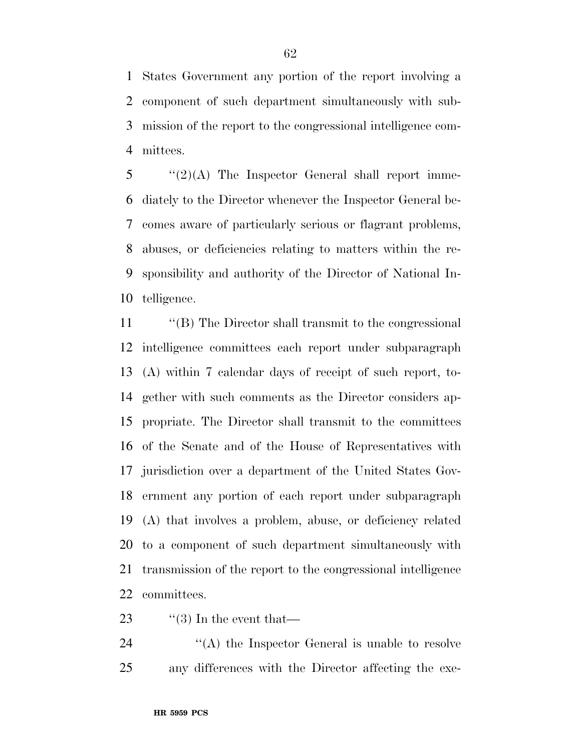States Government any portion of the report involving a component of such department simultaneously with submission of the report to the congressional intelligence committees.

''(2)(A) The Inspector General shall report immediately to the Director whenever the Inspector General becomes aware of particularly serious or flagrant problems, abuses, or deficiencies relating to matters within the responsibility and authority of the Director of National Intelligence.

''(B) The Director shall transmit to the congressional intelligence committees each report under subparagraph (A) within 7 calendar days of receipt of such report, together with such comments as the Director considers appropriate. The Director shall transmit to the committees of the Senate and of the House of Representatives with jurisdiction over a department of the United States Government any portion of each report under subparagraph (A) that involves a problem, abuse, or deficiency related to a component of such department simultaneously with transmission of the report to the congressional intelligence committees.

''(3) In the event that—

''(A) the Inspector General is unable to resolve any differences with the Director affecting the exe-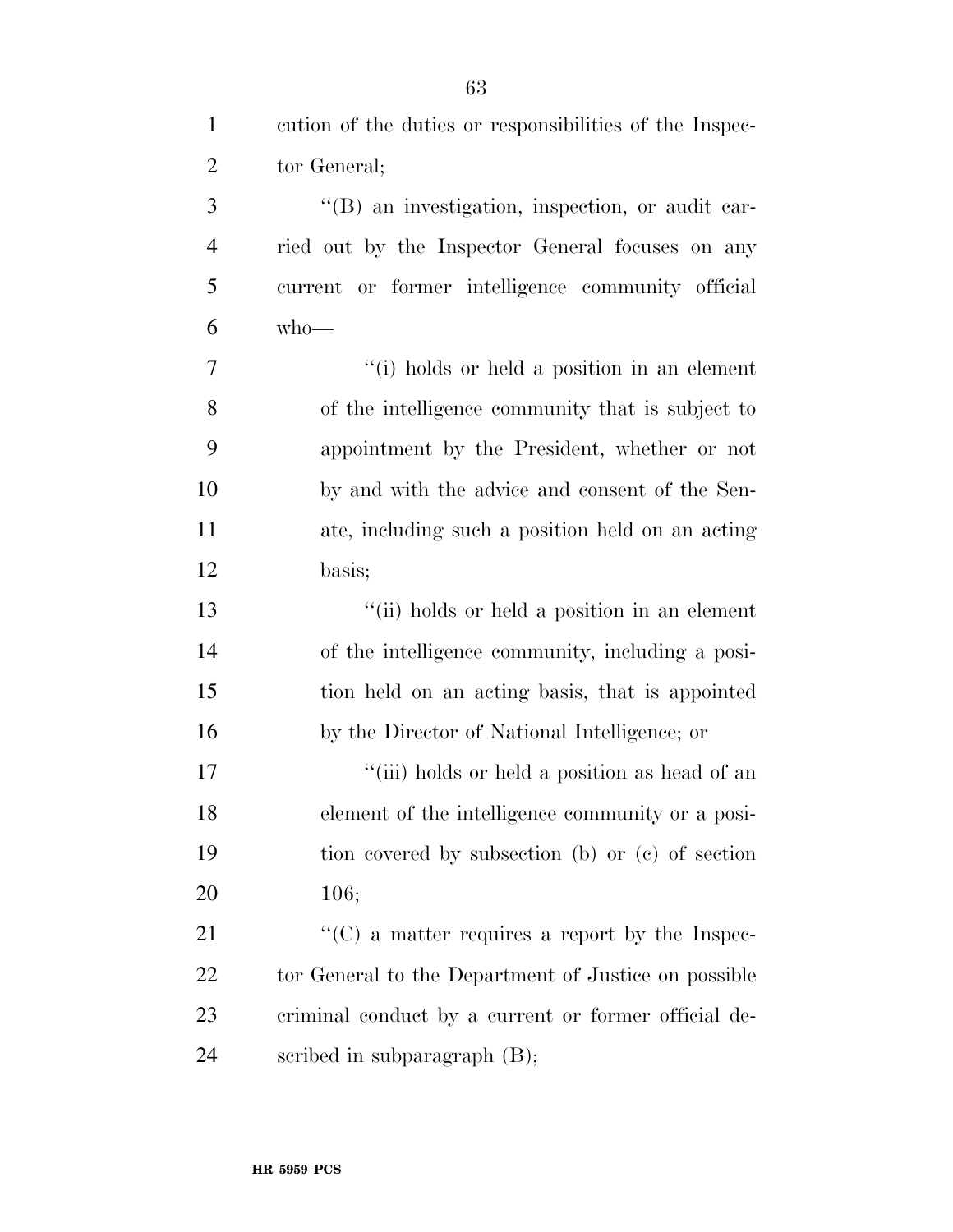cution of the duties or responsibilities of the Inspector General;

''(B) an investigation, inspection, or audit carried out by the Inspector General focuses on any current or former intelligence community official who—

''(i) holds or held a position in an element of the intelligence community that is subject to appointment by the President, whether or not by and with the advice and consent of the Senate, including such a position held on an acting basis;

''(ii) holds or held a position in an element of the intelligence community, including a position held on an acting basis, that is appointed by the Director of National Intelligence; or

''(iii) holds or held a position as head of an element of the intelligence community or a position covered by subsection (b) or (c) of section 106;

''(C) a matter requires a report by the Inspector General to the Department of Justice on possible criminal conduct by a current or former official described in subparagraph (B);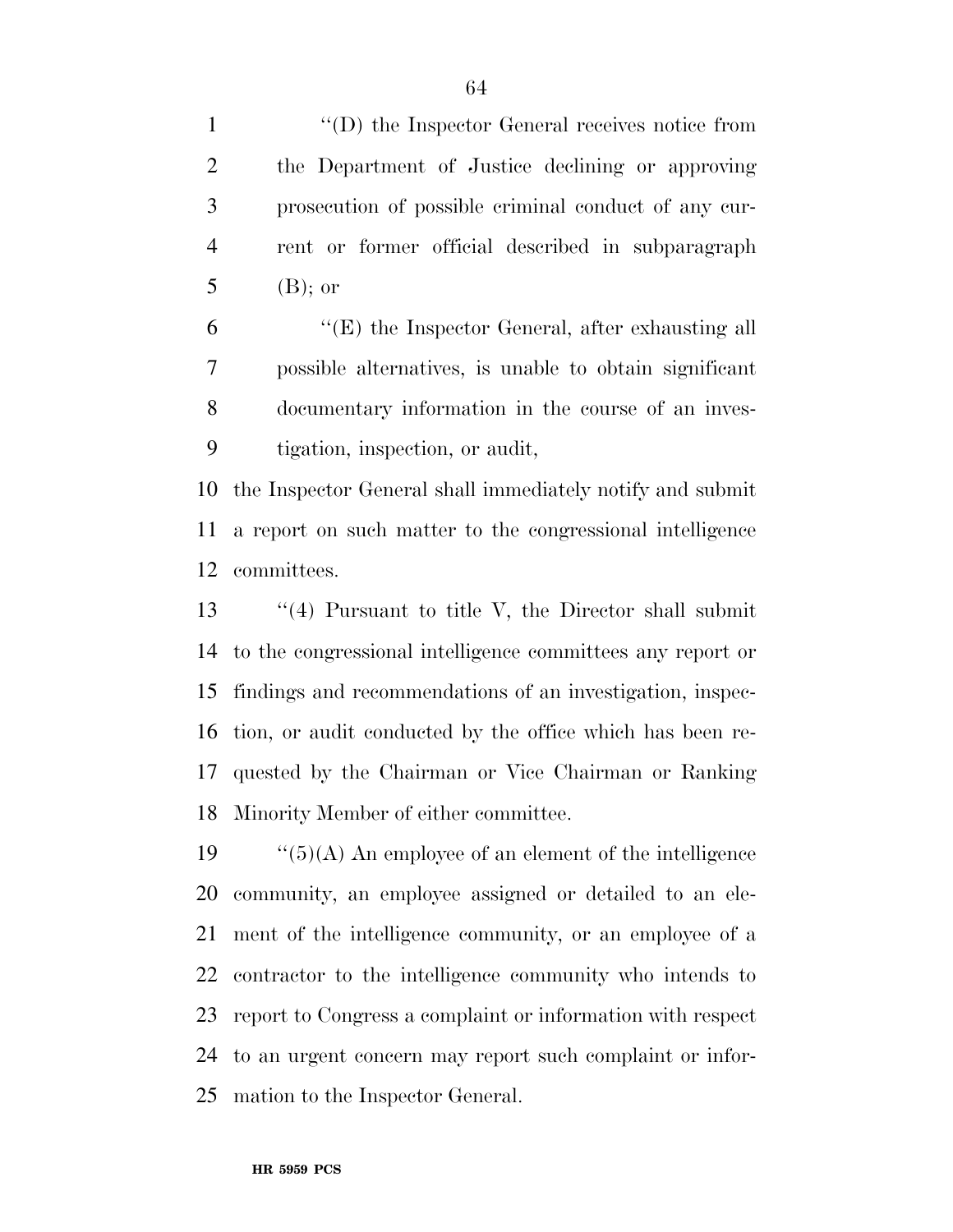"(D) the Inspector General receives notice from the Department of Justice declining or approving prosecution of possible criminal conduct of any current or former official described in subparagraph (B); or

"(E) the Inspector General, after exhausting all possible alternatives, is unable to obtain significant documentary information in the course of an investigation, inspection, or audit,

the Inspector General shall immediately notify and submit a report on such matter to the congressional intelligence committees.

"(4) Pursuant to title V, the Director shall submit to the congressional intelligence committees any report or findings and recommendations of an investigation, inspection, or audit conducted by the office which has been requested by the Chairman or Vice Chairman or Ranking Minority Member of either committee.

"(5)(A) An employee of an element of the intelligence community, an employee assigned or detailed to an element of the intelligence community, or an employee of a contractor to the intelligence community who intends to report to Congress a complaint or information with respect to an urgent concern may report such complaint or information to the Inspector General.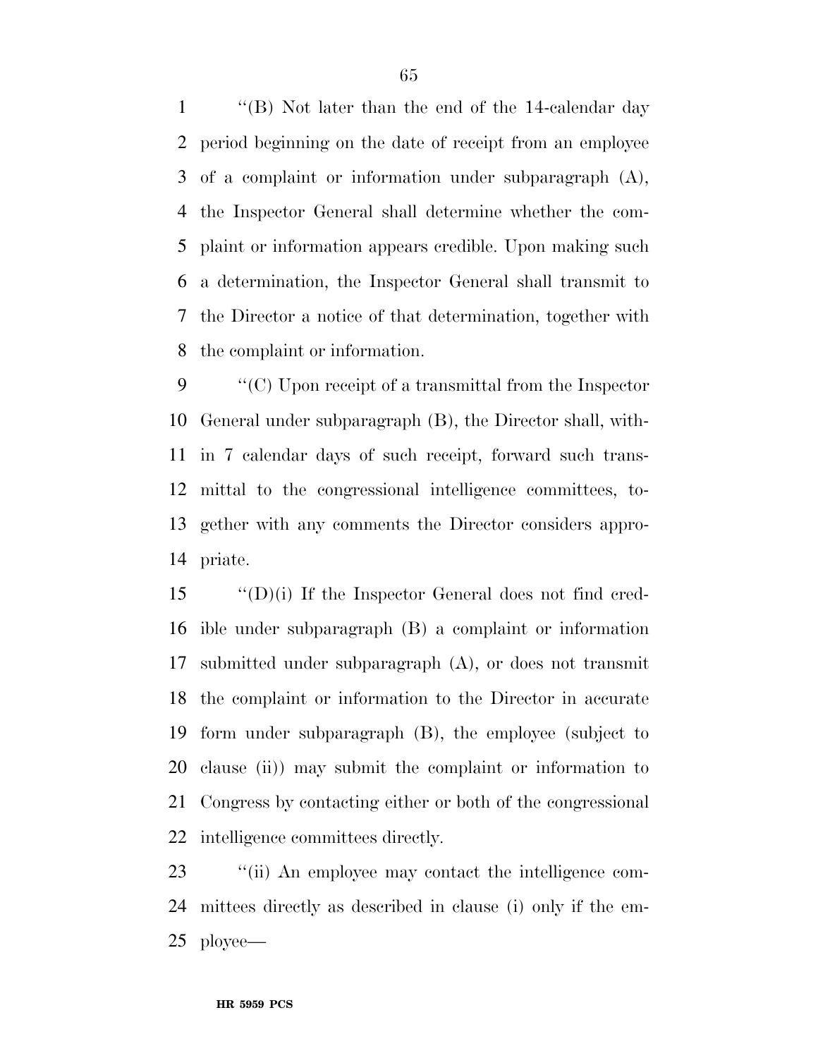''(B) Not later than the end of the 14-calendar day period beginning on the date of receipt from an employee of a complaint or information under subparagraph (A), the Inspector General shall determine whether the complaint or information appears credible. Upon making such a determination, the Inspector General shall transmit to the Director a notice of that determination, together with the complaint or information.

''(C) Upon receipt of a transmittal from the Inspector General under subparagraph (B), the Director shall, within 7 calendar days of such receipt, forward such transmittal to the congressional intelligence committees, together with any comments the Director considers appropriate.

''(D)(i) If the Inspector General does not find credible under subparagraph (B) a complaint or information submitted under subparagraph (A), or does not transmit the complaint or information to the Director in accurate form under subparagraph (B), the employee (subject to clause (ii)) may submit the complaint or information to Congress by contacting either or both of the congressional intelligence committees directly.

''(ii) An employee may contact the intelligence committees directly as described in clause (i) only if the employee—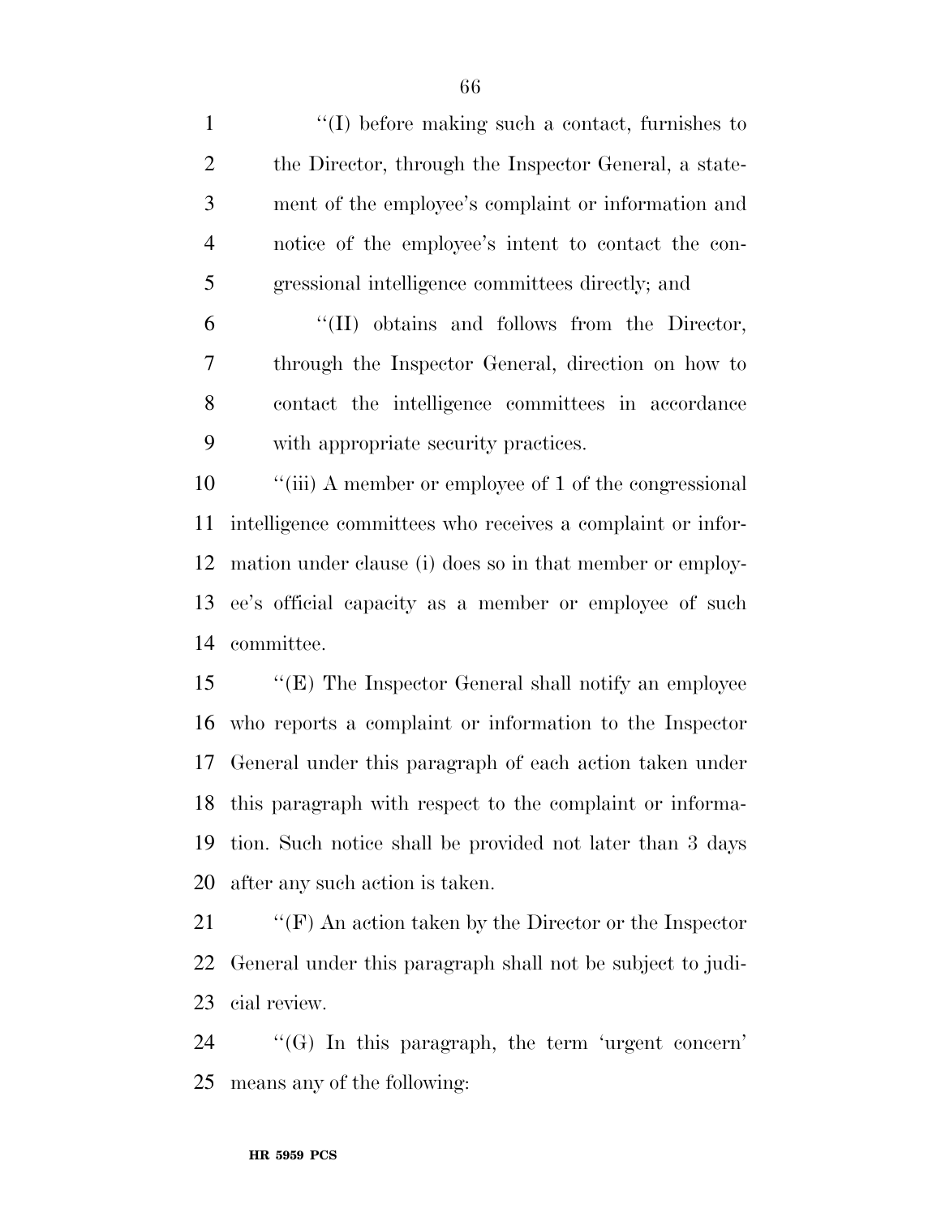''(I) before making such a contact, furnishes to the Director, through the Inspector General, a statement of the employee's complaint or information and notice of the employee's intent to contact the congressional intelligence committees directly; and

''(II) obtains and follows from the Director, through the Inspector General, direction on how to contact the intelligence committees in accordance with appropriate security practices.

''(iii) A member or employee of 1 of the congressional intelligence committees who receives a complaint or information under clause (i) does so in that member or employee's official capacity as a member or employee of such committee.

''(E) The Inspector General shall notify an employee who reports a complaint or information to the Inspector General under this paragraph of each action taken under this paragraph with respect to the complaint or information. Such notice shall be provided not later than 3 days after any such action is taken.

''(F) An action taken by the Director or the Inspector General under this paragraph shall not be subject to judicial review.

''(G) In this paragraph, the term 'urgent concern' means any of the following: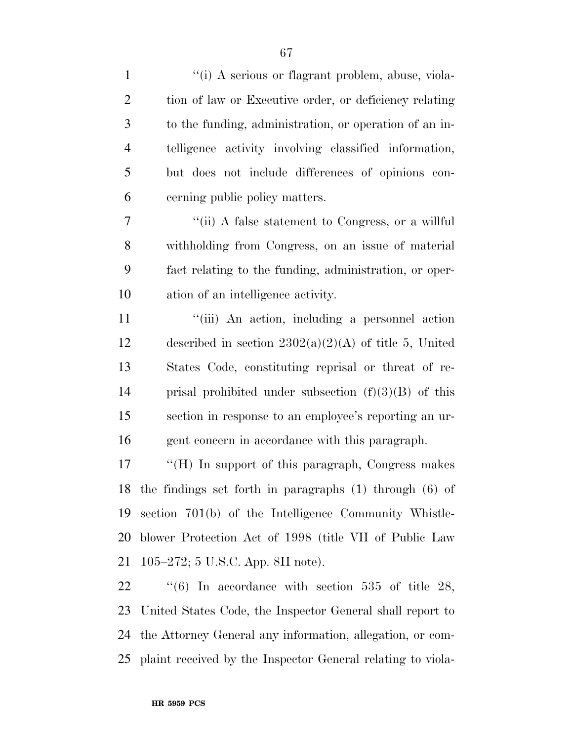''(i) A serious or flagrant problem, abuse, violation of law or Executive order, or deficiency relating to the funding, administration, or operation of an intelligence activity involving classified information, but does not include differences of opinions concerning public policy matters.

''(ii) A false statement to Congress, or a willful withholding from Congress, on an issue of material fact relating to the funding, administration, or operation of an intelligence activity.

''(iii) An action, including a personnel action described in section 2302(a)(2)(A) of title 5, United States Code, constituting reprisal or threat of reprisal prohibited under subsection (f)(3)(B) of this section in response to an employee's reporting an urgent concern in accordance with this paragraph.

''(H) In support of this paragraph, Congress makes the findings set forth in paragraphs (1) through (6) of section 701(b) of the Intelligence Community Whistleblower Protection Act of 1998 (title VII of Public Law 105–272; 5 U.S.C. App. 8H note).

''(6) In accordance with section 535 of title 28, United States Code, the Inspector General shall report to the Attorney General any information, allegation, or complaint received by the Inspector General relating to viola-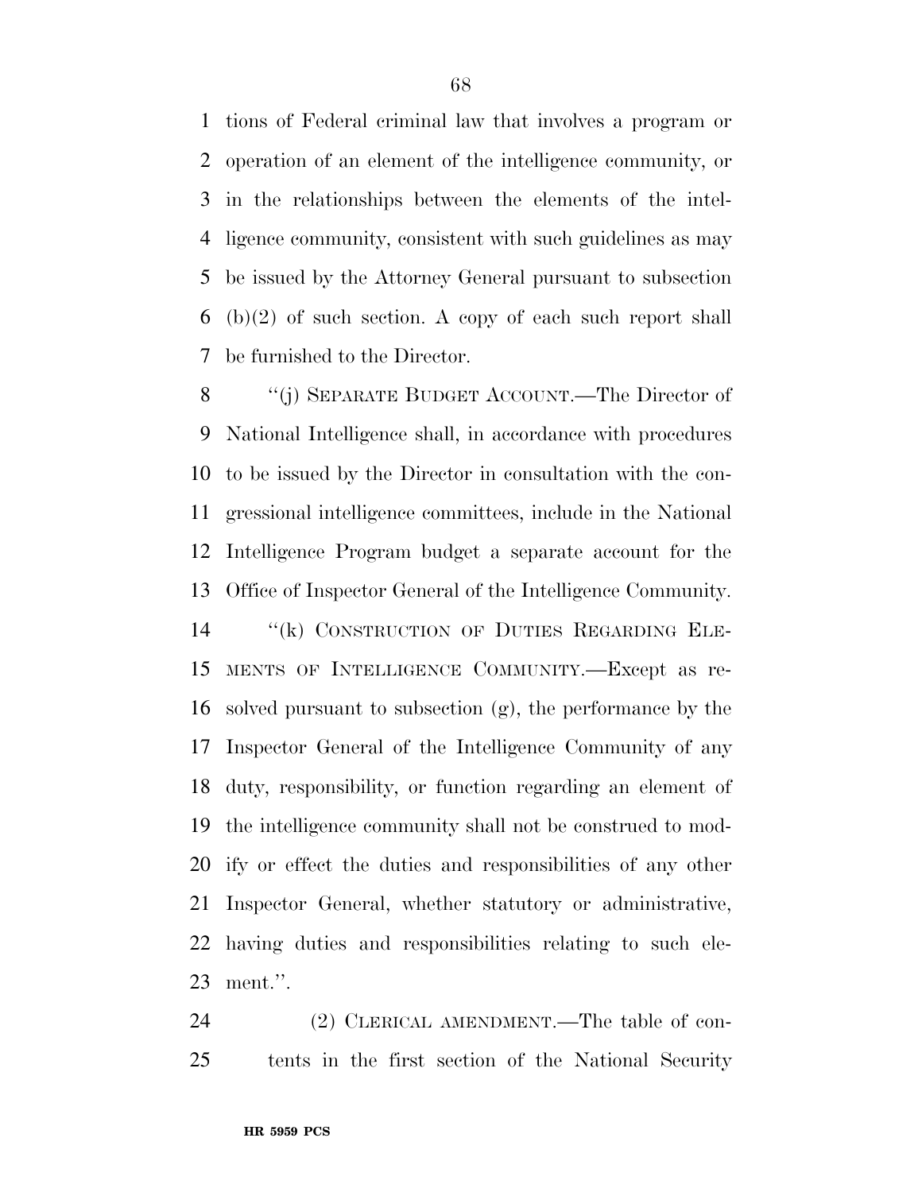tions of Federal criminal law that involves a program or operation of an element of the intelligence community, or in the relationships between the elements of the intelligence community, consistent with such guidelines as may be issued by the Attorney General pursuant to subsection (b)(2) of such section. A copy of each such report shall be furnished to the Director.

''(j) SEPARATE BUDGET ACCOUNT.—The Director of National Intelligence shall, in accordance with procedures to be issued by the Director in consultation with the congressional intelligence committees, include in the National Intelligence Program budget a separate account for the Office of Inspector General of the Intelligence Community.

''(k) CONSTRUCTION OF DUTIES REGARDING ELEMENTS OF INTELLIGENCE COMMUNITY.—Except as resolved pursuant to subsection (g), the performance by the Inspector General of the Intelligence Community of any duty, responsibility, or function regarding an element of the intelligence community shall not be construed to modify or effect the duties and responsibilities of any other Inspector General, whether statutory or administrative, having duties and responsibilities relating to such element.''.

(2) CLERICAL AMENDMENT.—The table of contents in the first section of the National Security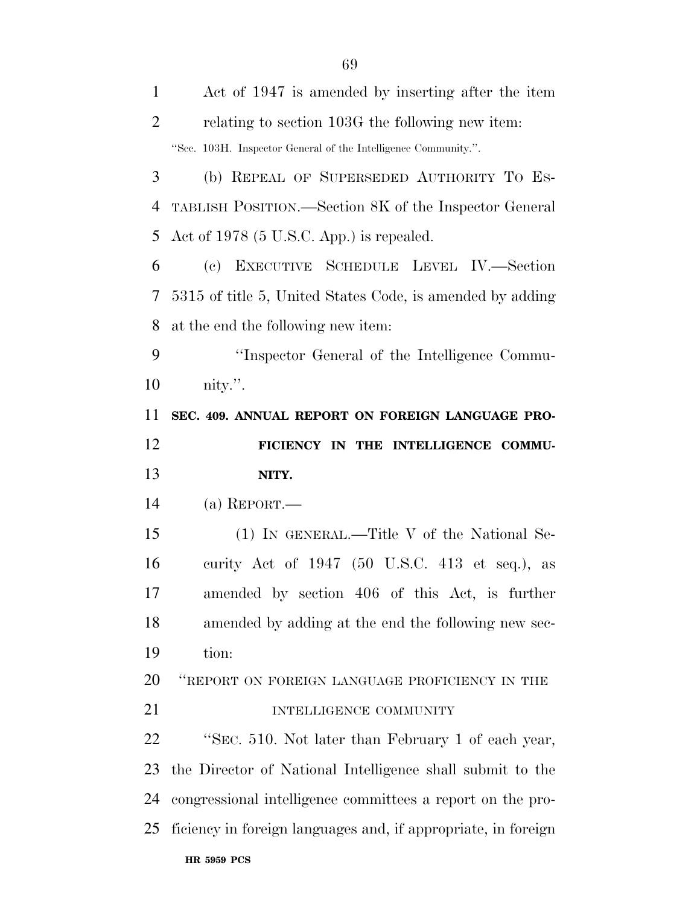Act of 1947 is amended by inserting after the item relating to section 103G the following new item:

"Sec. 103H. Inspector General of the Intelligence Community.".

(b) REPEAL OF SUPERSEDED AUTHORITY TO ESTABLISH POSITION.—Section 8K of the Inspector General Act of 1978 (5 U.S.C. App.) is repealed.

(c) EXECUTIVE SCHEDULE LEVEL IV.—Section 5315 of title 5, United States Code, is amended by adding at the end the following new item:

"Inspector General of the Intelligence Community.".

**SEC. 409. ANNUAL REPORT ON FOREIGN LANGUAGE PROFICIENCY IN THE INTELLIGENCE COMMUNITY.**

(a) REPORT.—

(1) IN GENERAL.—Title V of the National Security Act of 1947 (50 U.S.C. 413 et seq.), as amended by section 406 of this Act, is further amended by adding at the end the following new section:

"REPORT ON FOREIGN LANGUAGE PROFICIENCY IN THE INTELLIGENCE COMMUNITY

"SEC. 510. Not later than February 1 of each year, the Director of National Intelligence shall submit to the congressional intelligence committees a report on the proficiency in foreign languages and, if appropriate, in foreign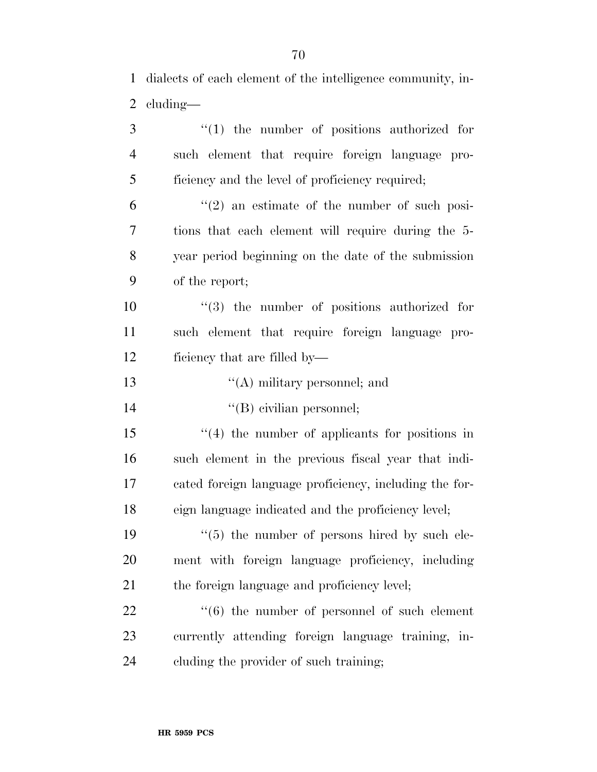dialects of each element of the intelligence community, including—

"(1) the number of positions authorized for such element that require foreign language proficiency and the level of proficiency required;

"(2) an estimate of the number of such positions that each element will require during the 5-year period beginning on the date of the submission of the report;

"(3) the number of positions authorized for such element that require foreign language proficiency that are filled by—

"(A) military personnel; and

"(B) civilian personnel;

"(4) the number of applicants for positions in such element in the previous fiscal year that indicated foreign language proficiency, including the foreign language indicated and the proficiency level;

"(5) the number of persons hired by such element with foreign language proficiency, including the foreign language and proficiency level;

"(6) the number of personnel of such element currently attending foreign language training, including the provider of such training;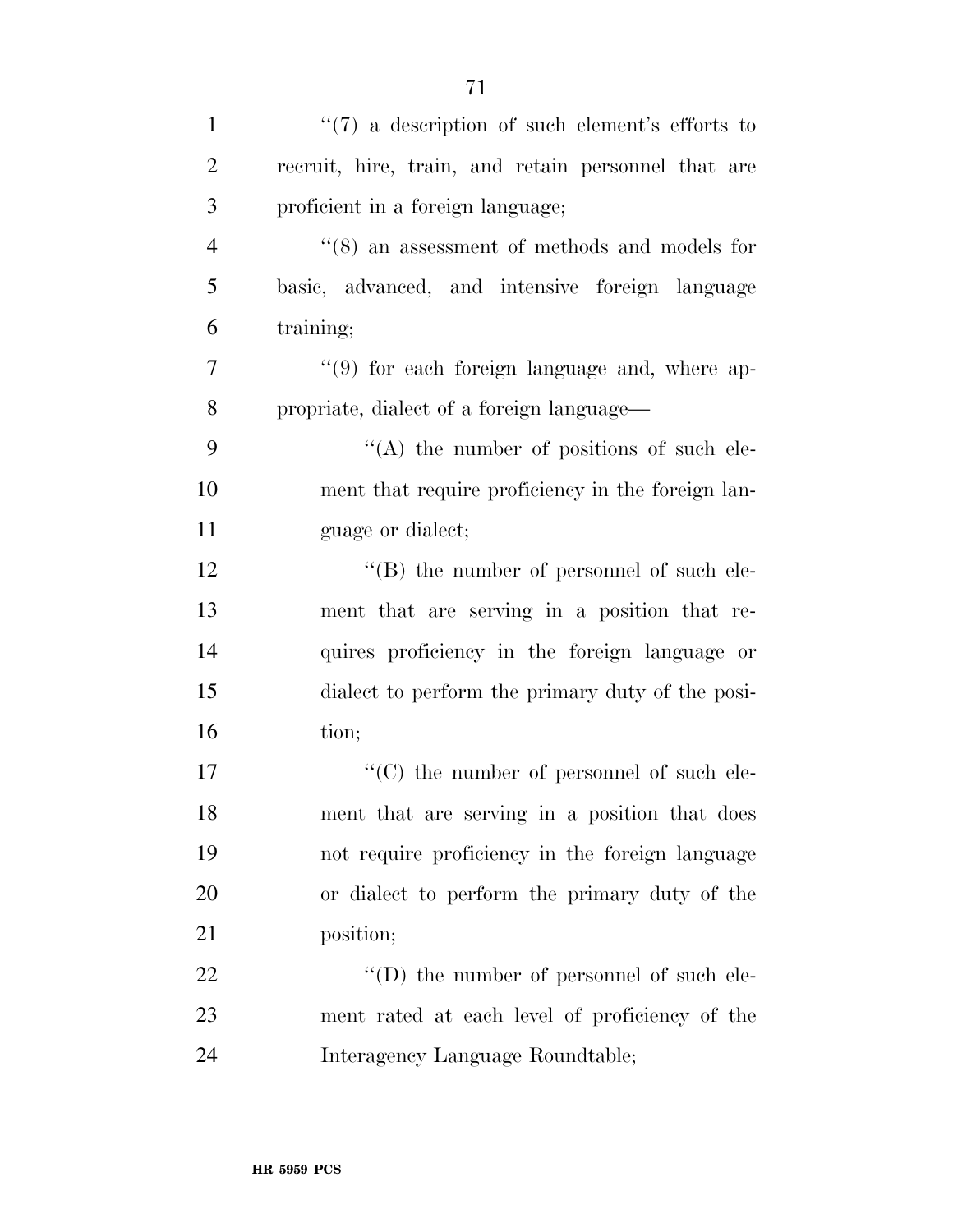''(7) a description of such element's efforts to recruit, hire, train, and retain personnel that are proficient in a foreign language;

''(8) an assessment of methods and models for basic, advanced, and intensive foreign language training;

''(9) for each foreign language and, where appropriate, dialect of a foreign language—

''(A) the number of positions of such element that require proficiency in the foreign language or dialect;

''(B) the number of personnel of such element that are serving in a position that requires proficiency in the foreign language or dialect to perform the primary duty of the position;

''(C) the number of personnel of such element that are serving in a position that does not require proficiency in the foreign language or dialect to perform the primary duty of the position;

''(D) the number of personnel of such element rated at each level of proficiency of the Interagency Language Roundtable;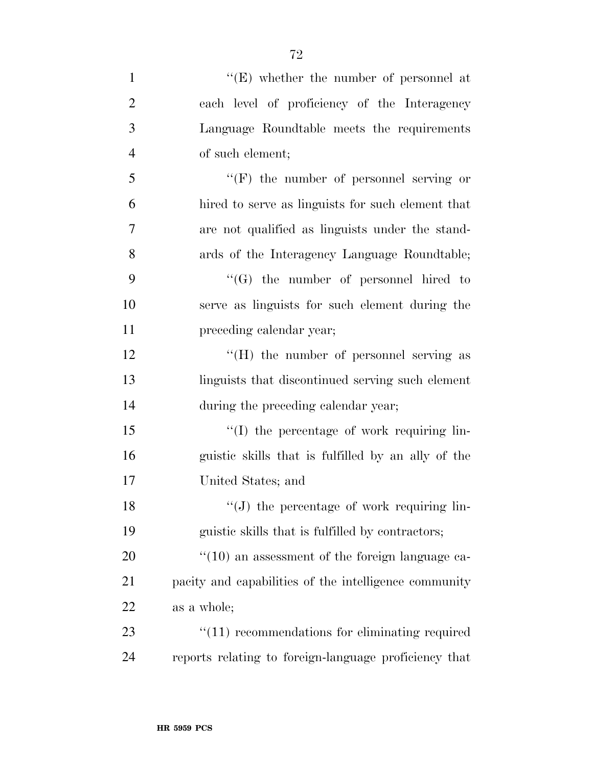''(E) whether the number of personnel at each level of proficiency of the Interagency Language Roundtable meets the requirements of such element;

''(F) the number of personnel serving or hired to serve as linguists for such element that are not qualified as linguists under the standards of the Interagency Language Roundtable;

''(G) the number of personnel hired to serve as linguists for such element during the preceding calendar year;

''(H) the number of personnel serving as linguists that discontinued serving such element during the preceding calendar year;

''(I) the percentage of work requiring linguistic skills that is fulfilled by an ally of the United States; and

''(J) the percentage of work requiring linguistic skills that is fulfilled by contractors;

''(10) an assessment of the foreign language capacity and capabilities of the intelligence community as a whole;

''(11) recommendations for eliminating required reports relating to foreign-language proficiency that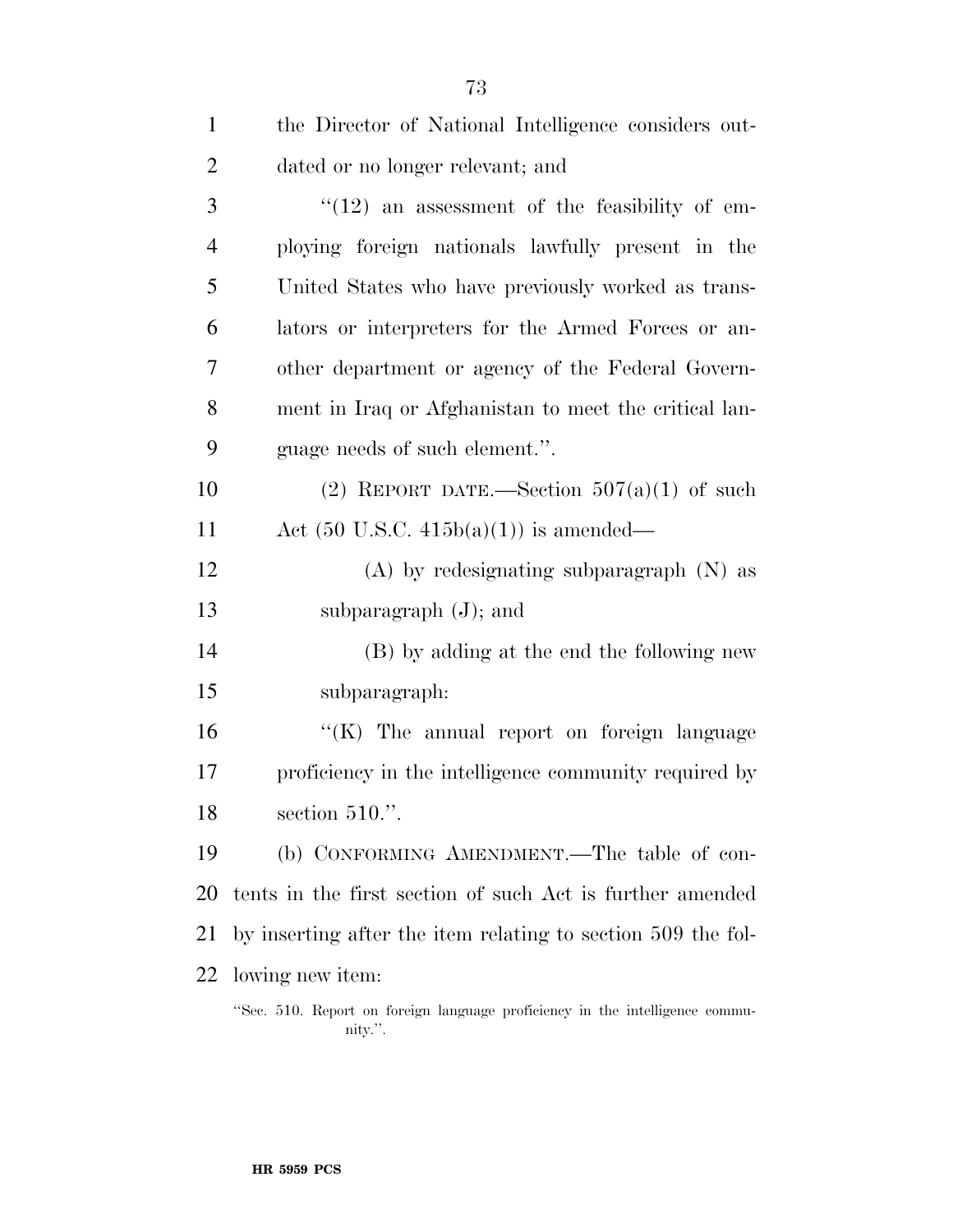the Director of National Intelligence considers outdated or no longer relevant; and

"(12) an assessment of the feasibility of employing foreign nationals lawfully present in the United States who have previously worked as translators or interpreters for the Armed Forces or another department or agency of the Federal Government in Iraq or Afghanistan to meet the critical language needs of such element.".

(2) REPORT DATE.—Section 507(a)(1) of such Act (50 U.S.C. 415b(a)(1)) is amended—

(A) by redesignating subparagraph (N) as subparagraph (J); and

(B) by adding at the end the following new subparagraph:

"(K) The annual report on foreign language proficiency in the intelligence community required by section 510.".

(b) CONFORMING AMENDMENT.—The table of contents in the first section of such Act is further amended by inserting after the item relating to section 509 the following new item:

"Sec. 510. Report on foreign language proficiency in the intelligence community.".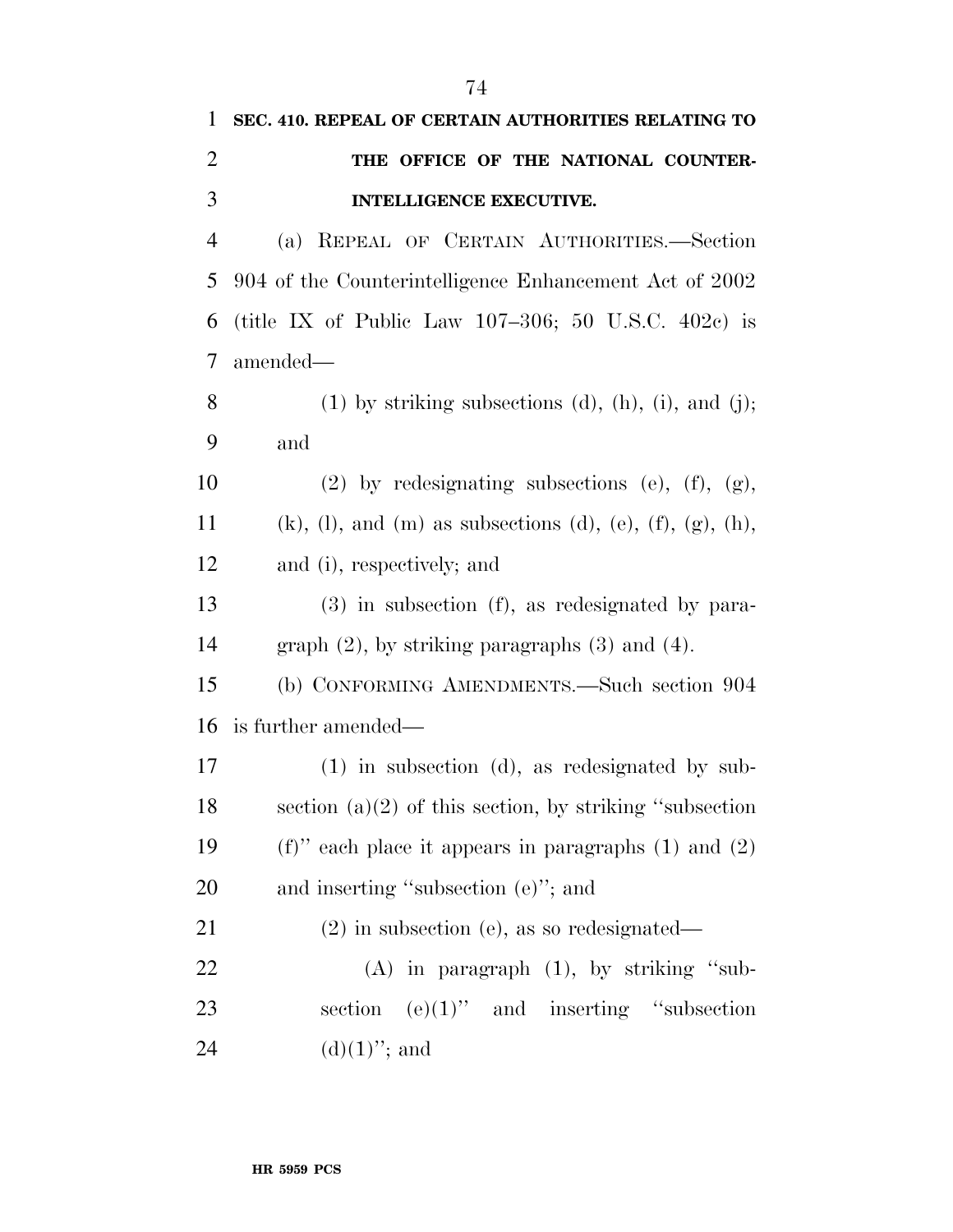**SEC. 410. REPEAL OF CERTAIN AUTHORITIES RELATING TO THE OFFICE OF THE NATIONAL COUNTER-INTELLIGENCE EXECUTIVE.**

(a) REPEAL OF CERTAIN AUTHORITIES.—Section 904 of the Counterintelligence Enhancement Act of 2002 (title IX of Public Law 107–306; 50 U.S.C. 402c) is amended—

(1) by striking subsections (d), (h), (i), and (j); and

(2) by redesignating subsections (e), (f), (g), (k), (l), and (m) as subsections (d), (e), (f), (g), (h), and (i), respectively; and

(3) in subsection (f), as redesignated by paragraph (2), by striking paragraphs (3) and (4).

(b) CONFORMING AMENDMENTS.—Such section 904 is further amended—

(1) in subsection (d), as redesignated by subsection (a)(2) of this section, by striking ''subsection (f)'' each place it appears in paragraphs (1) and (2) and inserting ''subsection (e)''; and

(2) in subsection (e), as so redesignated—

(A) in paragraph (1), by striking ''subsection (e)(1)'' and inserting ''subsection (d)(1)''; and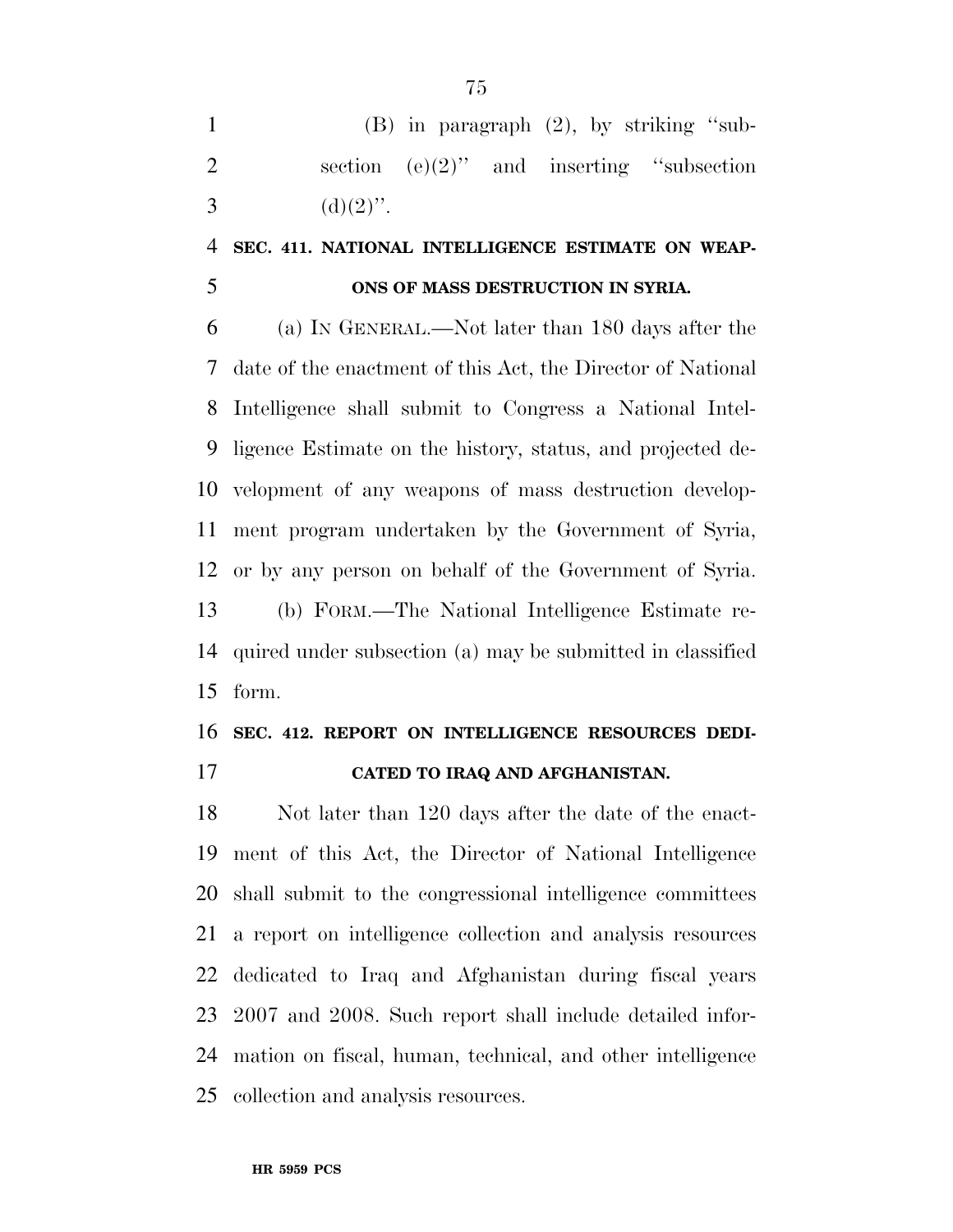(B) in paragraph (2), by striking "subsection (e)(2)" and inserting "subsection (d)(2)".

**SEC. 411. NATIONAL INTELLIGENCE ESTIMATE ON WEAPONS OF MASS DESTRUCTION IN SYRIA.**

(a) IN GENERAL.—Not later than 180 days after the date of the enactment of this Act, the Director of National Intelligence shall submit to Congress a National Intelligence Estimate on the history, status, and projected development of any weapons of mass destruction development program undertaken by the Government of Syria, or by any person on behalf of the Government of Syria.

(b) FORM.—The National Intelligence Estimate required under subsection (a) may be submitted in classified form.

**SEC. 412. REPORT ON INTELLIGENCE RESOURCES DEDICATED TO IRAQ AND AFGHANISTAN.**

Not later than 120 days after the date of the enactment of this Act, the Director of National Intelligence shall submit to the congressional intelligence committees a report on intelligence collection and analysis resources dedicated to Iraq and Afghanistan during fiscal years 2007 and 2008. Such report shall include detailed information on fiscal, human, technical, and other intelligence collection and analysis resources.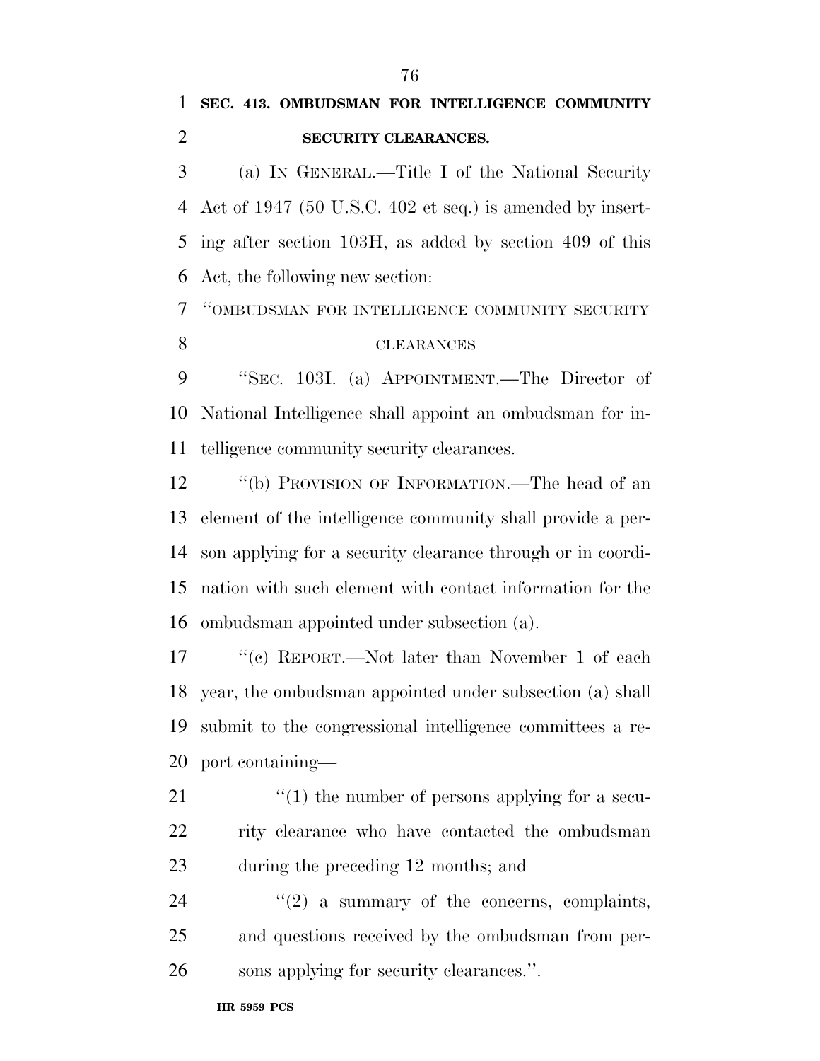**SEC. 413. OMBUDSMAN FOR INTELLIGENCE COMMUNITY SECURITY CLEARANCES.**

(a) IN GENERAL.—Title I of the National Security Act of 1947 (50 U.S.C. 402 et seq.) is amended by inserting after section 103H, as added by section 409 of this Act, the following new section:

"OMBUDSMAN FOR INTELLIGENCE COMMUNITY SECURITY CLEARANCES

"SEC. 103I. (a) APPOINTMENT.—The Director of National Intelligence shall appoint an ombudsman for intelligence community security clearances.

"(b) PROVISION OF INFORMATION.—The head of an element of the intelligence community shall provide a person applying for a security clearance through or in coordination with such element with contact information for the ombudsman appointed under subsection (a).

"(c) REPORT.—Not later than November 1 of each year, the ombudsman appointed under subsection (a) shall submit to the congressional intelligence committees a report containing—

"(1) the number of persons applying for a security clearance who have contacted the ombudsman during the preceding 12 months; and

"(2) a summary of the concerns, complaints, and questions received by the ombudsman from persons applying for security clearances.".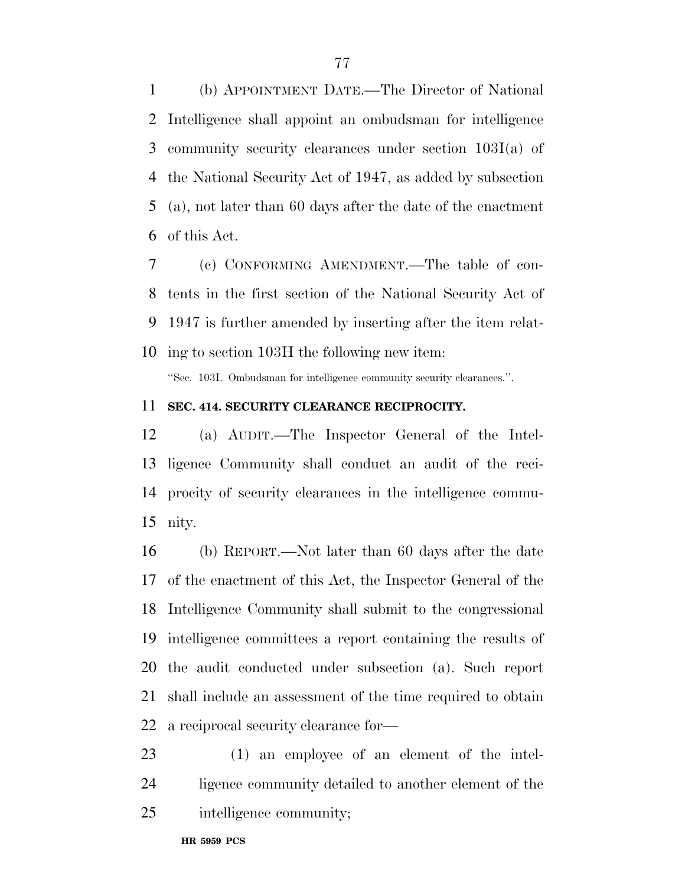(b) APPOINTMENT DATE.—The Director of National Intelligence shall appoint an ombudsman for intelligence community security clearances under section 103I(a) of the National Security Act of 1947, as added by subsection (a), not later than 60 days after the date of the enactment of this Act.

(c) CONFORMING AMENDMENT.—The table of contents in the first section of the National Security Act of 1947 is further amended by inserting after the item relating to section 103H the following new item:

"Sec. 103I. Ombudsman for intelligence community security clearances.".

**SEC. 414. SECURITY CLEARANCE RECIPROCITY.**

(a) AUDIT.—The Inspector General of the Intelligence Community shall conduct an audit of the reciprocity of security clearances in the intelligence community.

(b) REPORT.—Not later than 60 days after the date of the enactment of this Act, the Inspector General of the Intelligence Community shall submit to the congressional intelligence committees a report containing the results of the audit conducted under subsection (a). Such report shall include an assessment of the time required to obtain a reciprocal security clearance for—

(1) an employee of an element of the intelligence community detailed to another element of the intelligence community;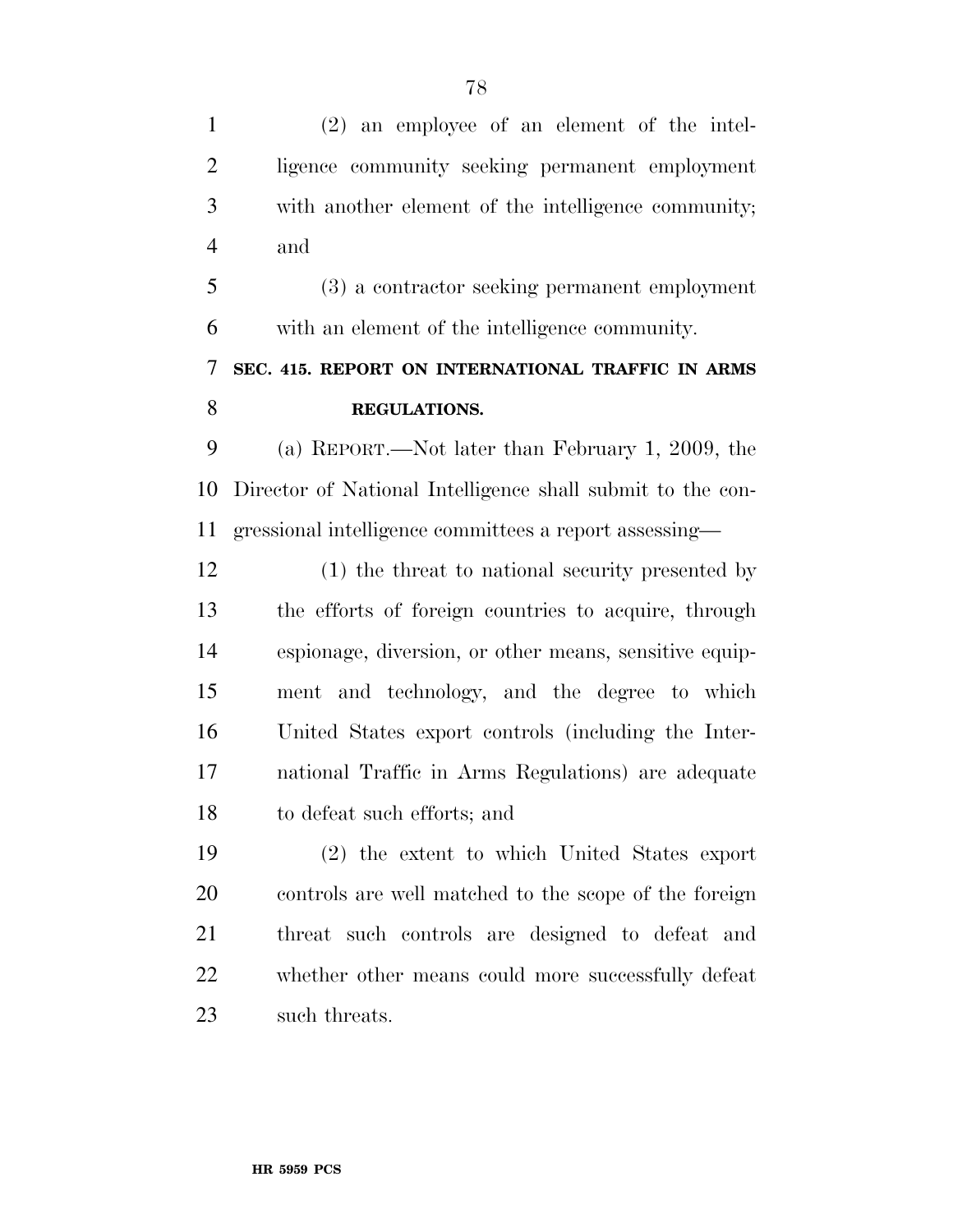(2) an employee of an element of the intelligence community seeking permanent employment with another element of the intelligence community; and

(3) a contractor seeking permanent employment with an element of the intelligence community.

### SEC. 415. REPORT ON INTERNATIONAL TRAFFIC IN ARMS REGULATIONS.

(a) REPORT.—Not later than February 1, 2009, the Director of National Intelligence shall submit to the congressional intelligence committees a report assessing—

(1) the threat to national security presented by the efforts of foreign countries to acquire, through espionage, diversion, or other means, sensitive equipment and technology, and the degree to which United States export controls (including the International Traffic in Arms Regulations) are adequate to defeat such efforts; and

(2) the extent to which United States export controls are well matched to the scope of the foreign threat such controls are designed to defeat and whether other means could more successfully defeat such threats.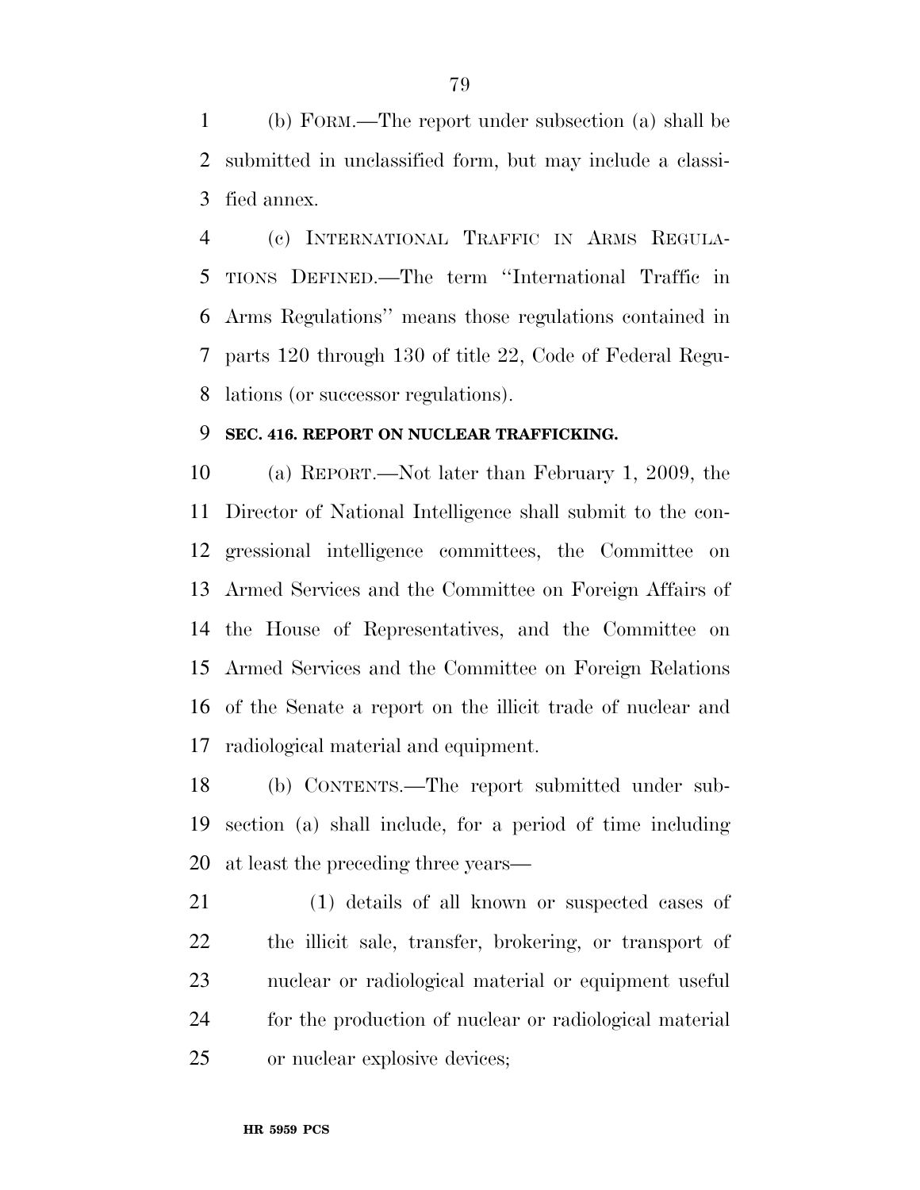(b) FORM.—The report under subsection (a) shall be submitted in unclassified form, but may include a classified annex.

(c) INTERNATIONAL TRAFFIC IN ARMS REGULATIONS DEFINED.—The term ''International Traffic in Arms Regulations'' means those regulations contained in parts 120 through 130 of title 22, Code of Federal Regulations (or successor regulations).

**SEC. 416. REPORT ON NUCLEAR TRAFFICKING.**

(a) REPORT.—Not later than February 1, 2009, the Director of National Intelligence shall submit to the congressional intelligence committees, the Committee on Armed Services and the Committee on Foreign Affairs of the House of Representatives, and the Committee on Armed Services and the Committee on Foreign Relations of the Senate a report on the illicit trade of nuclear and radiological material and equipment.

(b) CONTENTS.—The report submitted under subsection (a) shall include, for a period of time including at least the preceding three years—

(1) details of all known or suspected cases of the illicit sale, transfer, brokering, or transport of nuclear or radiological material or equipment useful for the production of nuclear or radiological material or nuclear explosive devices;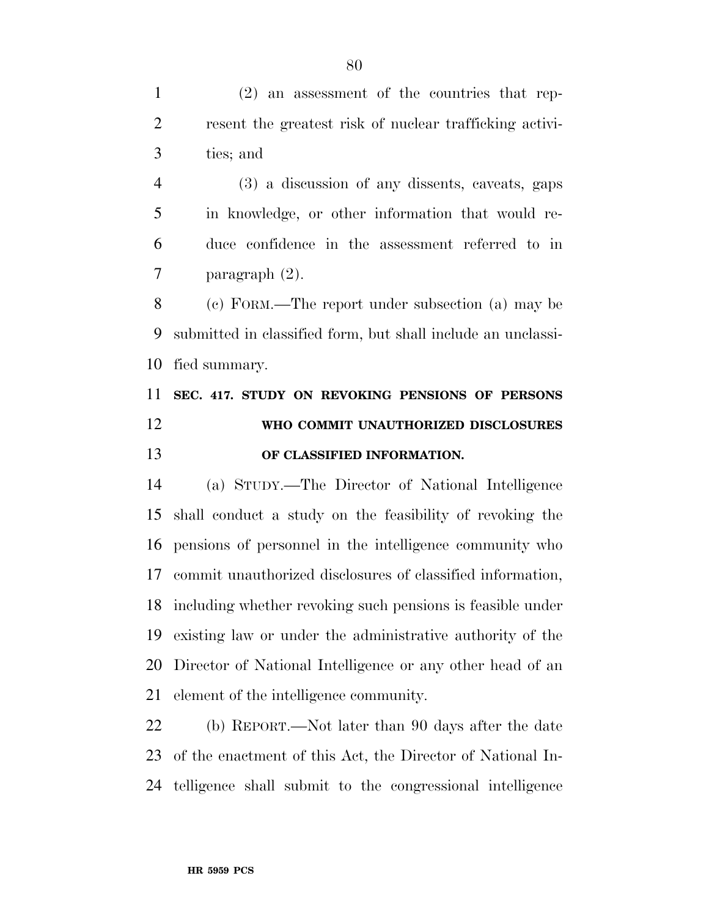(2) an assessment of the countries that represent the greatest risk of nuclear trafficking activities; and

(3) a discussion of any dissents, caveats, gaps in knowledge, or other information that would reduce confidence in the assessment referred to in paragraph (2).

(c) FORM.—The report under subsection (a) may be submitted in classified form, but shall include an unclassified summary.

**SEC. 417. STUDY ON REVOKING PENSIONS OF PERSONS WHO COMMIT UNAUTHORIZED DISCLOSURES OF CLASSIFIED INFORMATION.**

(a) STUDY.—The Director of National Intelligence shall conduct a study on the feasibility of revoking the pensions of personnel in the intelligence community who commit unauthorized disclosures of classified information, including whether revoking such pensions is feasible under existing law or under the administrative authority of the Director of National Intelligence or any other head of an element of the intelligence community.

(b) REPORT.—Not later than 90 days after the date of the enactment of this Act, the Director of National Intelligence shall submit to the congressional intelligence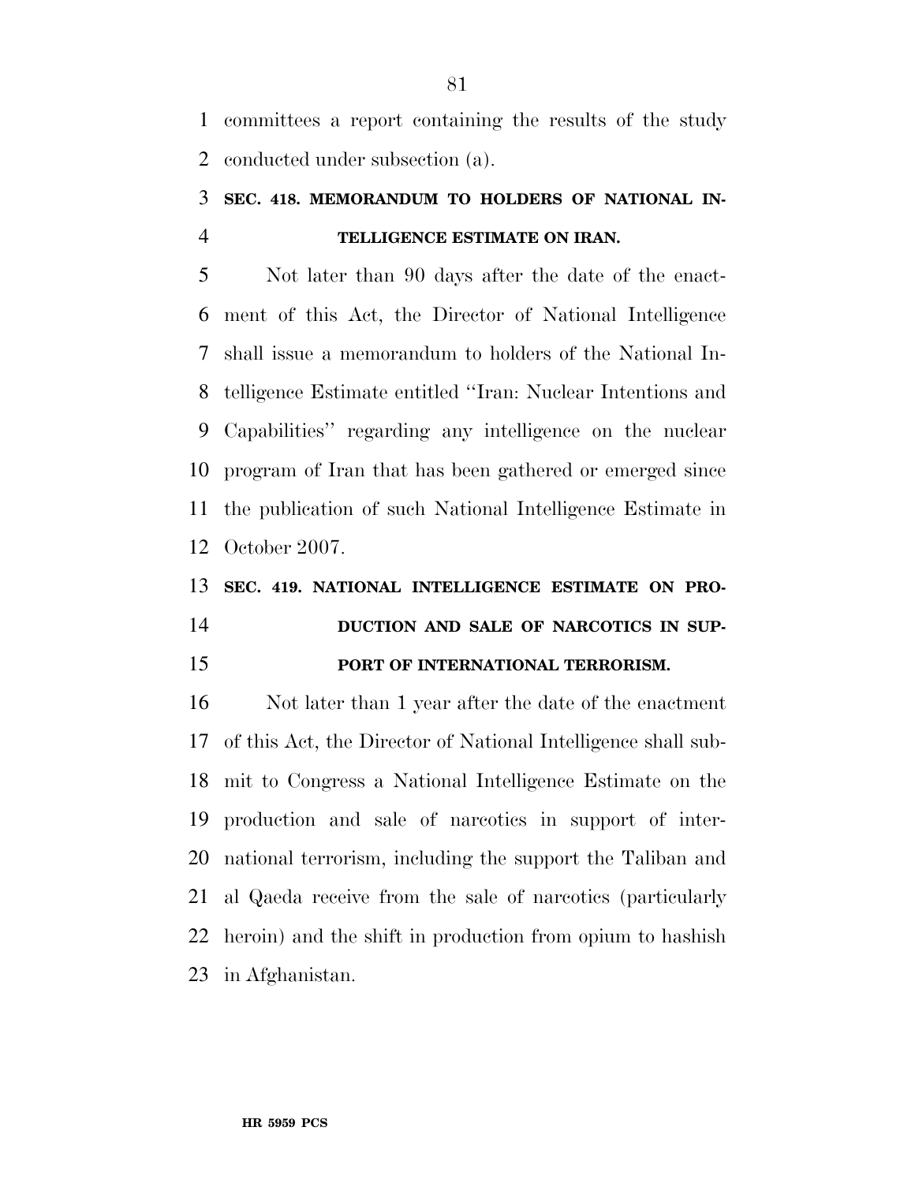committees a report containing the results of the study conducted under subsection (a).

### SEC. 418. MEMORANDUM TO HOLDERS OF NATIONAL INTELLIGENCE ESTIMATE ON IRAN.

Not later than 90 days after the date of the enactment of this Act, the Director of National Intelligence shall issue a memorandum to holders of the National Intelligence Estimate entitled "Iran: Nuclear Intentions and Capabilities" regarding any intelligence on the nuclear program of Iran that has been gathered or emerged since the publication of such National Intelligence Estimate in October 2007.

### SEC. 419. NATIONAL INTELLIGENCE ESTIMATE ON PRODUCTION AND SALE OF NARCOTICS IN SUPPORT OF INTERNATIONAL TERRORISM.

Not later than 1 year after the date of the enactment of this Act, the Director of National Intelligence shall submit to Congress a National Intelligence Estimate on the production and sale of narcotics in support of international terrorism, including the support the Taliban and al Qaeda receive from the sale of narcotics (particularly heroin) and the shift in production from opium to hashish in Afghanistan.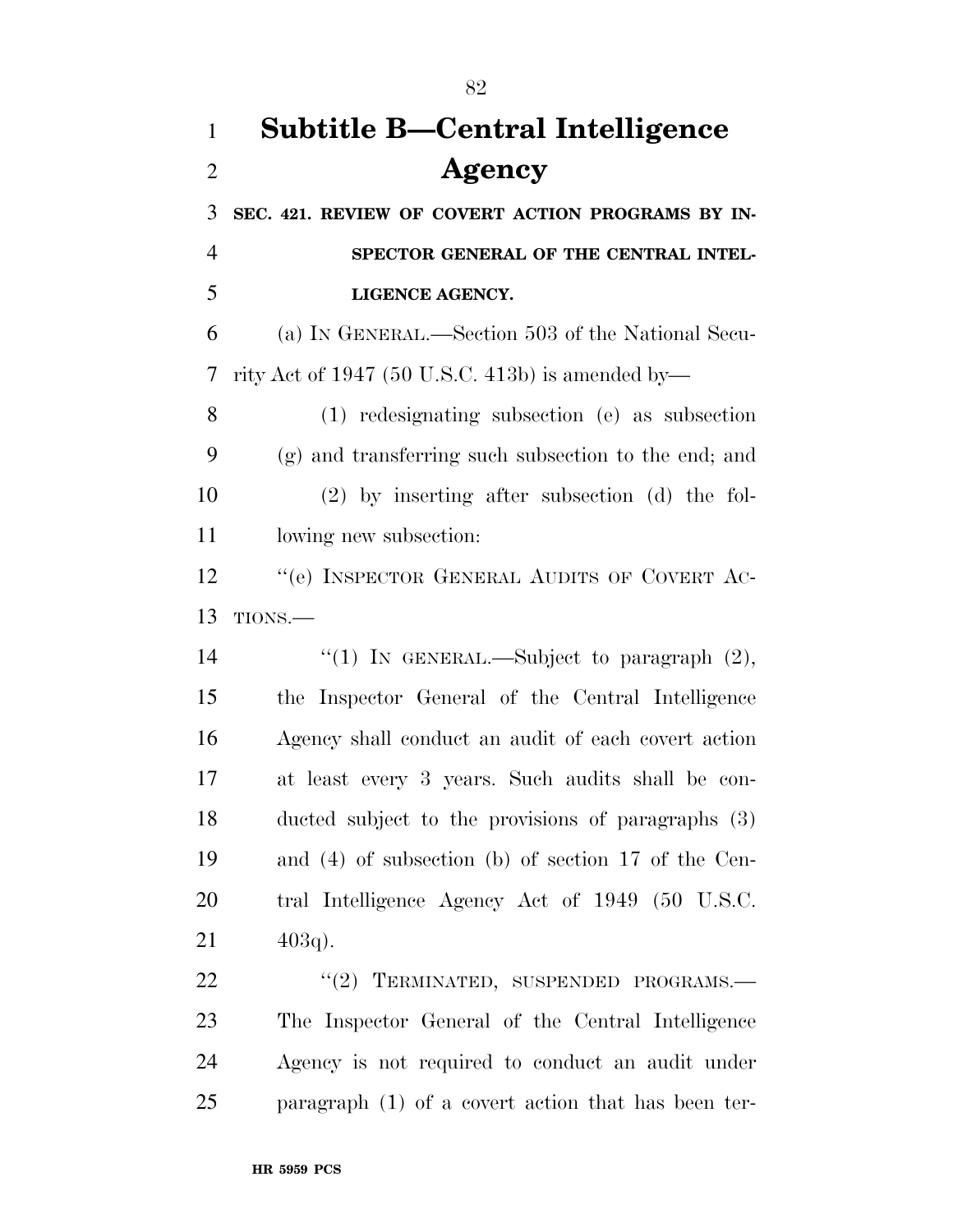## Subtitle B—Central Intelligence Agency

**SEC. 421. REVIEW OF COVERT ACTION PROGRAMS BY INSPECTOR GENERAL OF THE CENTRAL INTELLIGENCE AGENCY.**

(a) IN GENERAL.—Section 503 of the National Security Act of 1947 (50 U.S.C. 413b) is amended by—

(1) redesignating subsection (e) as subsection (g) and transferring such subsection to the end; and

(2) by inserting after subsection (d) the following new subsection:

"(e) INSPECTOR GENERAL AUDITS OF COVERT ACTIONS.—

"(1) IN GENERAL.—Subject to paragraph (2), the Inspector General of the Central Intelligence Agency shall conduct an audit of each covert action at least every 3 years. Such audits shall be conducted subject to the provisions of paragraphs (3) and (4) of subsection (b) of section 17 of the Central Intelligence Agency Act of 1949 (50 U.S.C. 403q).

"(2) TERMINATED, SUSPENDED PROGRAMS.—The Inspector General of the Central Intelligence Agency is not required to conduct an audit under paragraph (1) of a covert action that has been ter-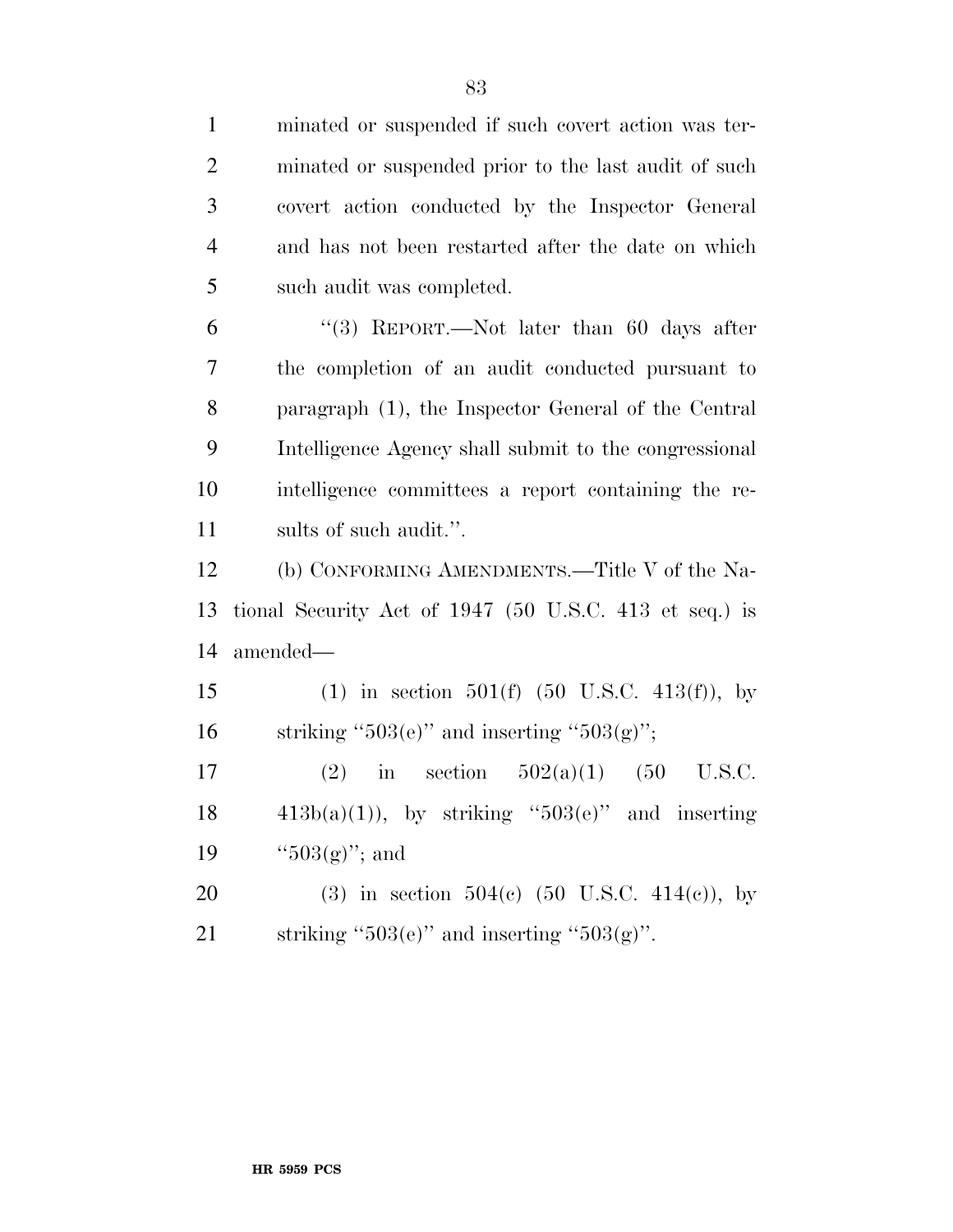minated or suspended if such covert action was terminated or suspended prior to the last audit of such covert action conducted by the Inspector General and has not been restarted after the date on which such audit was completed.

"(3) REPORT.—Not later than 60 days after the completion of an audit conducted pursuant to paragraph (1), the Inspector General of the Central Intelligence Agency shall submit to the congressional intelligence committees a report containing the results of such audit.".

(b) CONFORMING AMENDMENTS.—Title V of the National Security Act of 1947 (50 U.S.C. 413 et seq.) is amended—

(1) in section 501(f) (50 U.S.C. 413(f)), by striking "503(e)" and inserting "503(g)";

(2) in section 502(a)(1) (50 U.S.C. 413b(a)(1)), by striking "503(e)" and inserting "503(g)"; and

(3) in section 504(c) (50 U.S.C. 414(c)), by striking "503(e)" and inserting "503(g)".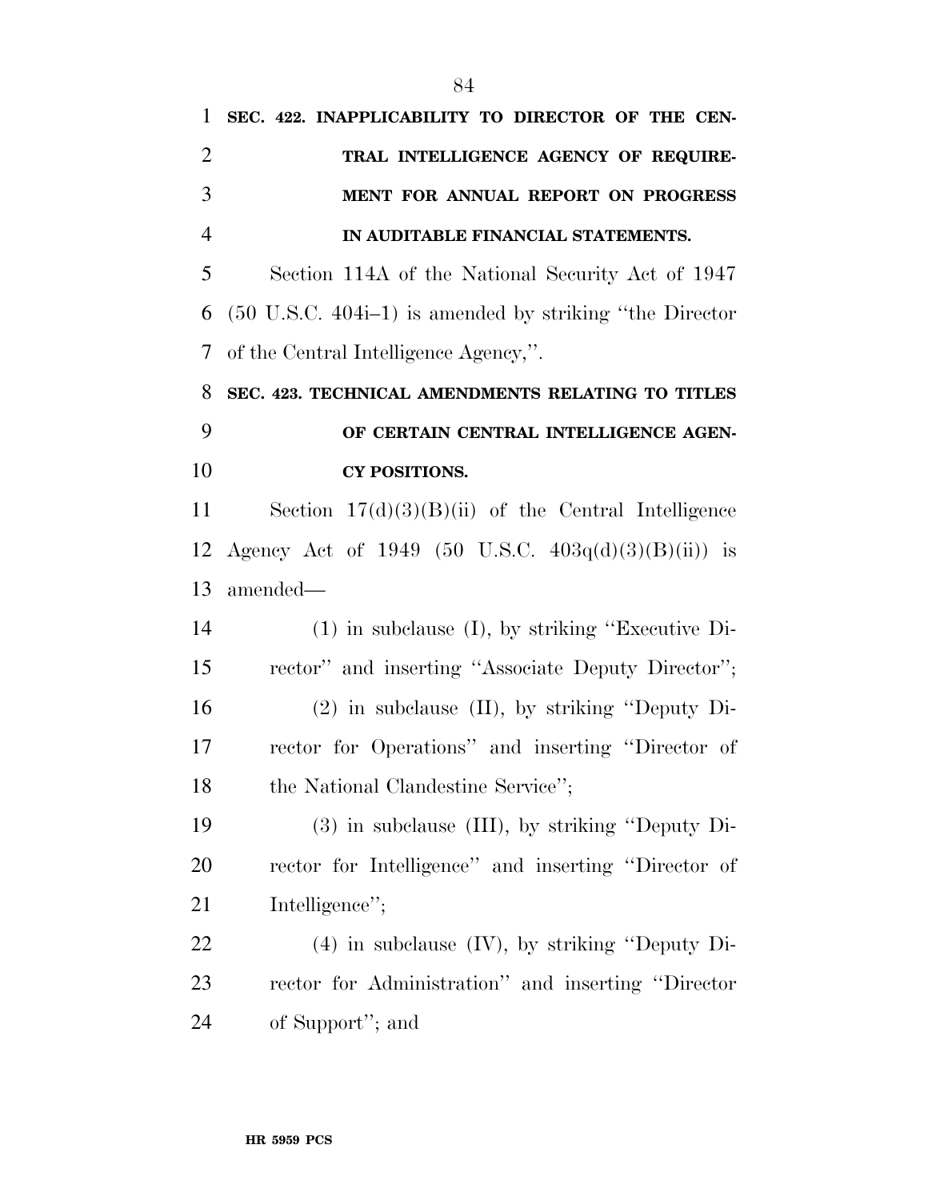**SEC. 422. INAPPLICABILITY TO DIRECTOR OF THE CENTRAL INTELLIGENCE AGENCY OF REQUIREMENT FOR ANNUAL REPORT ON PROGRESS IN AUDITABLE FINANCIAL STATEMENTS.**

Section 114A of the National Security Act of 1947 (50 U.S.C. 404i–1) is amended by striking ''the Director of the Central Intelligence Agency,''.

**SEC. 423. TECHNICAL AMENDMENTS RELATING TO TITLES OF CERTAIN CENTRAL INTELLIGENCE AGENCY POSITIONS.**

Section 17(d)(3)(B)(ii) of the Central Intelligence Agency Act of 1949 (50 U.S.C. 403q(d)(3)(B)(ii)) is amended—

(1) in subclause (I), by striking ''Executive Director'' and inserting ''Associate Deputy Director'';

(2) in subclause (II), by striking ''Deputy Director for Operations'' and inserting ''Director of the National Clandestine Service'';

(3) in subclause (III), by striking ''Deputy Director for Intelligence'' and inserting ''Director of Intelligence'';

(4) in subclause (IV), by striking ''Deputy Director for Administration'' and inserting ''Director of Support''; and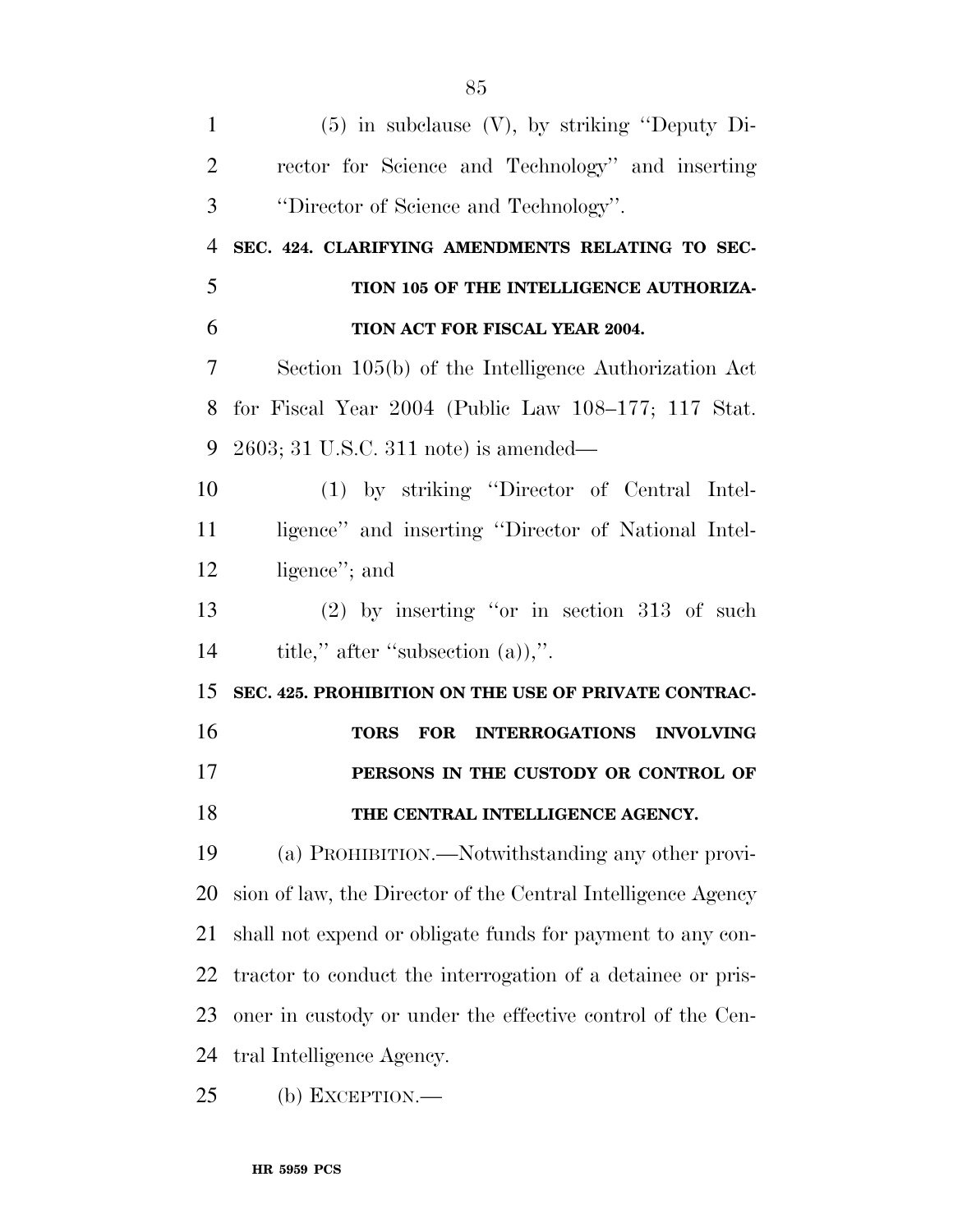(5) in subclause (V), by striking ''Deputy Director for Science and Technology'' and inserting ''Director of Science and Technology''.

**SEC. 424. CLARIFYING AMENDMENTS RELATING TO SECTION 105 OF THE INTELLIGENCE AUTHORIZATION ACT FOR FISCAL YEAR 2004.**

Section 105(b) of the Intelligence Authorization Act for Fiscal Year 2004 (Public Law 108–177; 117 Stat. 2603; 31 U.S.C. 311 note) is amended—

(1) by striking ''Director of Central Intelligence'' and inserting ''Director of National Intelligence''; and

(2) by inserting ''or in section 313 of such title,'' after ''subsection (a)),''.

**SEC. 425. PROHIBITION ON THE USE OF PRIVATE CONTRACTORS FOR INTERROGATIONS INVOLVING PERSONS IN THE CUSTODY OR CONTROL OF THE CENTRAL INTELLIGENCE AGENCY.**

(a) PROHIBITION.—Notwithstanding any other provision of law, the Director of the Central Intelligence Agency shall not expend or obligate funds for payment to any contractor to conduct the interrogation of a detainee or prisoner in custody or under the effective control of the Central Intelligence Agency.

(b) EXCEPTION.—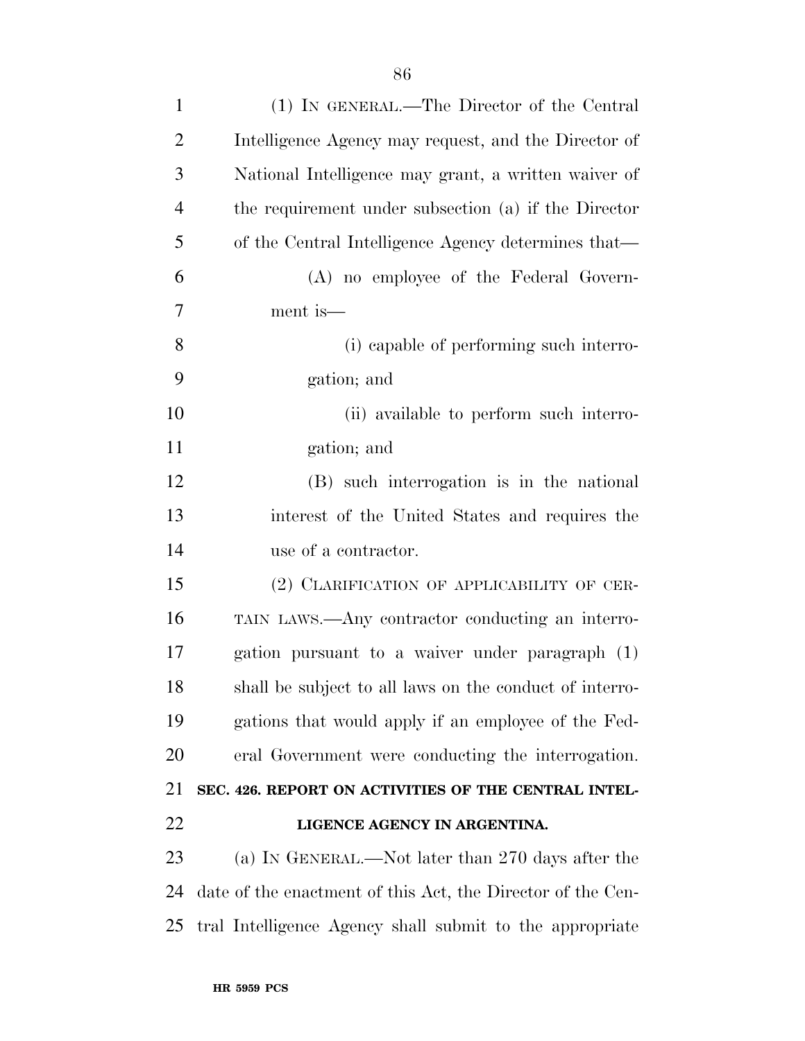(1) IN GENERAL.—The Director of the Central Intelligence Agency may request, and the Director of National Intelligence may grant, a written waiver of the requirement under subsection (a) if the Director of the Central Intelligence Agency determines that—

(A) no employee of the Federal Government is—

(i) capable of performing such interrogation; and

(ii) available to perform such interrogation; and

(B) such interrogation is in the national interest of the United States and requires the use of a contractor.

(2) CLARIFICATION OF APPLICABILITY OF CERTAIN LAWS.—Any contractor conducting an interrogation pursuant to a waiver under paragraph (1) shall be subject to all laws on the conduct of interrogations that would apply if an employee of the Federal Government were conducting the interrogation.

**SEC. 426. REPORT ON ACTIVITIES OF THE CENTRAL INTELLIGENCE AGENCY IN ARGENTINA.**

(a) IN GENERAL.—Not later than 270 days after the date of the enactment of this Act, the Director of the Central Intelligence Agency shall submit to the appropriate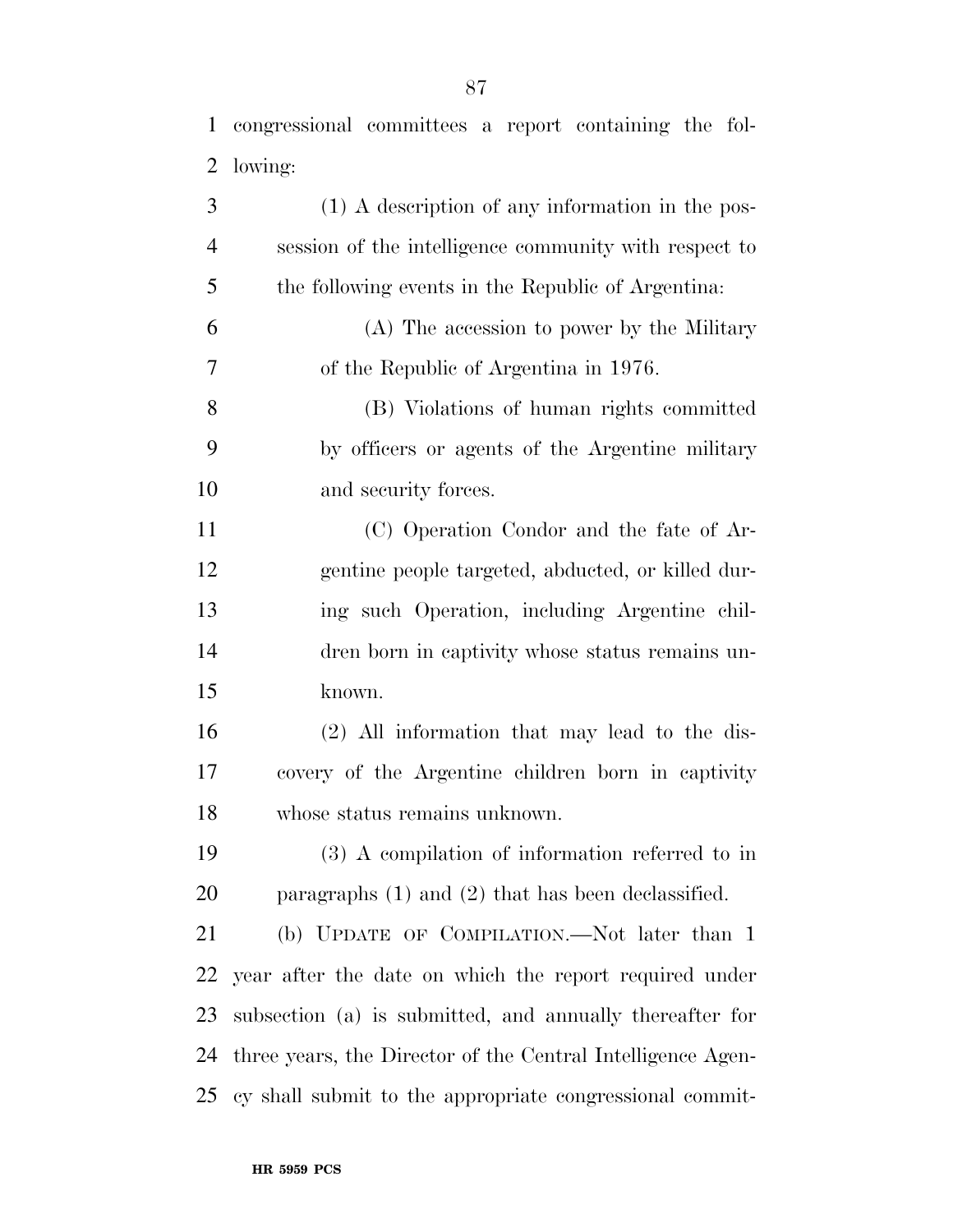congressional committees a report containing the following:

(1) A description of any information in the possession of the intelligence community with respect to the following events in the Republic of Argentina:

(A) The accession to power by the Military of the Republic of Argentina in 1976.

(B) Violations of human rights committed by officers or agents of the Argentine military and security forces.

(C) Operation Condor and the fate of Argentine people targeted, abducted, or killed during such Operation, including Argentine children born in captivity whose status remains unknown.

(2) All information that may lead to the discovery of the Argentine children born in captivity whose status remains unknown.

(3) A compilation of information referred to in paragraphs (1) and (2) that has been declassified.

(b) UPDATE OF COMPILATION.—Not later than 1 year after the date on which the report required under subsection (a) is submitted, and annually thereafter for three years, the Director of the Central Intelligence Agency shall submit to the appropriate congressional commit-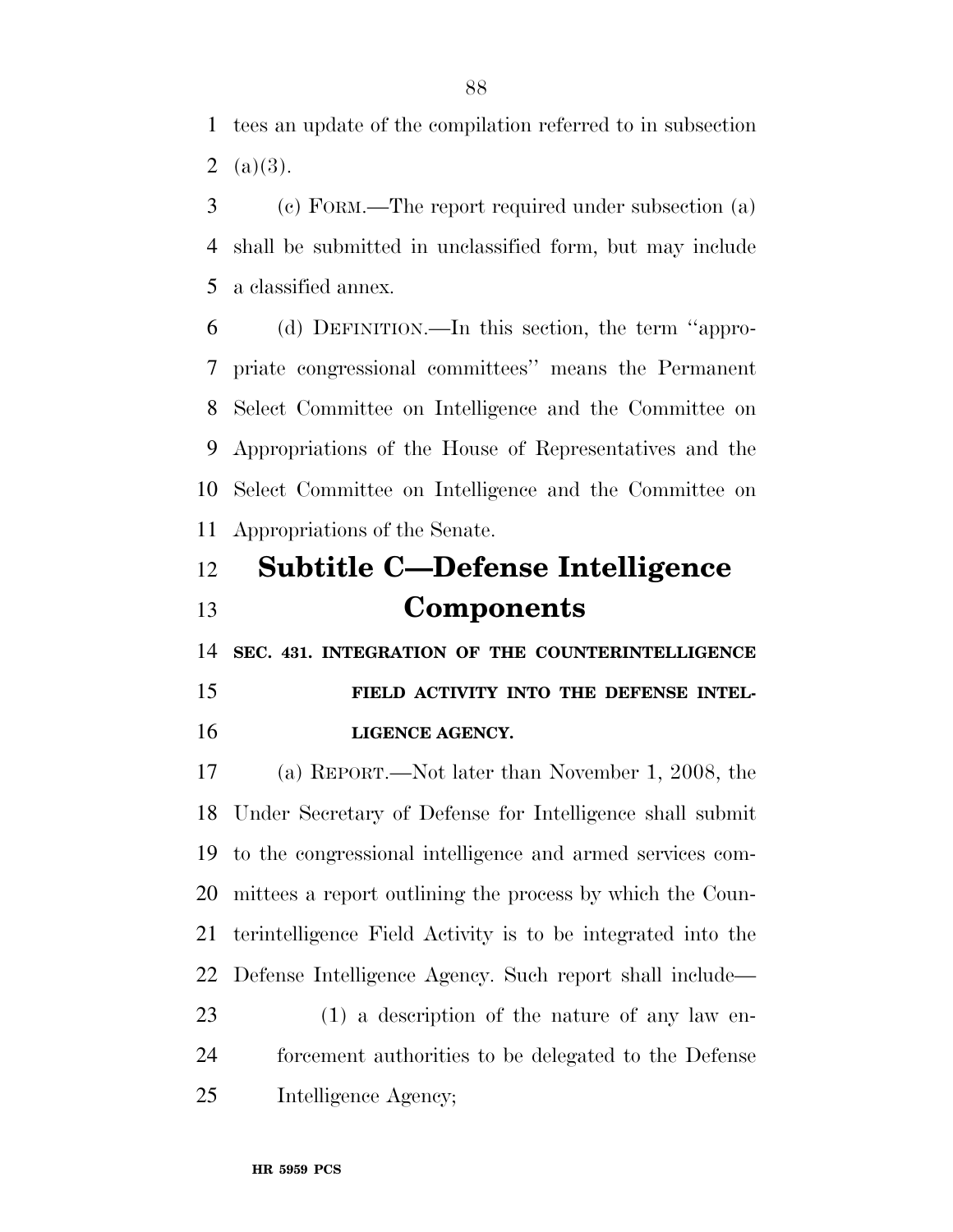tees an update of the compilation referred to in subsection (a)(3).

(c) FORM.—The report required under subsection (a) shall be submitted in unclassified form, but may include a classified annex.

(d) DEFINITION.—In this section, the term ''appropriate congressional committees'' means the Permanent Select Committee on Intelligence and the Committee on Appropriations of the House of Representatives and the Select Committee on Intelligence and the Committee on Appropriations of the Senate.

## Subtitle C—Defense Intelligence Components

### SEC. 431. INTEGRATION OF THE COUNTERINTELLIGENCE FIELD ACTIVITY INTO THE DEFENSE INTELLIGENCE AGENCY.

(a) REPORT.—Not later than November 1, 2008, the Under Secretary of Defense for Intelligence shall submit to the congressional intelligence and armed services committees a report outlining the process by which the Counterintelligence Field Activity is to be integrated into the Defense Intelligence Agency. Such report shall include—

(1) a description of the nature of any law enforcement authorities to be delegated to the Defense Intelligence Agency;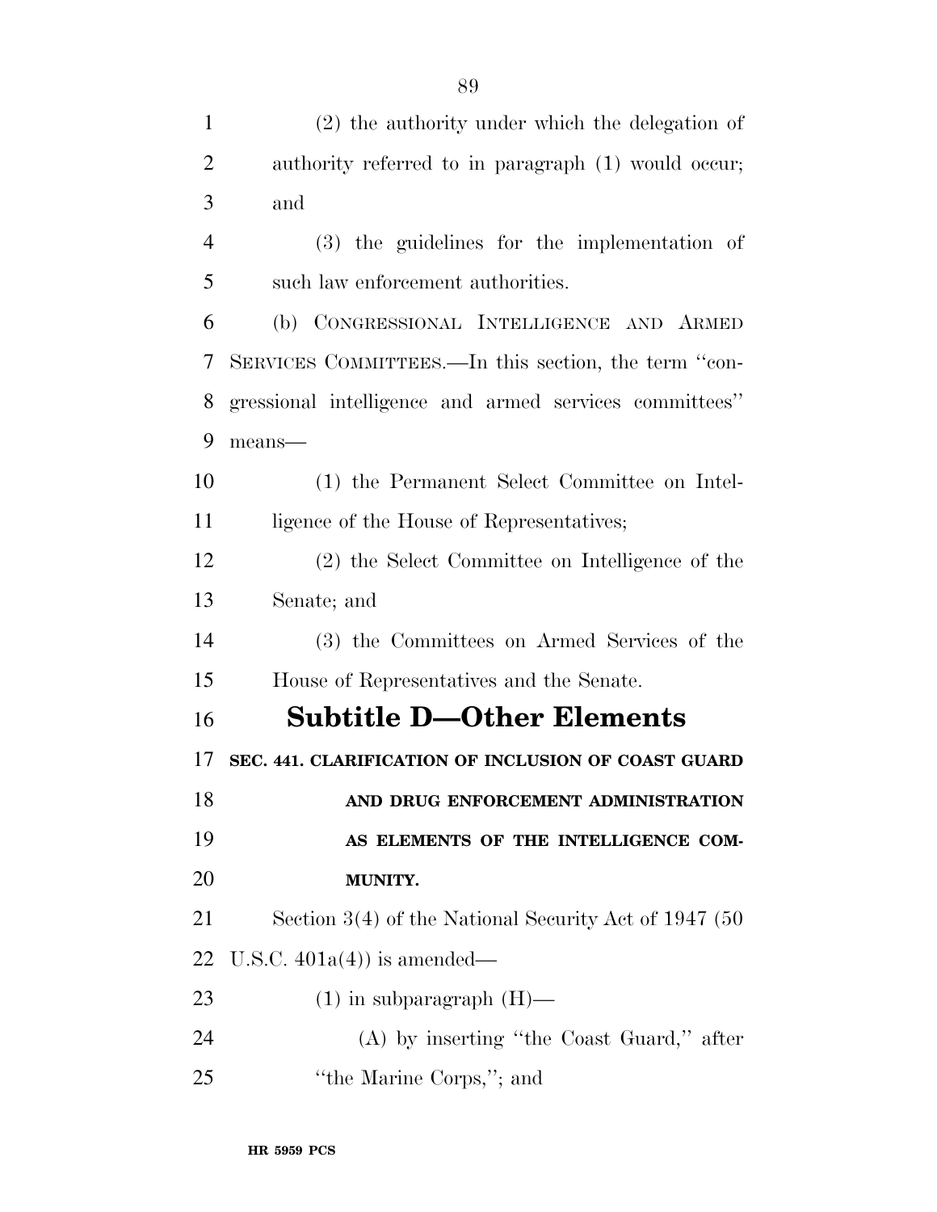(2) the authority under which the delegation of authority referred to in paragraph (1) would occur; and

(3) the guidelines for the implementation of such law enforcement authorities.

(b) CONGRESSIONAL INTELLIGENCE AND ARMED SERVICES COMMITTEES.—In this section, the term ''congressional intelligence and armed services committees'' means—

(1) the Permanent Select Committee on Intelligence of the House of Representatives;

(2) the Select Committee on Intelligence of the Senate; and

(3) the Committees on Armed Services of the House of Representatives and the Senate.

## Subtitle D—Other Elements

**SEC. 441. CLARIFICATION OF INCLUSION OF COAST GUARD AND DRUG ENFORCEMENT ADMINISTRATION AS ELEMENTS OF THE INTELLIGENCE COMMUNITY.**

Section 3(4) of the National Security Act of 1947 (50 U.S.C. 401a(4)) is amended—

(1) in subparagraph (H)—

(A) by inserting ''the Coast Guard,'' after ''the Marine Corps,''; and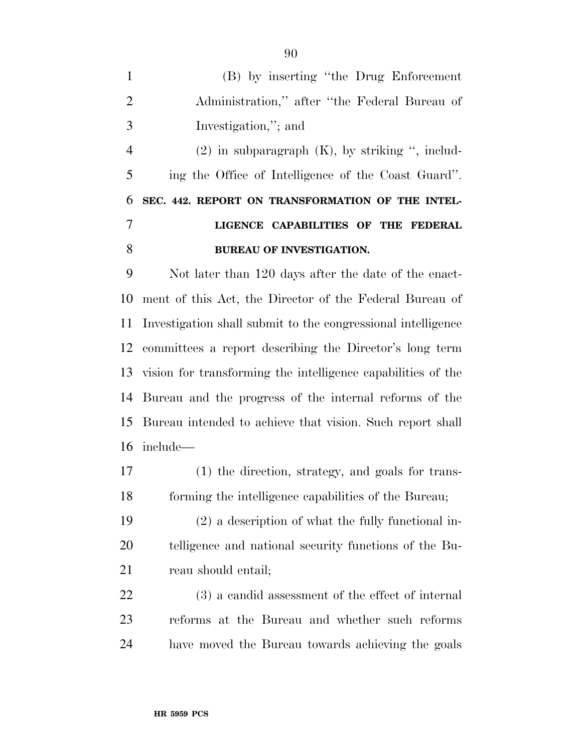(B) by inserting ''the Drug Enforcement Administration,'' after ''the Federal Bureau of Investigation,''; and

(2) in subparagraph (K), by striking '', including the Office of Intelligence of the Coast Guard''.

**SEC. 442. REPORT ON TRANSFORMATION OF THE INTELLIGENCE CAPABILITIES OF THE FEDERAL BUREAU OF INVESTIGATION.**

Not later than 120 days after the date of the enactment of this Act, the Director of the Federal Bureau of Investigation shall submit to the congressional intelligence committees a report describing the Director's long term vision for transforming the intelligence capabilities of the Bureau and the progress of the internal reforms of the Bureau intended to achieve that vision. Such report shall include—

(1) the direction, strategy, and goals for transforming the intelligence capabilities of the Bureau;

(2) a description of what the fully functional intelligence and national security functions of the Bureau should entail;

(3) a candid assessment of the effect of internal reforms at the Bureau and whether such reforms have moved the Bureau towards achieving the goals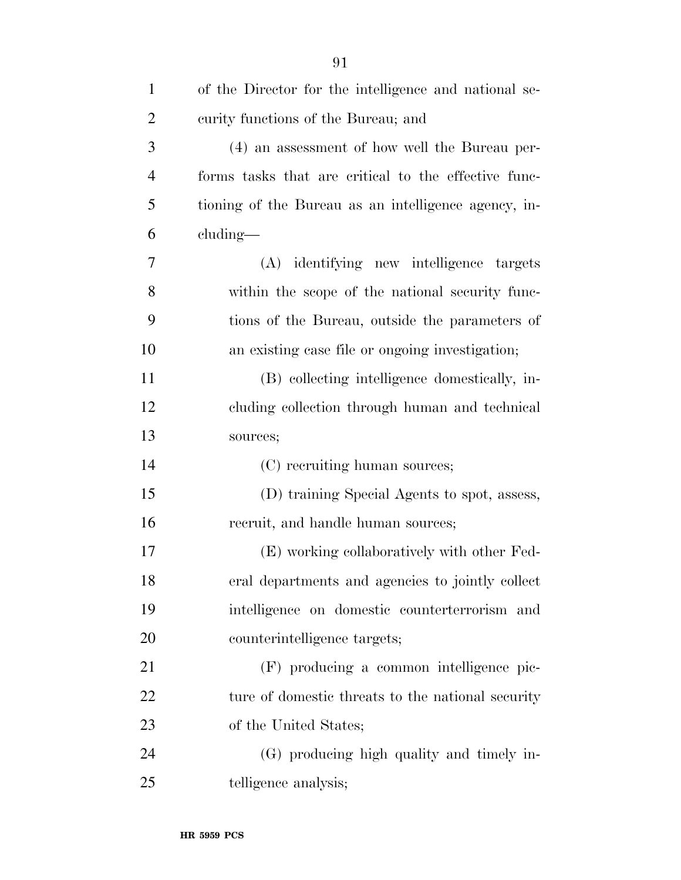of the Director for the intelligence and national security functions of the Bureau; and

(4) an assessment of how well the Bureau performs tasks that are critical to the effective functioning of the Bureau as an intelligence agency, including—

(A) identifying new intelligence targets within the scope of the national security functions of the Bureau, outside the parameters of an existing case file or ongoing investigation;

(B) collecting intelligence domestically, including collection through human and technical sources;

(C) recruiting human sources;

(D) training Special Agents to spot, assess, recruit, and handle human sources;

(E) working collaboratively with other Federal departments and agencies to jointly collect intelligence on domestic counterterrorism and counterintelligence targets;

(F) producing a common intelligence picture of domestic threats to the national security of the United States;

(G) producing high quality and timely intelligence analysis;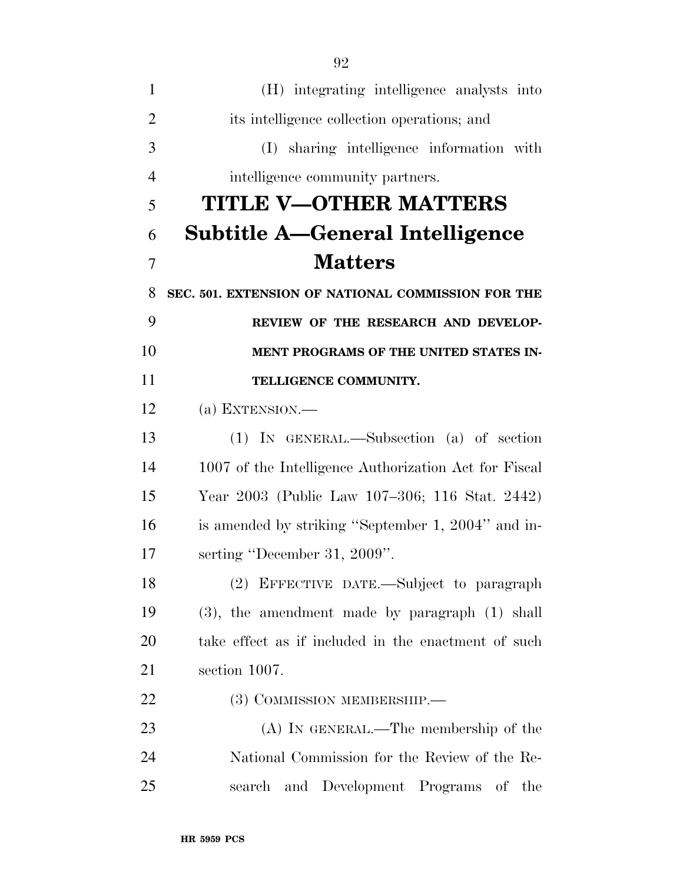(H) integrating intelligence analysts into its intelligence collection operations; and

(I) sharing intelligence information with intelligence community partners.

# TITLE V—OTHER MATTERS

## Subtitle A—General Intelligence Matters

### SEC. 501. EXTENSION OF NATIONAL COMMISSION FOR THE REVIEW OF THE RESEARCH AND DEVELOPMENT PROGRAMS OF THE UNITED STATES INTELLIGENCE COMMUNITY.

(a) EXTENSION.—

(1) IN GENERAL.—Subsection (a) of section 1007 of the Intelligence Authorization Act for Fiscal Year 2003 (Public Law 107–306; 116 Stat. 2442) is amended by striking "September 1, 2004" and inserting "December 31, 2009".

(2) EFFECTIVE DATE.—Subject to paragraph (3), the amendment made by paragraph (1) shall take effect as if included in the enactment of such section 1007.

(3) COMMISSION MEMBERSHIP.—

(A) IN GENERAL.—The membership of the National Commission for the Review of the Research and Development Programs of the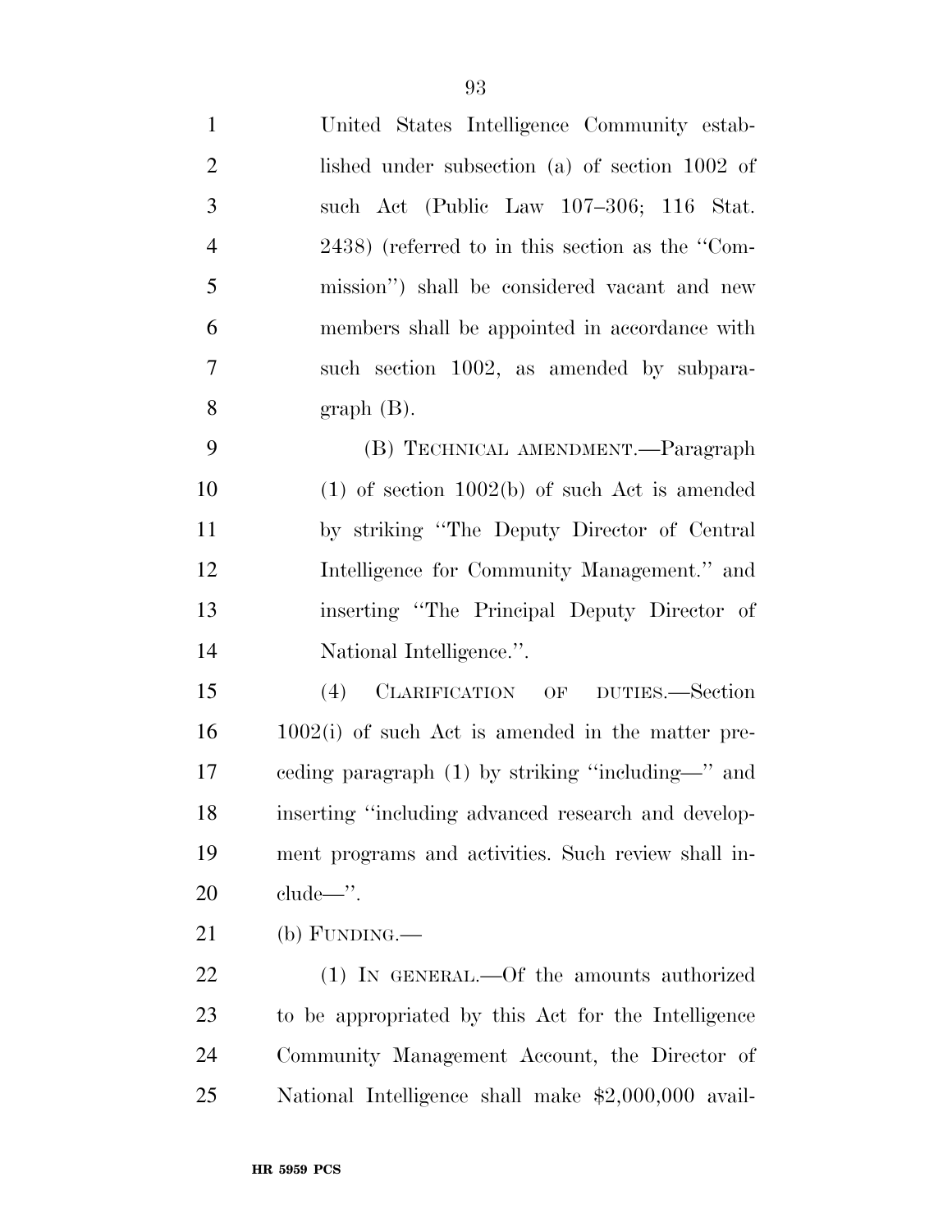United States Intelligence Community established under subsection (a) of section 1002 of such Act (Public Law 107–306; 116 Stat. 2438) (referred to in this section as the ''Commission'') shall be considered vacant and new members shall be appointed in accordance with such section 1002, as amended by subparagraph (B).

(B) TECHNICAL AMENDMENT.—Paragraph (1) of section 1002(b) of such Act is amended by striking ''The Deputy Director of Central Intelligence for Community Management.'' and inserting ''The Principal Deputy Director of National Intelligence.''.

(4) CLARIFICATION OF DUTIES.—Section 1002(i) of such Act is amended in the matter preceding paragraph (1) by striking ''including—'' and inserting ''including advanced research and development programs and activities. Such review shall include—''.

(b) FUNDING.—

(1) IN GENERAL.—Of the amounts authorized to be appropriated by this Act for the Intelligence Community Management Account, the Director of National Intelligence shall make $2,000,000 avail-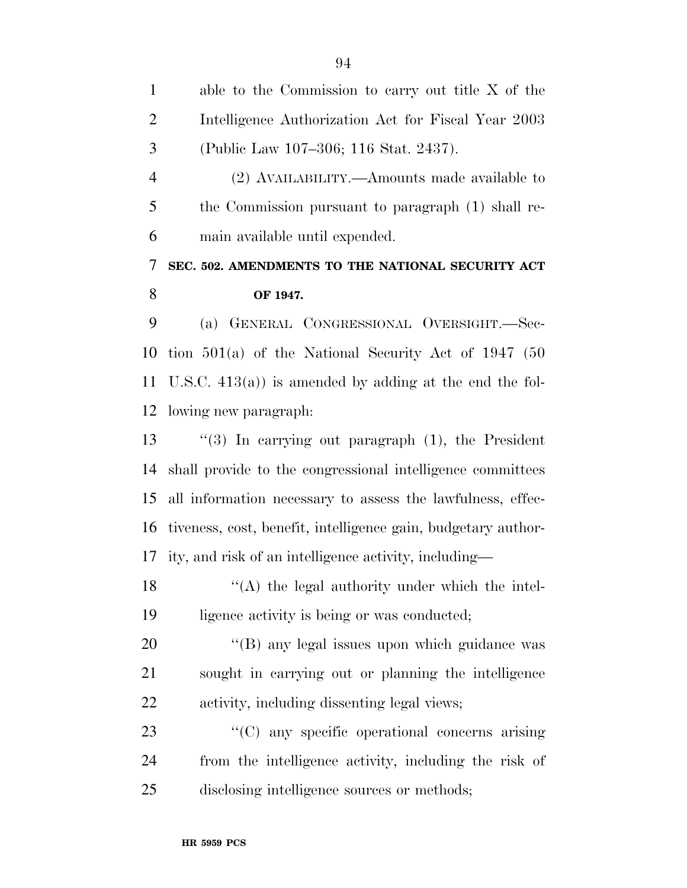able to the Commission to carry out title X of the Intelligence Authorization Act for Fiscal Year 2003 (Public Law 107–306; 116 Stat. 2437).

(2) AVAILABILITY.—Amounts made available to the Commission pursuant to paragraph (1) shall remain available until expended.

**SEC. 502. AMENDMENTS TO THE NATIONAL SECURITY ACT OF 1947.**

(a) GENERAL CONGRESSIONAL OVERSIGHT.—Section 501(a) of the National Security Act of 1947 (50 U.S.C. 413(a)) is amended by adding at the end the following new paragraph:

"(3) In carrying out paragraph (1), the President shall provide to the congressional intelligence committees all information necessary to assess the lawfulness, effectiveness, cost, benefit, intelligence gain, budgetary authority, and risk of an intelligence activity, including—

"(A) the legal authority under which the intelligence activity is being or was conducted;

"(B) any legal issues upon which guidance was sought in carrying out or planning the intelligence activity, including dissenting legal views;

"(C) any specific operational concerns arising from the intelligence activity, including the risk of disclosing intelligence sources or methods;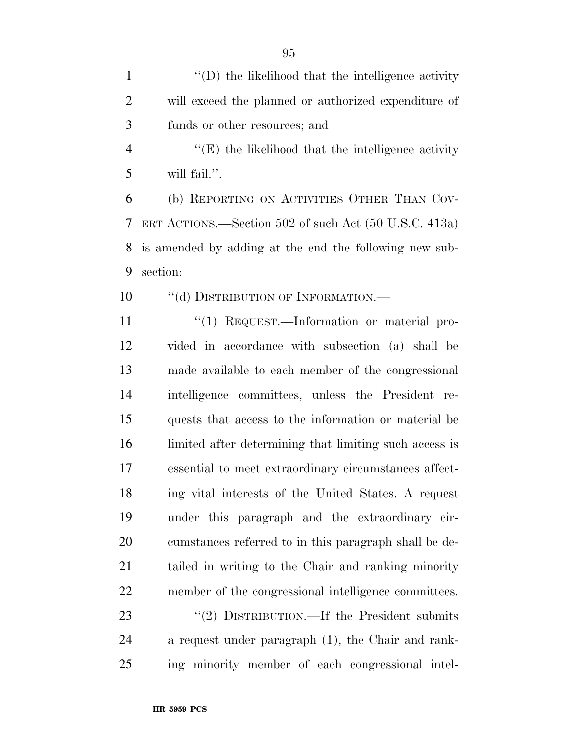''(D) the likelihood that the intelligence activity will exceed the planned or authorized expenditure of funds or other resources; and

''(E) the likelihood that the intelligence activity will fail.''.

(b) REPORTING ON ACTIVITIES OTHER THAN COVERT ACTIONS.—Section 502 of such Act (50 U.S.C. 413a) is amended by adding at the end the following new subsection:

''(d) DISTRIBUTION OF INFORMATION.—

''(1) REQUEST.—Information or material provided in accordance with subsection (a) shall be made available to each member of the congressional intelligence committees, unless the President requests that access to the information or material be limited after determining that limiting such access is essential to meet extraordinary circumstances affecting vital interests of the United States. A request under this paragraph and the extraordinary circumstances referred to in this paragraph shall be detailed in writing to the Chair and ranking minority member of the congressional intelligence committees.

''(2) DISTRIBUTION.—If the President submits a request under paragraph (1), the Chair and ranking minority member of each congressional intel-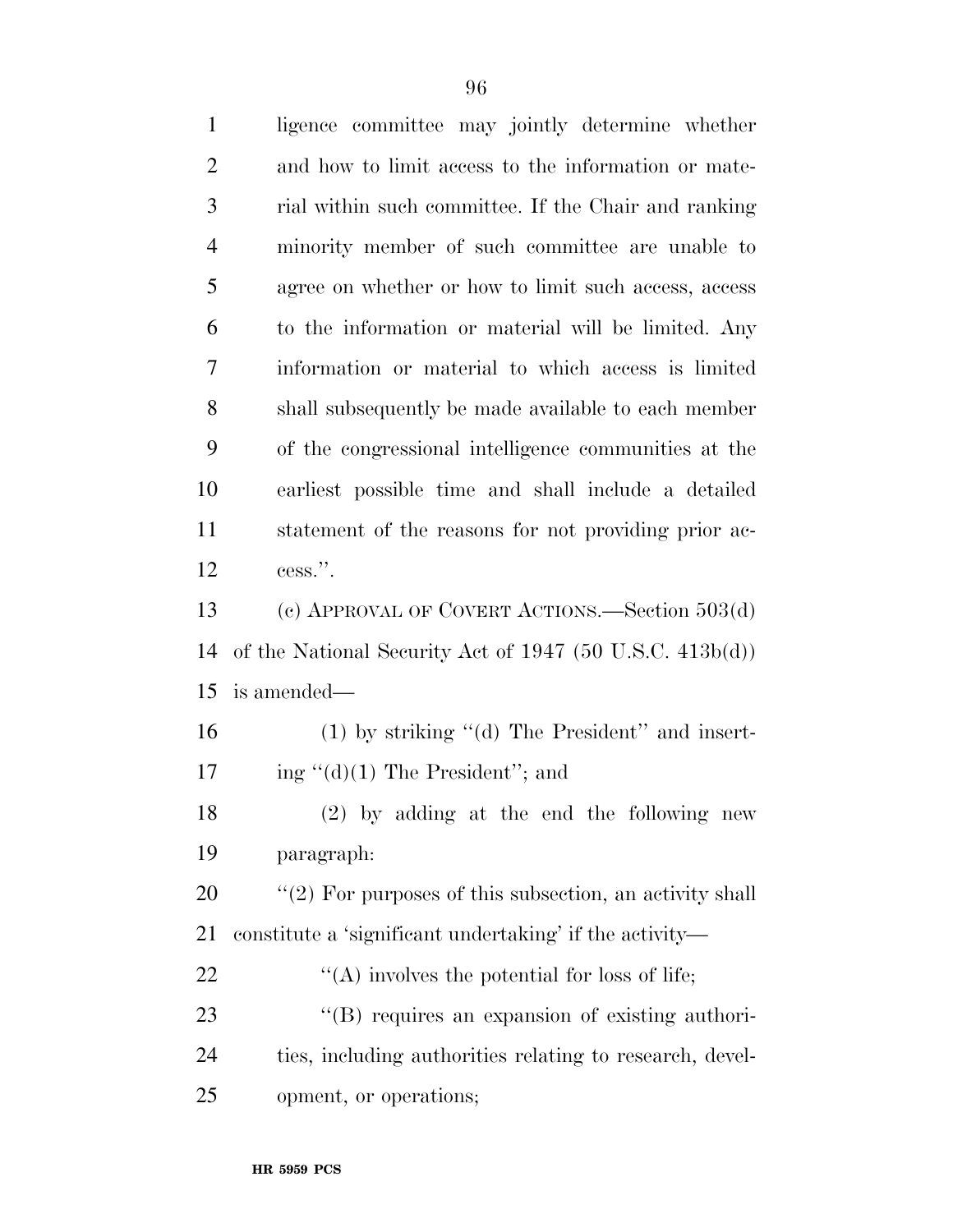ligence committee may jointly determine whether and how to limit access to the information or material within such committee. If the Chair and ranking minority member of such committee are unable to agree on whether or how to limit such access, access to the information or material will be limited. Any information or material to which access is limited shall subsequently be made available to each member of the congressional intelligence communities at the earliest possible time and shall include a detailed statement of the reasons for not providing prior access.''.

(c) APPROVAL OF COVERT ACTIONS.—Section 503(d) of the National Security Act of 1947 (50 U.S.C. 413b(d)) is amended—

(1) by striking ''(d) The President'' and inserting ''(d)(1) The President''; and

(2) by adding at the end the following new paragraph:

''(2) For purposes of this subsection, an activity shall constitute a 'significant undertaking' if the activity—

''(A) involves the potential for loss of life;

''(B) requires an expansion of existing authorities, including authorities relating to research, development, or operations;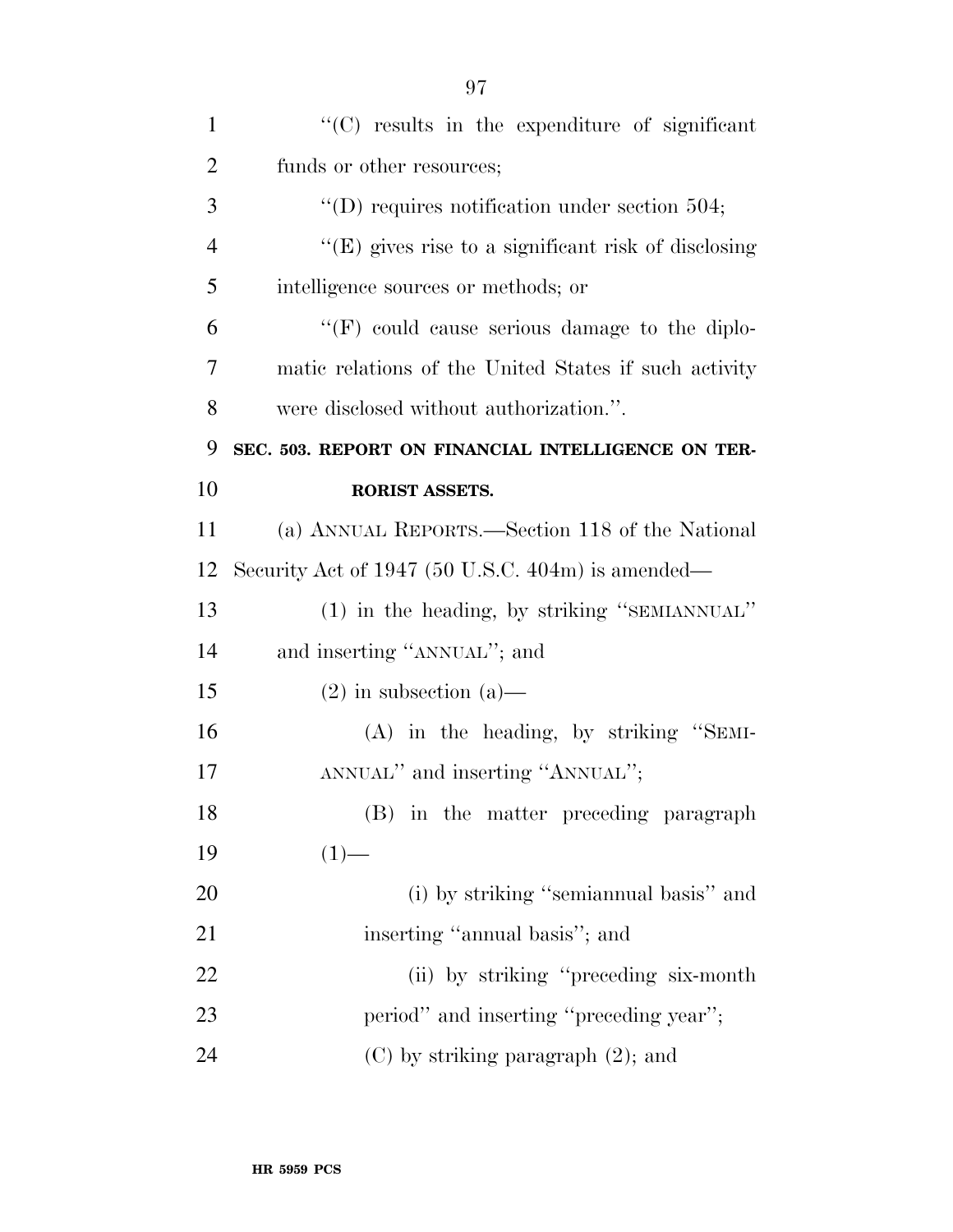''(C) results in the expenditure of significant funds or other resources;

''(D) requires notification under section 504;

''(E) gives rise to a significant risk of disclosing intelligence sources or methods; or

''(F) could cause serious damage to the diplomatic relations of the United States if such activity were disclosed without authorization.''.

**SEC. 503. REPORT ON FINANCIAL INTELLIGENCE ON TERRORIST ASSETS.**

(a) ANNUAL REPORTS.—Section 118 of the National Security Act of 1947 (50 U.S.C. 404m) is amended—

(1) in the heading, by striking ''SEMIANNUAL'' and inserting ''ANNUAL''; and

(2) in subsection (a)—

(A) in the heading, by striking ''SEMIANNUAL'' and inserting ''ANNUAL'';

(B) in the matter preceding paragraph (1)—

(i) by striking ''semiannual basis'' and inserting ''annual basis''; and

(ii) by striking ''preceding six-month period'' and inserting ''preceding year'';

(C) by striking paragraph (2); and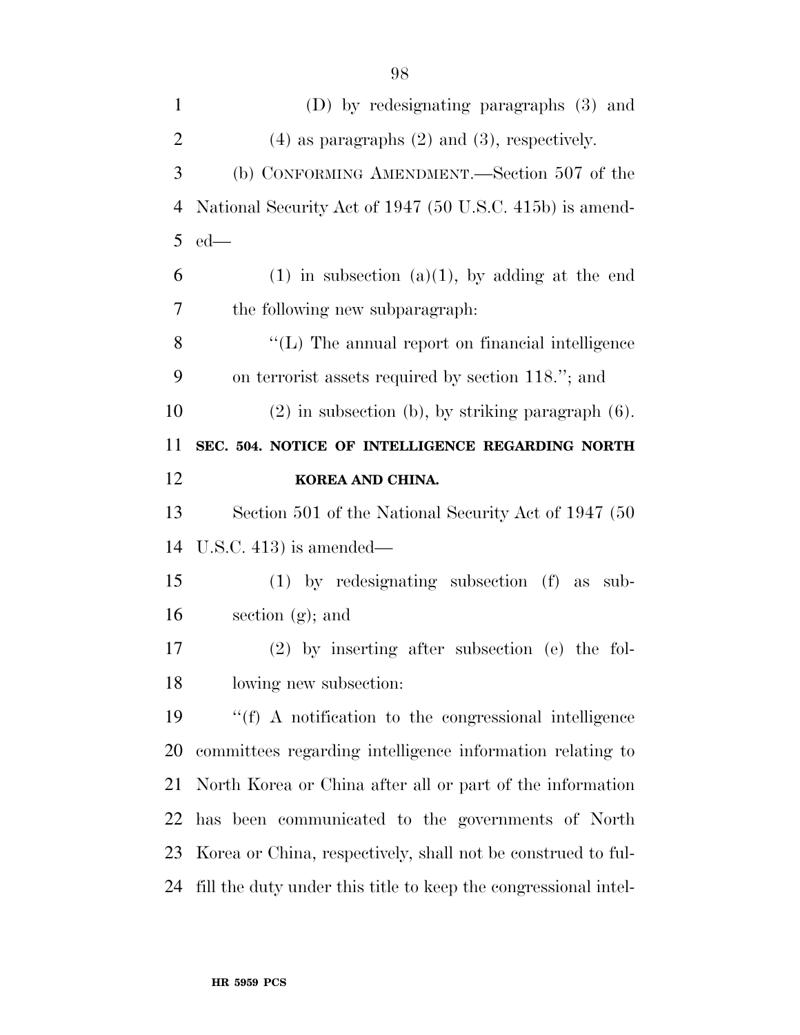(D) by redesignating paragraphs (3) and (4) as paragraphs (2) and (3), respectively.

(b) CONFORMING AMENDMENT.—Section 507 of the National Security Act of 1947 (50 U.S.C. 415b) is amended—

(1) in subsection (a)(1), by adding at the end the following new subparagraph:

''(L) The annual report on financial intelligence on terrorist assets required by section 118.''; and

(2) in subsection (b), by striking paragraph (6).

**SEC. 504. NOTICE OF INTELLIGENCE REGARDING NORTH KOREA AND CHINA.**

Section 501 of the National Security Act of 1947 (50 U.S.C. 413) is amended—

(1) by redesignating subsection (f) as subsection (g); and

(2) by inserting after subsection (e) the following new subsection:

''(f) A notification to the congressional intelligence committees regarding intelligence information relating to North Korea or China after all or part of the information has been communicated to the governments of North Korea or China, respectively, shall not be construed to fulfill the duty under this title to keep the congressional intel-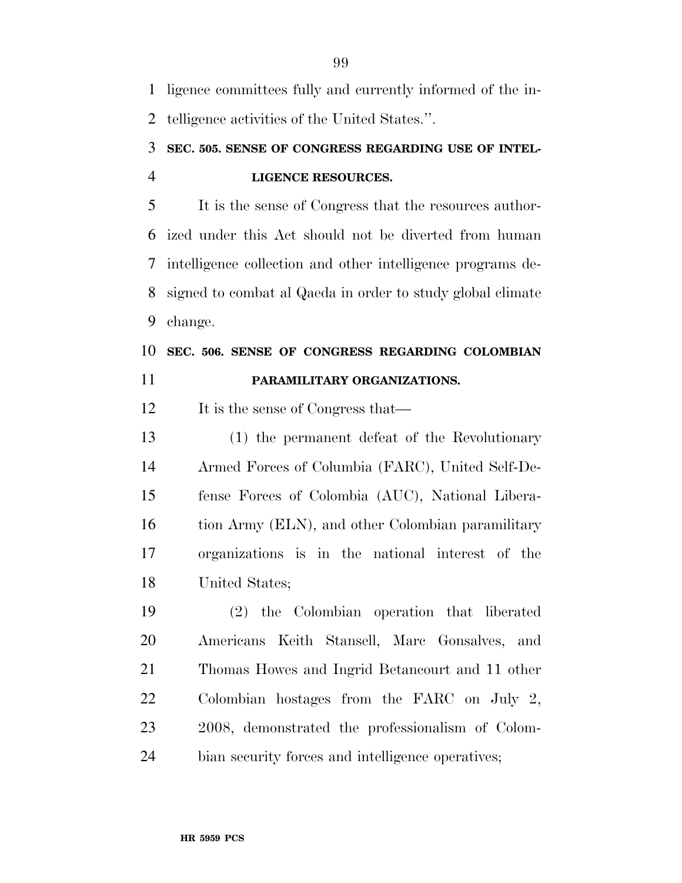ligence committees fully and currently informed of the intelligence activities of the United States.''.

### SEC. 505. SENSE OF CONGRESS REGARDING USE OF INTELLIGENCE RESOURCES.

It is the sense of Congress that the resources authorized under this Act should not be diverted from human intelligence collection and other intelligence programs designed to combat al Qaeda in order to study global climate change.

### SEC. 506. SENSE OF CONGRESS REGARDING COLOMBIAN PARAMILITARY ORGANIZATIONS.

It is the sense of Congress that—

(1) the permanent defeat of the Revolutionary Armed Forces of Columbia (FARC), United Self-Defense Forces of Colombia (AUC), National Liberation Army (ELN), and other Colombian paramilitary organizations is in the national interest of the United States;

(2) the Colombian operation that liberated Americans Keith Stansell, Marc Gonsalves, and Thomas Howes and Ingrid Betancourt and 11 other Colombian hostages from the FARC on July 2, 2008, demonstrated the professionalism of Colombian security forces and intelligence operatives;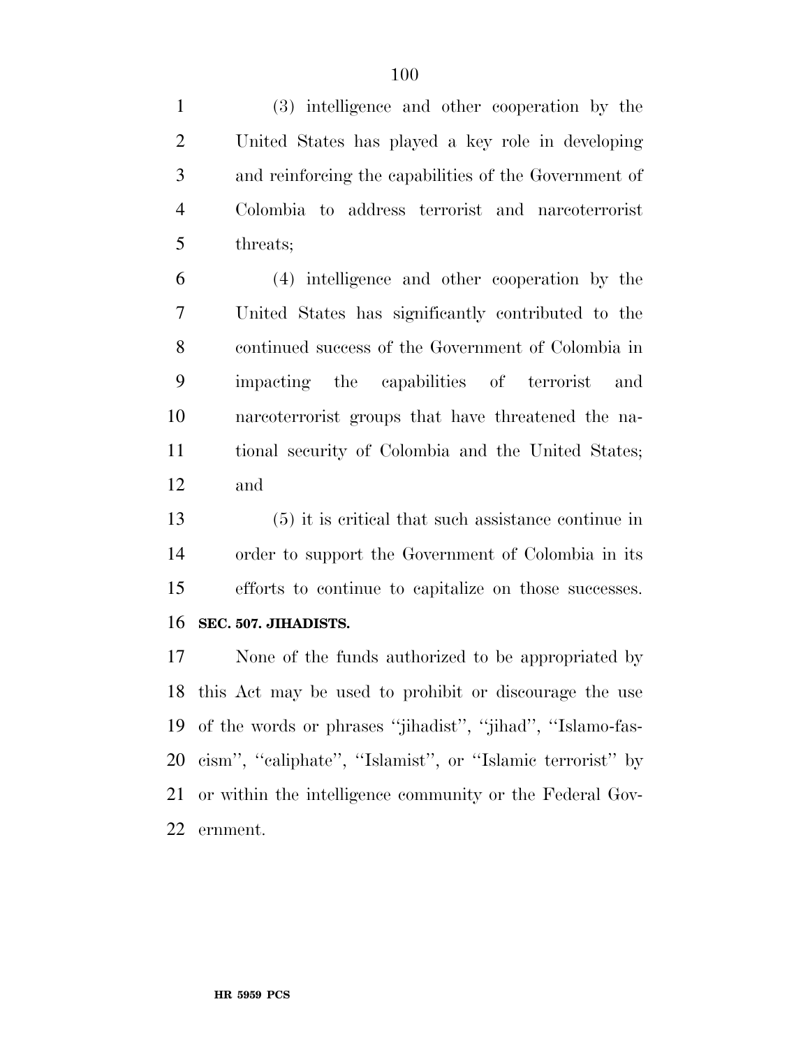(3) intelligence and other cooperation by the United States has played a key role in developing and reinforcing the capabilities of the Government of Colombia to address terrorist and narcoterrorist threats;

(4) intelligence and other cooperation by the United States has significantly contributed to the continued success of the Government of Colombia in impacting the capabilities of terrorist and narcoterrorist groups that have threatened the national security of Colombia and the United States; and

(5) it is critical that such assistance continue in order to support the Government of Colombia in its efforts to continue to capitalize on those successes.

**SEC. 507. JIHADISTS.**

None of the funds authorized to be appropriated by this Act may be used to prohibit or discourage the use of the words or phrases ''jihadist'', ''jihad'', ''Islamo-fascism'', ''caliphate'', ''Islamist'', or ''Islamic terrorist'' by or within the intelligence community or the Federal Government.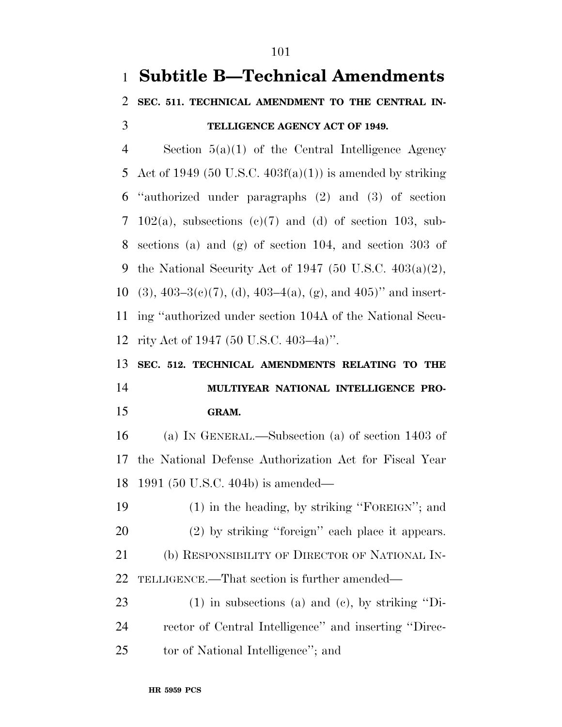# Subtitle B—Technical Amendments

**SEC. 511. TECHNICAL AMENDMENT TO THE CENTRAL INTELLIGENCE AGENCY ACT OF 1949.**

Section 5(a)(1) of the Central Intelligence Agency Act of 1949 (50 U.S.C. 403f(a)(1)) is amended by striking ''authorized under paragraphs (2) and (3) of section 102(a), subsections (c)(7) and (d) of section 103, subsections (a) and (g) of section 104, and section 303 of the National Security Act of 1947 (50 U.S.C. 403(a)(2), (3), 403–3(c)(7), (d), 403–4(a), (g), and 405)'' and inserting ''authorized under section 104A of the National Security Act of 1947 (50 U.S.C. 403–4a)''.

**SEC. 512. TECHNICAL AMENDMENTS RELATING TO THE MULTIYEAR NATIONAL INTELLIGENCE PROGRAM.**

(a) IN GENERAL.—Subsection (a) of section 1403 of the National Defense Authorization Act for Fiscal Year 1991 (50 U.S.C. 404b) is amended—

(1) in the heading, by striking ''FOREIGN''; and

(2) by striking ''foreign'' each place it appears.

(b) RESPONSIBILITY OF DIRECTOR OF NATIONAL INTELLIGENCE.—That section is further amended—

(1) in subsections (a) and (c), by striking ''Director of Central Intelligence'' and inserting ''Director of National Intelligence''; and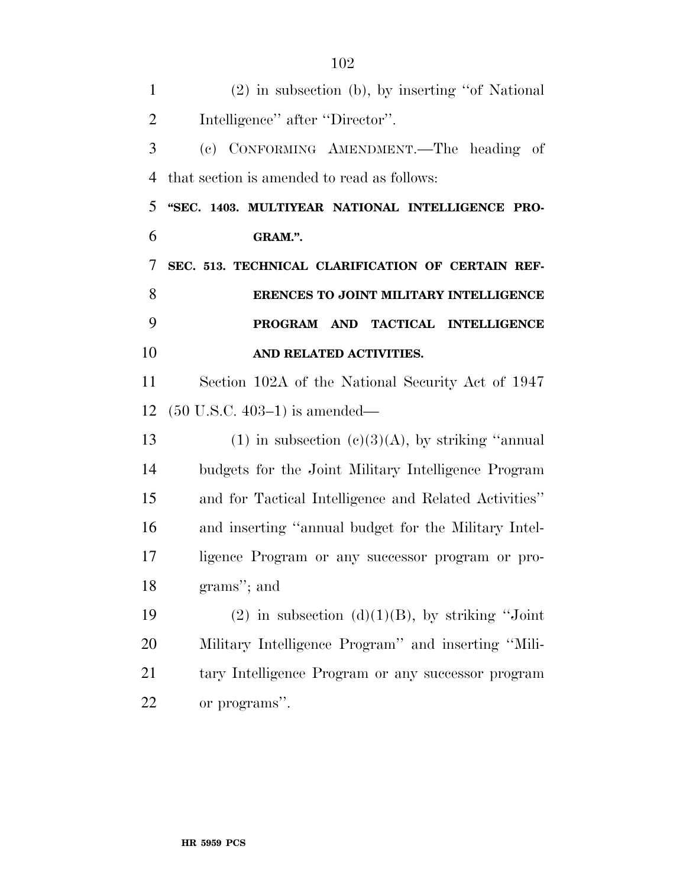(2) in subsection (b), by inserting ''of National Intelligence'' after ''Director''.

(c) CONFORMING AMENDMENT.—The heading of that section is amended to read as follows:

**''SEC. 1403. MULTIYEAR NATIONAL INTELLIGENCE PROGRAM.''.**

**SEC. 513. TECHNICAL CLARIFICATION OF CERTAIN REFERENCES TO JOINT MILITARY INTELLIGENCE PROGRAM AND TACTICAL INTELLIGENCE AND RELATED ACTIVITIES.**

Section 102A of the National Security Act of 1947 (50 U.S.C. 403–1) is amended—

(1) in subsection (c)(3)(A), by striking ''annual budgets for the Joint Military Intelligence Program and for Tactical Intelligence and Related Activities'' and inserting ''annual budget for the Military Intelligence Program or any successor program or programs''; and

(2) in subsection (d)(1)(B), by striking ''Joint Military Intelligence Program'' and inserting ''Military Intelligence Program or any successor program or programs''.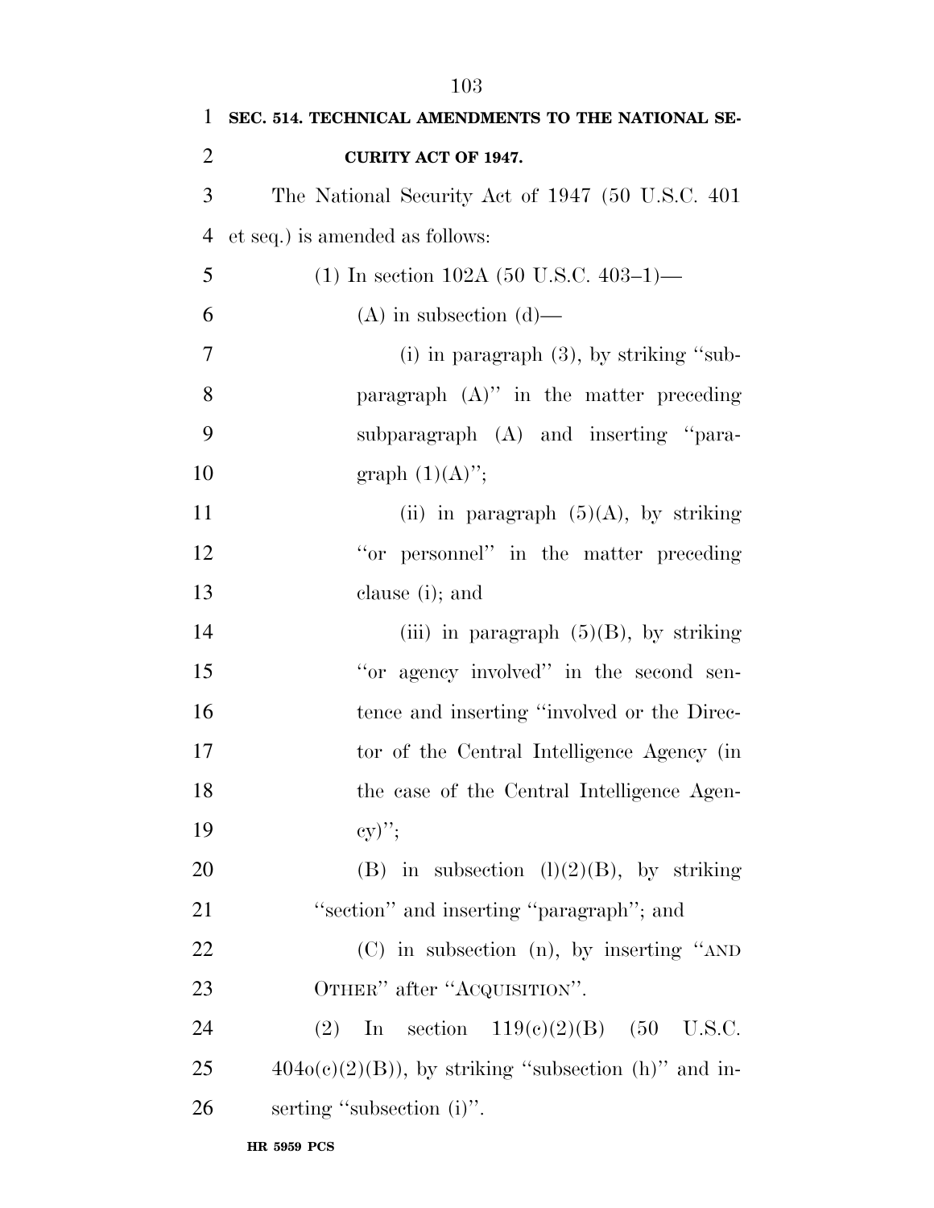**SEC. 514. TECHNICAL AMENDMENTS TO THE NATIONAL SECURITY ACT OF 1947.**

The National Security Act of 1947 (50 U.S.C. 401 et seq.) is amended as follows:

(1) In section 102A (50 U.S.C. 403–1)—

(A) in subsection (d)—

(i) in paragraph (3), by striking ''subparagraph (A)'' in the matter preceding subparagraph (A) and inserting ''paragraph (1)(A)'';

(ii) in paragraph (5)(A), by striking ''or personnel'' in the matter preceding clause (i); and

(iii) in paragraph (5)(B), by striking ''or agency involved'' in the second sentence and inserting ''involved or the Director of the Central Intelligence Agency (in the case of the Central Intelligence Agency)'';

(B) in subsection (l)(2)(B), by striking ''section'' and inserting ''paragraph''; and

(C) in subsection (n), by inserting ''AND OTHER'' after ''ACQUISITION''.

(2) In section 119(c)(2)(B) (50 U.S.C. 404o(c)(2)(B)), by striking ''subsection (h)'' and inserting ''subsection (i)''.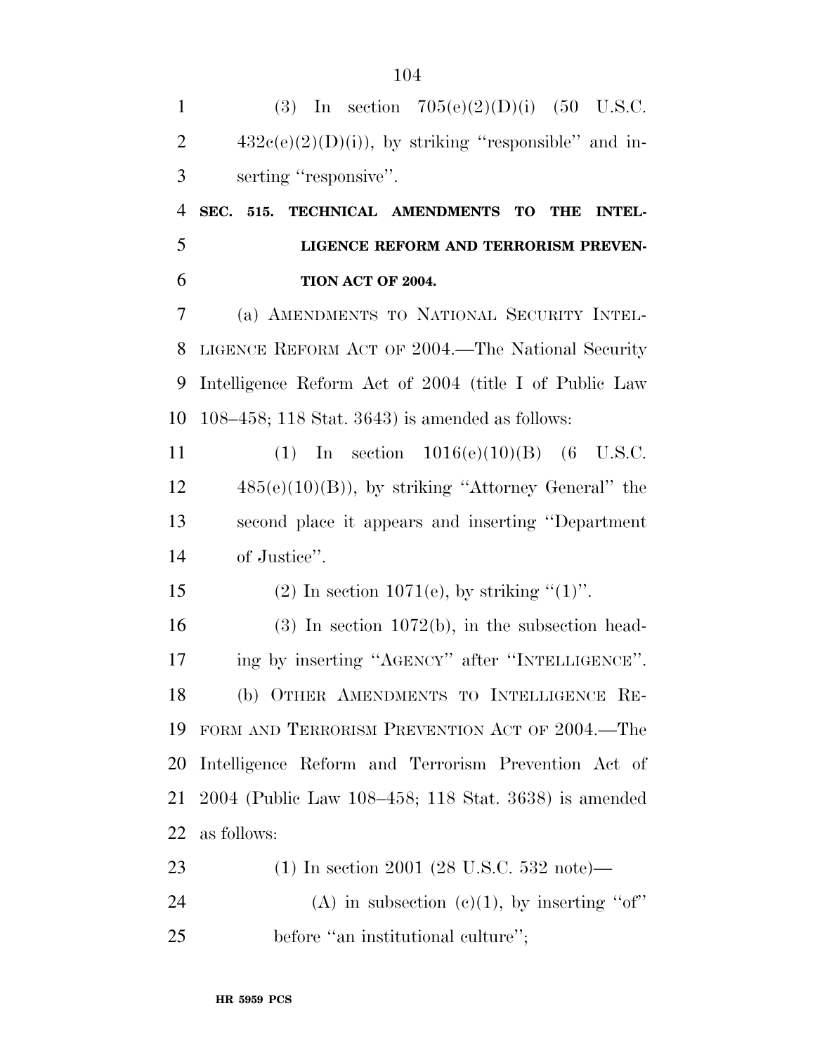(3) In section 705(e)(2)(D)(i) (50 U.S.C. 432c(e)(2)(D)(i)), by striking "responsible" and inserting "responsive".

**SEC. 515. TECHNICAL AMENDMENTS TO THE INTELLIGENCE REFORM AND TERRORISM PREVENTION ACT OF 2004.**

(a) AMENDMENTS TO NATIONAL SECURITY INTELLIGENCE REFORM ACT OF 2004.—The National Security Intelligence Reform Act of 2004 (title I of Public Law 108–458; 118 Stat. 3643) is amended as follows:

(1) In section 1016(e)(10)(B) (6 U.S.C. 485(e)(10)(B)), by striking "Attorney General" the second place it appears and inserting "Department of Justice".

(2) In section 1071(e), by striking "(1)".

(3) In section 1072(b), in the subsection heading by inserting "AGENCY" after "INTELLIGENCE".

(b) OTHER AMENDMENTS TO INTELLIGENCE REFORM AND TERRORISM PREVENTION ACT OF 2004.—The Intelligence Reform and Terrorism Prevention Act of 2004 (Public Law 108–458; 118 Stat. 3638) is amended as follows:

(1) In section 2001 (28 U.S.C. 532 note)—

(A) in subsection (c)(1), by inserting "of" before "an institutional culture";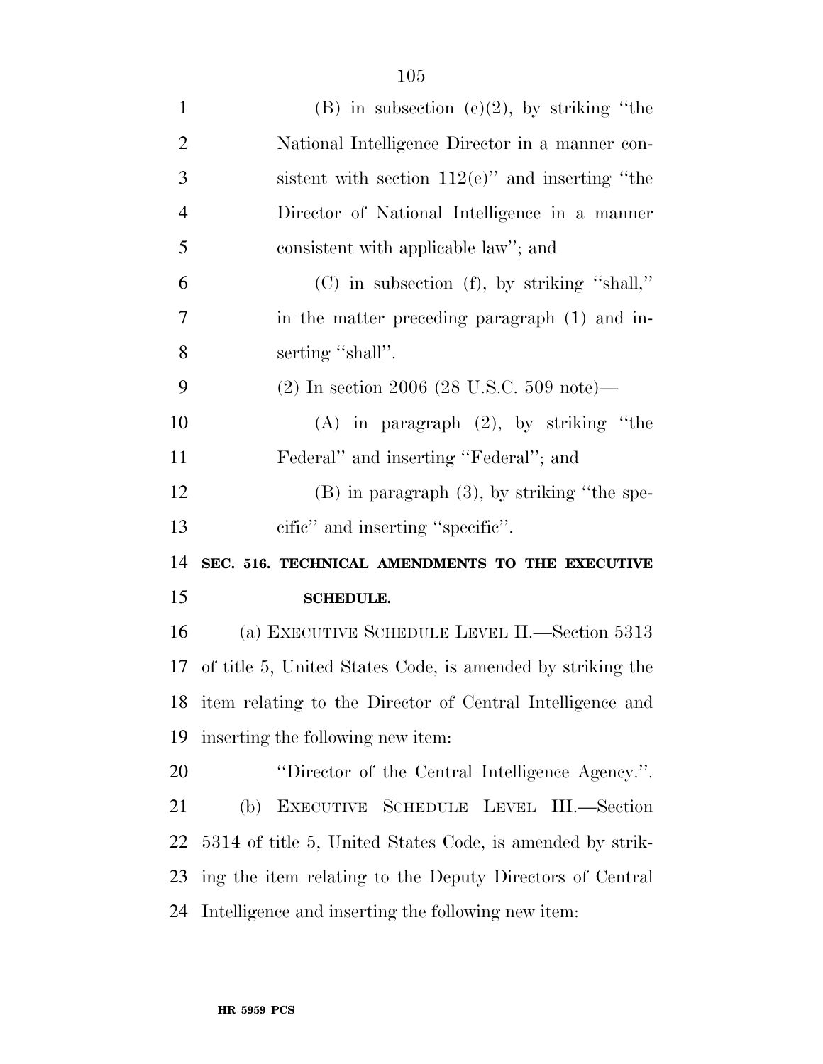(B) in subsection (e)(2), by striking "the National Intelligence Director in a manner consistent with section 112(e)" and inserting "the Director of National Intelligence in a manner consistent with applicable law"; and

(C) in subsection (f), by striking "shall," in the matter preceding paragraph (1) and inserting "shall".

(2) In section 2006 (28 U.S.C. 509 note)—

(A) in paragraph (2), by striking "the Federal" and inserting "Federal"; and

(B) in paragraph (3), by striking "the specific" and inserting "specific".

**SEC. 516. TECHNICAL AMENDMENTS TO THE EXECUTIVE SCHEDULE.**

(a) EXECUTIVE SCHEDULE LEVEL II.—Section 5313 of title 5, United States Code, is amended by striking the item relating to the Director of Central Intelligence and inserting the following new item:

"Director of the Central Intelligence Agency.".

(b) EXECUTIVE SCHEDULE LEVEL III.—Section 5314 of title 5, United States Code, is amended by striking the item relating to the Deputy Directors of Central Intelligence and inserting the following new item: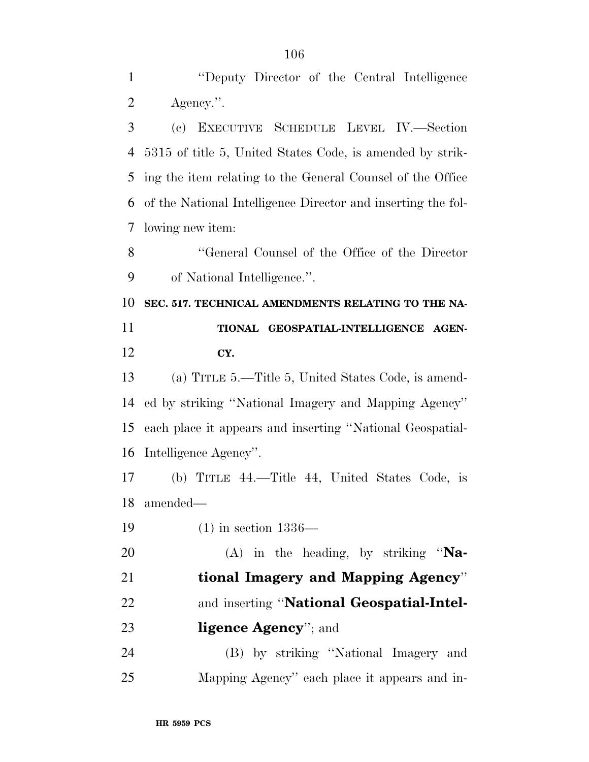"Deputy Director of the Central Intelligence Agency.".

(c) EXECUTIVE SCHEDULE LEVEL IV.—Section 5315 of title 5, United States Code, is amended by striking the item relating to the General Counsel of the Office of the National Intelligence Director and inserting the following new item:

"General Counsel of the Office of the Director of National Intelligence.".

**SEC. 517. TECHNICAL AMENDMENTS RELATING TO THE NATIONAL GEOSPATIAL-INTELLIGENCE AGENCY.**

(a) TITLE 5.—Title 5, United States Code, is amended by striking "National Imagery and Mapping Agency" each place it appears and inserting "National Geospatial-Intelligence Agency".

(b) TITLE 44.—Title 44, United States Code, is amended—

(1) in section 1336—

(A) in the heading, by striking "**National Imagery and Mapping Agency**" and inserting "**National Geospatial-Intelligence Agency**"; and

(B) by striking "National Imagery and Mapping Agency" each place it appears and in-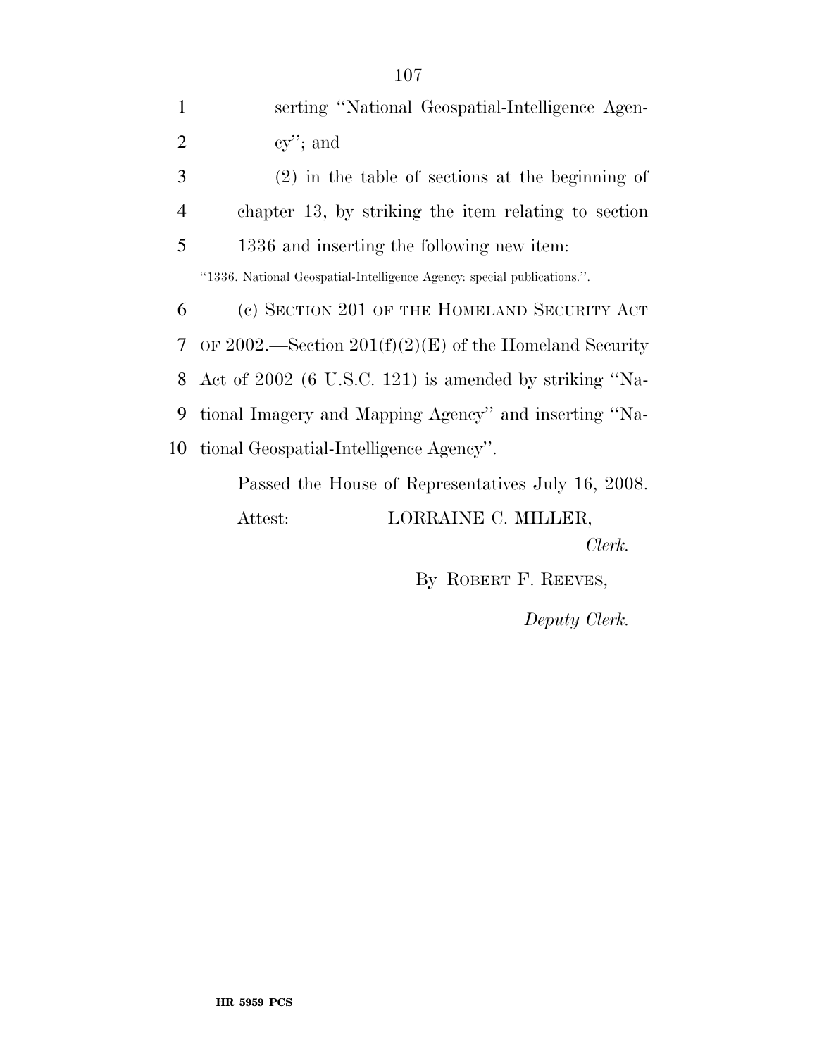serting ''National Geospatial-Intelligence Agency''; and

(2) in the table of sections at the beginning of chapter 13, by striking the item relating to section 1336 and inserting the following new item:

''1336. National Geospatial-Intelligence Agency: special publications.''.

(c) SECTION 201 OF THE HOMELAND SECURITY ACT OF 2002.—Section 201(f)(2)(E) of the Homeland Security Act of 2002 (6 U.S.C. 121) is amended by striking ''National Imagery and Mapping Agency'' and inserting ''National Geospatial-Intelligence Agency''.

Passed the House of Representatives July 16, 2008.

Attest: LORRAINE C. MILLER,

*Clerk.*

By ROBERT F. REEVES,

*Deputy Clerk.*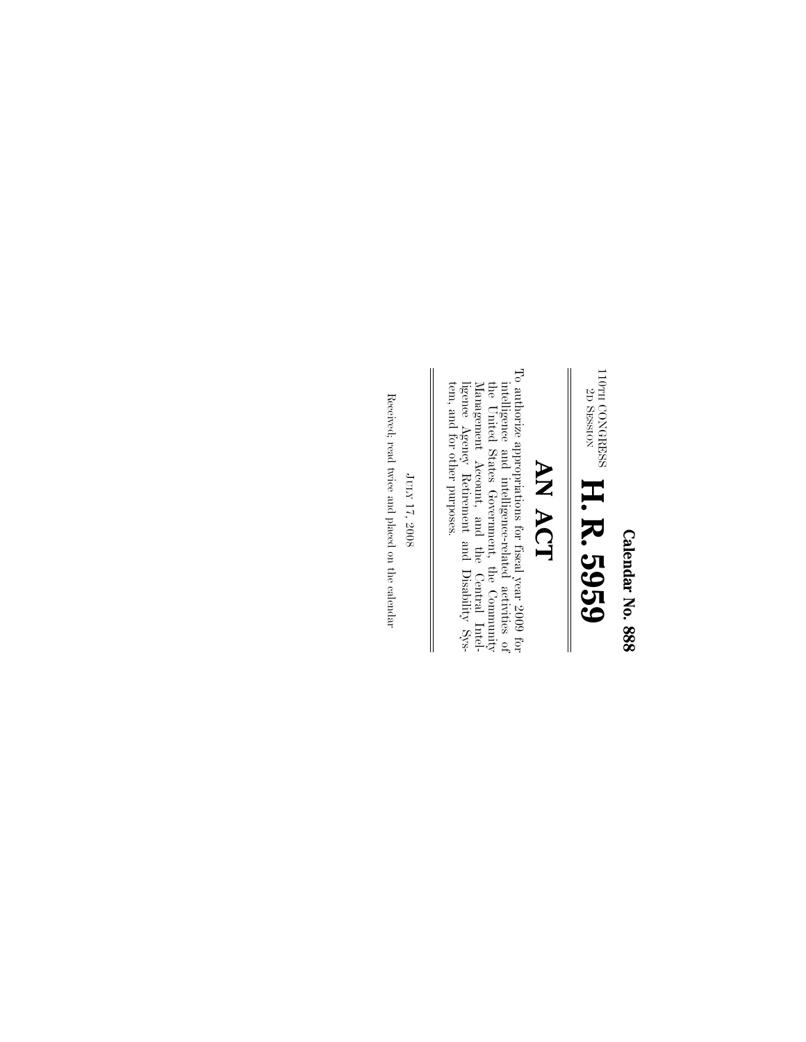# Calendar No. 888

110TH CONGRESS
2D SESSION

# H. R. 5959

# AN ACT

To authorize appropriations for fiscal year 2009 for intelligence and intelligence-related activities of the United States Government, the Community Management Account, and the Central Intelligence Agency Retirement and Disability System, and for other purposes.

JULY 17, 2008

Received; read twice and placed on the calendar